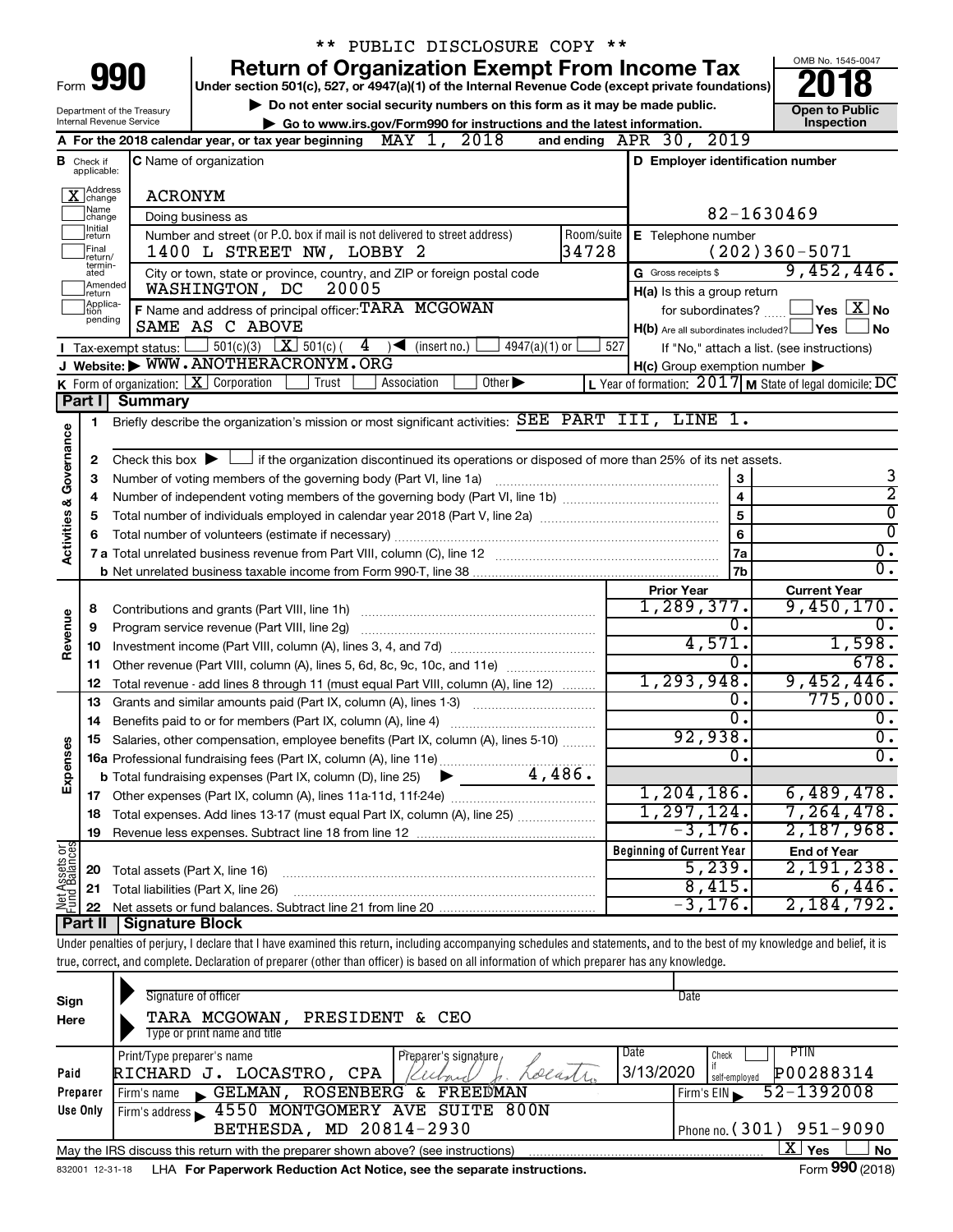** PUBLIC DISCLOSURE COPY **

# Form 990 — Return of Organization Exempt From Income Tax

Under section 501(c), 527, or 4947(a)(1) of the Internal Revenue Code (except private foundations)

▶ Do not enter social security numbers on this form as it may be made public.

▶ Go to www.irs.gov/Form990 for instructions and the latest information.

Department of the Treasury
Internal Revenue Service

OMB No. 1545-0047

**2018**

**Open to Public Inspection**

**A** For the 2018 calendar year, or tax year beginning MAY 1, 2018 and ending APR 30, 2019

**B** Check if applicable: [X] Address change; [ ] Name change; [ ] Initial return; [ ] Final return/terminated; [ ] Amended return; [ ] Application pending

**C** Name of organization: ACRONYM

Doing business as

Number and street (or P.O. box if mail is not delivered to street address): 1400 L STREET NW, LOBBY 2 — Room/suite: 34728

City or town, state or province, country, and ZIP or foreign postal code: WASHINGTON, DC 20005

**D** Employer identification number: 82-1630469

**E** Telephone number: (202)360-5071

**G** Gross receipts $ 9,452,446.

**F** Name and address of principal officer: TARA MCGOWAN, SAME AS C ABOVE

**H(a)** Is this a group return for subordinates? [ ] Yes [X] No

**H(b)** Are all subordinates included? [ ] Yes [ ] No — If "No," attach a list. (see instructions)

**H(c)** Group exemption number ▶

**I** Tax-exempt status: [ ] 501(c)(3) [X] 501(c) ( 4 ) ◀ (insert no.) [ ] 4947(a)(1) or [ ] 527

**J** Website: ▶ WWW.ANOTHERACRONYM.ORG

**K** Form of organization: [X] Corporation [ ] Trust [ ] Association [ ] Other ▶

**L** Year of formation: 2017 **M** State of legal domicile: DC

## Part I Summary

**Activities & Governance**

1. Briefly describe the organization's mission or most significant activities: SEE PART III, LINE 1.
2. Check this box ▶ [ ] if the organization discontinued its operations or disposed of more than 25% of its net assets.

| | | Line | |
|---|---|---|---|
| 3 | Number of voting members of the governing body (Part VI, line 1a) | 3 | 3 |
| 4 | Number of independent voting members of the governing body (Part VI, line 1b) | 4 | 2 |
| 5 | Total number of individuals employed in calendar year 2018 (Part V, line 2a) | 5 | 0 |
| 6 | Total number of volunteers (estimate if necessary) | 6 | 0 |
| 7a | Total unrelated business revenue from Part VIII, column (C), line 12 | 7a | 0. |
| b | Net unrelated business taxable income from Form 990-T, line 38 | 7b | 0. |

| | | | Prior Year | Current Year |
|---|---|---|---|---|
| **Revenue** | 8 | Contributions and grants (Part VIII, line 1h) | 1,289,377. | 9,450,170. |
| | 9 | Program service revenue (Part VIII, line 2g) | 0. | 0. |
| | 10 | Investment income (Part VIII, column (A), lines 3, 4, and 7d) | 4,571. | 1,598. |
| | 11 | Other revenue (Part VIII, column (A), lines 5, 6d, 8c, 9c, 10c, and 11e) | 0. | 678. |
| | 12 | Total revenue - add lines 8 through 11 (must equal Part VIII, column (A), line 12) | 1,293,948. | 9,452,446. |
| **Expenses** | 13 | Grants and similar amounts paid (Part IX, column (A), lines 1-3) | 0. | 775,000. |
| | 14 | Benefits paid to or for members (Part IX, column (A), line 4) | 0. | 0. |
| | 15 | Salaries, other compensation, employee benefits (Part IX, column (A), lines 5-10) | 92,938. | 0. |
| | 16a | Professional fundraising fees (Part IX, column (A), line 11e) | 0. | 0. |
| | b | Total fundraising expenses (Part IX, column (D), line 25) ▶ 4,486. | | |
| | 17 | Other expenses (Part IX, column (A), lines 11a-11d, 11f-24e) | 1,204,186. | 6,489,478. |
| | 18 | Total expenses. Add lines 13-17 (must equal Part IX, column (A), line 25) | 1,297,124. | 7,264,478. |
| | 19 | Revenue less expenses. Subtract line 18 from line 12 | -3,176. | 2,187,968. |

| | | | Beginning of Current Year | End of Year |
|---|---|---|---|---|
| **Net Assets or Fund Balances** | 20 | Total assets (Part X, line 16) | 5,239. | 2,191,238. |
| | 21 | Total liabilities (Part X, line 26) | 8,415. | 6,446. |
| | 22 | Net assets or fund balances. Subtract line 21 from line 20 | -3,176. | 2,184,792. |

## Part II Signature Block

Under penalties of perjury, I declare that I have examined this return, including accompanying schedules and statements, and to the best of my knowledge and belief, it is true, correct, and complete. Declaration of preparer (other than officer) is based on all information of which preparer has any knowledge.

**Sign Here**

Signature of officer — Date

TARA MCGOWAN, PRESIDENT & CEO
Type or print name and title

**Paid Preparer Use Only**

| Print/Type preparer's name | Preparer's signature | Date | Check if self-employed | PTIN |
|---|---|---|---|---|
| RICHARD J. LOCASTRO, CPA | Richard J. Locastro | 3/13/2020 | | P00288314 |

Firm's name ▶ GELMAN, ROSENBERG & FREEDMAN — Firm's EIN ▶ 52-1392008

Firm's address ▶ 4550 MONTGOMERY AVE SUITE 800N, BETHESDA, MD 20814-2930 — Phone no. (301) 951-9090

May the IRS discuss this return with the preparer shown above? (see instructions) [X] Yes [ ] No

832001 12-31-18 LHA For Paperwork Reduction Act Notice, see the separate instructions. Form 990 (2018)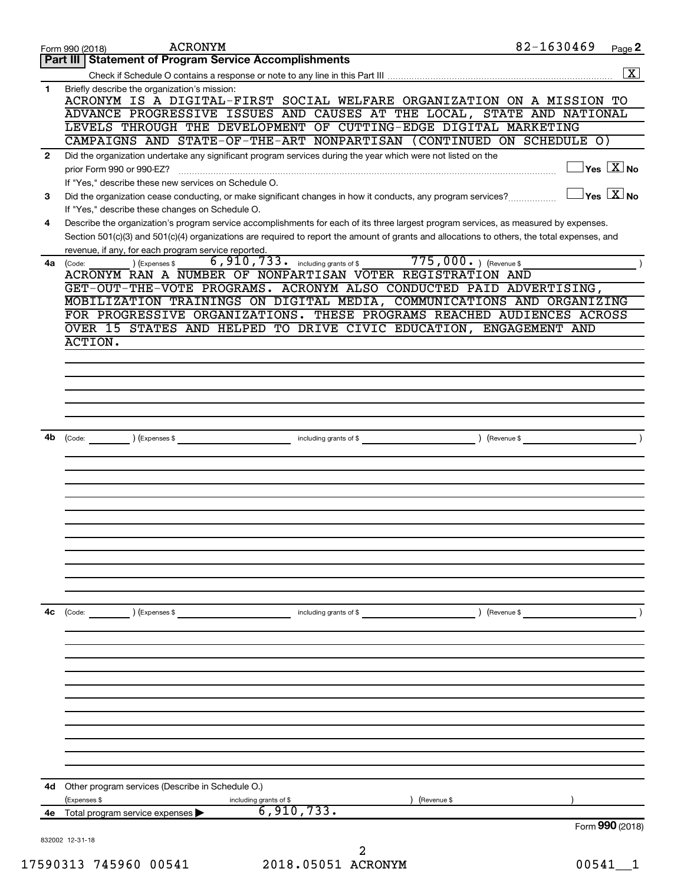Form 990 (2018) ACRONYM 82-1630469

## Part III Statement of Program Service Accomplishments

Check if Schedule O contains a response or note to any line in this Part III [X]

**1** Briefly describe the organization's mission:

ACRONYM IS A DIGITAL-FIRST SOCIAL WELFARE ORGANIZATION ON A MISSION TO ADVANCE PROGRESSIVE ISSUES AND CAUSES AT THE LOCAL, STATE AND NATIONAL LEVELS THROUGH THE DEVELOPMENT OF CUTTING-EDGE DIGITAL MARKETING CAMPAIGNS AND STATE-OF-THE-ART NONPARTISAN (CONTINUED ON SCHEDULE O)

**2** Did the organization undertake any significant program services during the year which were not listed on the prior Form 990 or 990-EZ? [ ] Yes [X] No

If "Yes," describe these new services on Schedule O.

**3** Did the organization cease conducting, or make significant changes in how it conducts, any program services? [ ] Yes [X] No

If "Yes," describe these changes on Schedule O.

**4** Describe the organization's program service accomplishments for each of its three largest program services, as measured by expenses. Section 501(c)(3) and 501(c)(4) organizations are required to report the amount of grants and allocations to others, the total expenses, and revenue, if any, for each program service reported.

**4a** (Code: ) (Expenses $ 6,910,733. including grants of $ 775,000. ) (Revenue $ )

ACRONYM RAN A NUMBER OF NONPARTISAN VOTER REGISTRATION AND GET-OUT-THE-VOTE PROGRAMS. ACRONYM ALSO CONDUCTED PAID ADVERTISING, MOBILIZATION TRAININGS ON DIGITAL MEDIA, COMMUNICATIONS AND ORGANIZING FOR PROGRESSIVE ORGANIZATIONS. THESE PROGRAMS REACHED AUDIENCES ACROSS OVER 15 STATES AND HELPED TO DRIVE CIVIC EDUCATION, ENGAGEMENT AND ACTION.

**4b** (Code: ) (Expenses $ including grants of $ ) (Revenue $ )

**4c** (Code: ) (Expenses $ including grants of $ ) (Revenue $ )

**4d** Other program services (Describe in Schedule O.)

(Expenses $ including grants of $ ) (Revenue $ )

**4e** Total program service expenses ▶ 6,910,733.

Form **990** (2018)

832002 12-31-18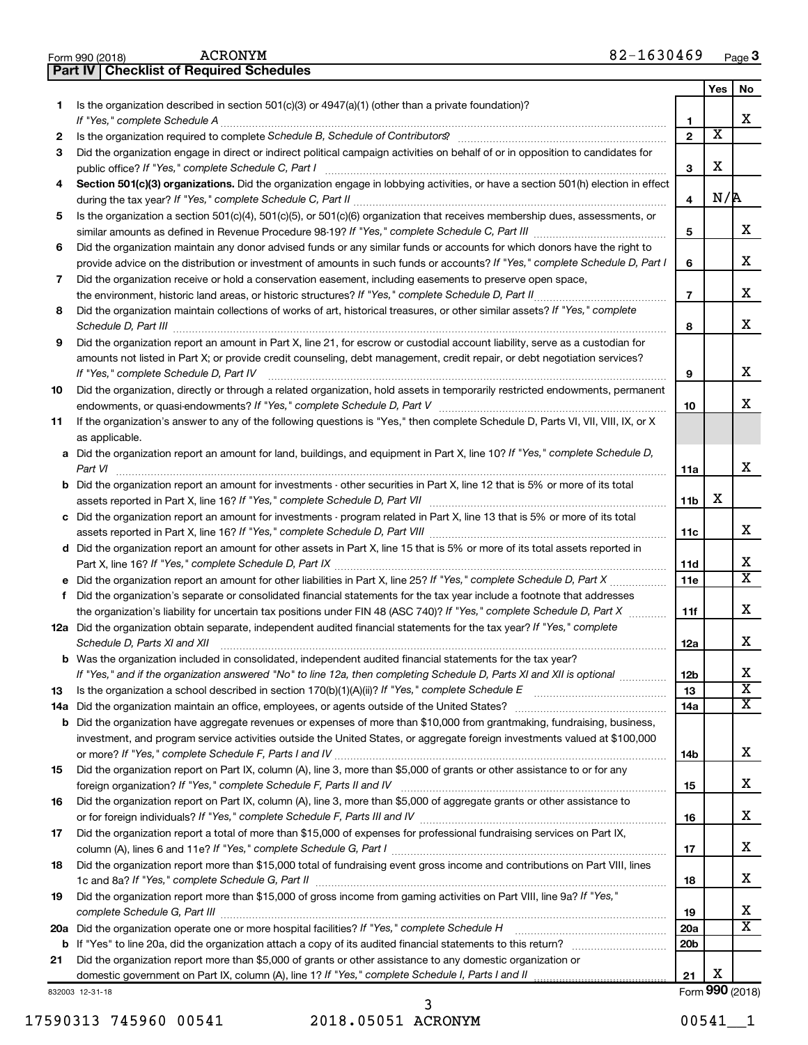Form 990 (2018) ACRONYM 82-1630469

## Part IV Checklist of Required Schedules

| | | | Yes | No |
|---|---|---|---|---|
| 1 | Is the organization described in section 501(c)(3) or 4947(a)(1) (other than a private foundation)? *If "Yes," complete Schedule A* | 1 | | X |
| 2 | Is the organization required to complete *Schedule B, Schedule of Contributors*? | 2 | X | |
| 3 | Did the organization engage in direct or indirect political campaign activities on behalf of or in opposition to candidates for public office? *If "Yes," complete Schedule C, Part I* | 3 | X | |
| 4 | **Section 501(c)(3) organizations.** Did the organization engage in lobbying activities, or have a section 501(h) election in effect during the tax year? *If "Yes," complete Schedule C, Part II* | 4 | N/A | |
| 5 | Is the organization a section 501(c)(4), 501(c)(5), or 501(c)(6) organization that receives membership dues, assessments, or similar amounts as defined in Revenue Procedure 98-19? *If "Yes," complete Schedule C, Part III* | 5 | | X |
| 6 | Did the organization maintain any donor advised funds or any similar funds or accounts for which donors have the right to provide advice on the distribution or investment of amounts in such funds or accounts? *If "Yes," complete Schedule D, Part I* | 6 | | X |
| 7 | Did the organization receive or hold a conservation easement, including easements to preserve open space, the environment, historic land areas, or historic structures? *If "Yes," complete Schedule D, Part II* | 7 | | X |
| 8 | Did the organization maintain collections of works of art, historical treasures, or other similar assets? *If "Yes," complete Schedule D, Part III* | 8 | | X |
| 9 | Did the organization report an amount in Part X, line 21, for escrow or custodial account liability, serve as a custodian for amounts not listed in Part X; or provide credit counseling, debt management, credit repair, or debt negotiation services? *If "Yes," complete Schedule D, Part IV* | 9 | | X |
| 10 | Did the organization, directly or through a related organization, hold assets in temporarily restricted endowments, permanent endowments, or quasi-endowments? *If "Yes," complete Schedule D, Part V* | 10 | | X |
| 11 | If the organization's answer to any of the following questions is "Yes," then complete Schedule D, Parts VI, VII, VIII, IX, or X as applicable. | | | |
| a | Did the organization report an amount for land, buildings, and equipment in Part X, line 10? *If "Yes," complete Schedule D, Part VI* | 11a | | X |
| b | Did the organization report an amount for investments - other securities in Part X, line 12 that is 5% or more of its total assets reported in Part X, line 16? *If "Yes," complete Schedule D, Part VII* | 11b | X | |
| c | Did the organization report an amount for investments - program related in Part X, line 13 that is 5% or more of its total assets reported in Part X, line 16? *If "Yes," complete Schedule D, Part VIII* | 11c | | X |
| d | Did the organization report an amount for other assets in Part X, line 15 that is 5% or more of its total assets reported in Part X, line 16? *If "Yes," complete Schedule D, Part IX* | 11d | | X |
| e | Did the organization report an amount for other liabilities in Part X, line 25? *If "Yes," complete Schedule D, Part X* | 11e | | X |
| f | Did the organization's separate or consolidated financial statements for the tax year include a footnote that addresses the organization's liability for uncertain tax positions under FIN 48 (ASC 740)? *If "Yes," complete Schedule D, Part X* | 11f | | X |
| 12a | Did the organization obtain separate, independent audited financial statements for the tax year? *If "Yes," complete Schedule D, Parts XI and XII* | 12a | | X |
| b | Was the organization included in consolidated, independent audited financial statements for the tax year? *If "Yes," and if the organization answered "No" to line 12a, then completing Schedule D, Parts XI and XII is optional* | 12b | | X |
| 13 | Is the organization a school described in section 170(b)(1)(A)(ii)? *If "Yes," complete Schedule E* | 13 | | X |
| 14a | Did the organization maintain an office, employees, or agents outside of the United States? | 14a | | X |
| b | Did the organization have aggregate revenues or expenses of more than $10,000 from grantmaking, fundraising, business, investment, and program service activities outside the United States, or aggregate foreign investments valued at $100,000 or more? *If "Yes," complete Schedule F, Parts I and IV* | 14b | | X |
| 15 | Did the organization report on Part IX, column (A), line 3, more than $5,000 of grants or other assistance to or for any foreign organization? *If "Yes," complete Schedule F, Parts II and IV* | 15 | | X |
| 16 | Did the organization report on Part IX, column (A), line 3, more than $5,000 of aggregate grants or other assistance to or for foreign individuals? *If "Yes," complete Schedule F, Parts III and IV* | 16 | | X |
| 17 | Did the organization report a total of more than $15,000 of expenses for professional fundraising services on Part IX, column (A), lines 6 and 11e? *If "Yes," complete Schedule G, Part I* | 17 | | X |
| 18 | Did the organization report more than $15,000 total of fundraising event gross income and contributions on Part VIII, lines 1c and 8a? *If "Yes," complete Schedule G, Part II* | 18 | | X |
| 19 | Did the organization report more than $15,000 of gross income from gaming activities on Part VIII, line 9a? *If "Yes," complete Schedule G, Part III* | 19 | | X |
| 20a | Did the organization operate one or more hospital facilities? *If "Yes," complete Schedule H* | 20a | | X |
| b | If "Yes" to line 20a, did the organization attach a copy of its audited financial statements to this return? | 20b | | |
| 21 | Did the organization report more than $5,000 of grants or other assistance to any domestic organization or domestic government on Part IX, column (A), line 1? *If "Yes," complete Schedule I, Parts I and II* | 21 | X | |

832003 12-31-18

Form **990** (2018)

17590313 745960 00541 2018.05051 ACRONYM 00541__1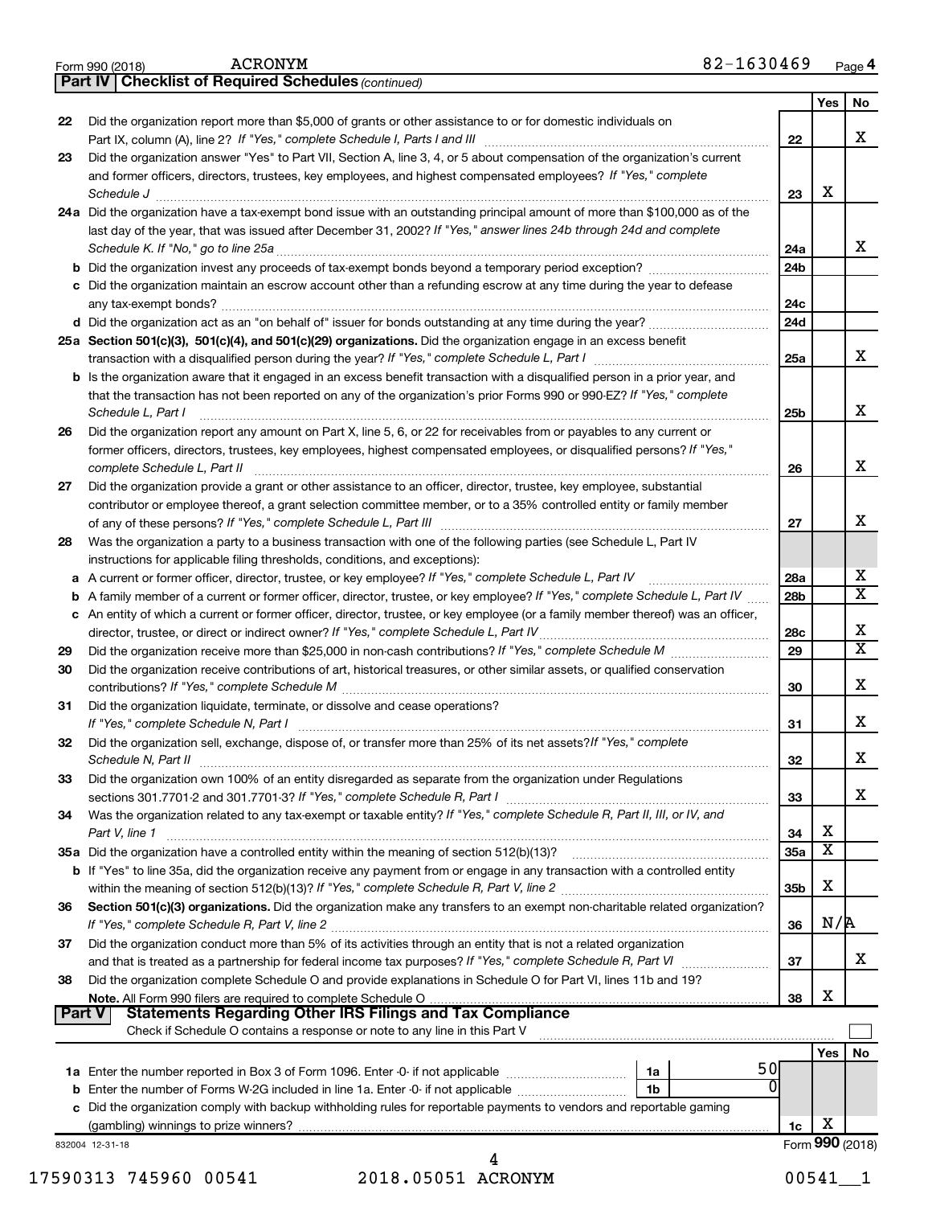Form 990 (2018) ACRONYM 82-1630469 Page **4**

## Part IV | Checklist of Required Schedules *(continued)*

| | | | Yes | No |
|---|---|---|---|---|
| **22** | Did the organization report more than $5,000 of grants or other assistance to or for domestic individuals on Part IX, column (A), line 2? *If "Yes," complete Schedule I, Parts I and III* | **22** | | X |
| **23** | Did the organization answer "Yes" to Part VII, Section A, line 3, 4, or 5 about compensation of the organization's current and former officers, directors, trustees, key employees, and highest compensated employees? *If "Yes," complete Schedule J* | **23** | X | |
| **24a** | Did the organization have a tax-exempt bond issue with an outstanding principal amount of more than $100,000 as of the last day of the year, that was issued after December 31, 2002? *If "Yes," answer lines 24b through 24d and complete Schedule K. If "No," go to line 25a* | **24a** | | X |
| **b** | Did the organization invest any proceeds of tax-exempt bonds beyond a temporary period exception? | **24b** | | |
| **c** | Did the organization maintain an escrow account other than a refunding escrow at any time during the year to defease any tax-exempt bonds? | **24c** | | |
| **d** | Did the organization act as an "on behalf of" issuer for bonds outstanding at any time during the year? | **24d** | | |
| **25a** | **Section 501(c)(3), 501(c)(4), and 501(c)(29) organizations.** Did the organization engage in an excess benefit transaction with a disqualified person during the year? *If "Yes," complete Schedule L, Part I* | **25a** | | X |
| **b** | Is the organization aware that it engaged in an excess benefit transaction with a disqualified person in a prior year, and that the transaction has not been reported on any of the organization's prior Forms 990 or 990-EZ? *If "Yes," complete Schedule L, Part I* | **25b** | | X |
| **26** | Did the organization report any amount on Part X, line 5, 6, or 22 for receivables from or payables to any current or former officers, directors, trustees, key employees, highest compensated employees, or disqualified persons? *If "Yes," complete Schedule L, Part II* | **26** | | X |
| **27** | Did the organization provide a grant or other assistance to an officer, director, trustee, key employee, substantial contributor or employee thereof, a grant selection committee member, or to a 35% controlled entity or family member of any of these persons? *If "Yes," complete Schedule L, Part III* | **27** | | X |
| **28** | Was the organization a party to a business transaction with one of the following parties (see Schedule L, Part IV instructions for applicable filing thresholds, conditions, and exceptions): | | | |
| **a** | A current or former officer, director, trustee, or key employee? *If "Yes," complete Schedule L, Part IV* | **28a** | | X |
| **b** | A family member of a current or former officer, director, trustee, or key employee? *If "Yes," complete Schedule L, Part IV* | **28b** | | X |
| **c** | An entity of which a current or former officer, director, trustee, or key employee (or a family member thereof) was an officer, director, trustee, or direct or indirect owner? *If "Yes," complete Schedule L, Part IV* | **28c** | | X |
| **29** | Did the organization receive more than $25,000 in non-cash contributions? *If "Yes," complete Schedule M* | **29** | | X |
| **30** | Did the organization receive contributions of art, historical treasures, or other similar assets, or qualified conservation contributions? *If "Yes," complete Schedule M* | **30** | | X |
| **31** | Did the organization liquidate, terminate, or dissolve and cease operations? *If "Yes," complete Schedule N, Part I* | **31** | | X |
| **32** | Did the organization sell, exchange, dispose of, or transfer more than 25% of its net assets? *If "Yes," complete Schedule N, Part II* | **32** | | X |
| **33** | Did the organization own 100% of an entity disregarded as separate from the organization under Regulations sections 301.7701-2 and 301.7701-3? *If "Yes," complete Schedule R, Part I* | **33** | | X |
| **34** | Was the organization related to any tax-exempt or taxable entity? *If "Yes," complete Schedule R, Part II, III, or IV, and Part V, line 1* | **34** | X | |
| **35a** | Did the organization have a controlled entity within the meaning of section 512(b)(13)? | **35a** | X | |
| **b** | If "Yes" to line 35a, did the organization receive any payment from or engage in any transaction with a controlled entity within the meaning of section 512(b)(13)? *If "Yes," complete Schedule R, Part V, line 2* | **35b** | X | |
| **36** | **Section 501(c)(3) organizations.** Did the organization make any transfers to an exempt non-charitable related organization? *If "Yes," complete Schedule R, Part V, line 2* | **36** | N/A | |
| **37** | Did the organization conduct more than 5% of its activities through an entity that is not a related organization and that is treated as a partnership for federal income tax purposes? *If "Yes," complete Schedule R, Part VI* | **37** | | X |
| **38** | Did the organization complete Schedule O and provide explanations in Schedule O for Part VI, lines 11b and 19? **Note.** All Form 990 filers are required to complete Schedule O | **38** | X | |

## Part V | Statements Regarding Other IRS Filings and Tax Compliance

Check if Schedule O contains a response or note to any line in this Part V ☐

| | | | | | Yes | No |
|---|---|---|---|---|---|---|
| **1a** | Enter the number reported in Box 3 of Form 1096. Enter -0- if not applicable | 1a | 50 | | | |
| **b** | Enter the number of Forms W-2G included in line 1a. Enter -0- if not applicable | 1b | 0 | | | |
| **c** | Did the organization comply with backup withholding rules for reportable payments to vendors and reportable gaming (gambling) winnings to prize winners? | | | **1c** | X | |

832004 12-31-18 Form **990** (2018)

17590313 745960 00541 2018.05051 ACRONYM 00541__1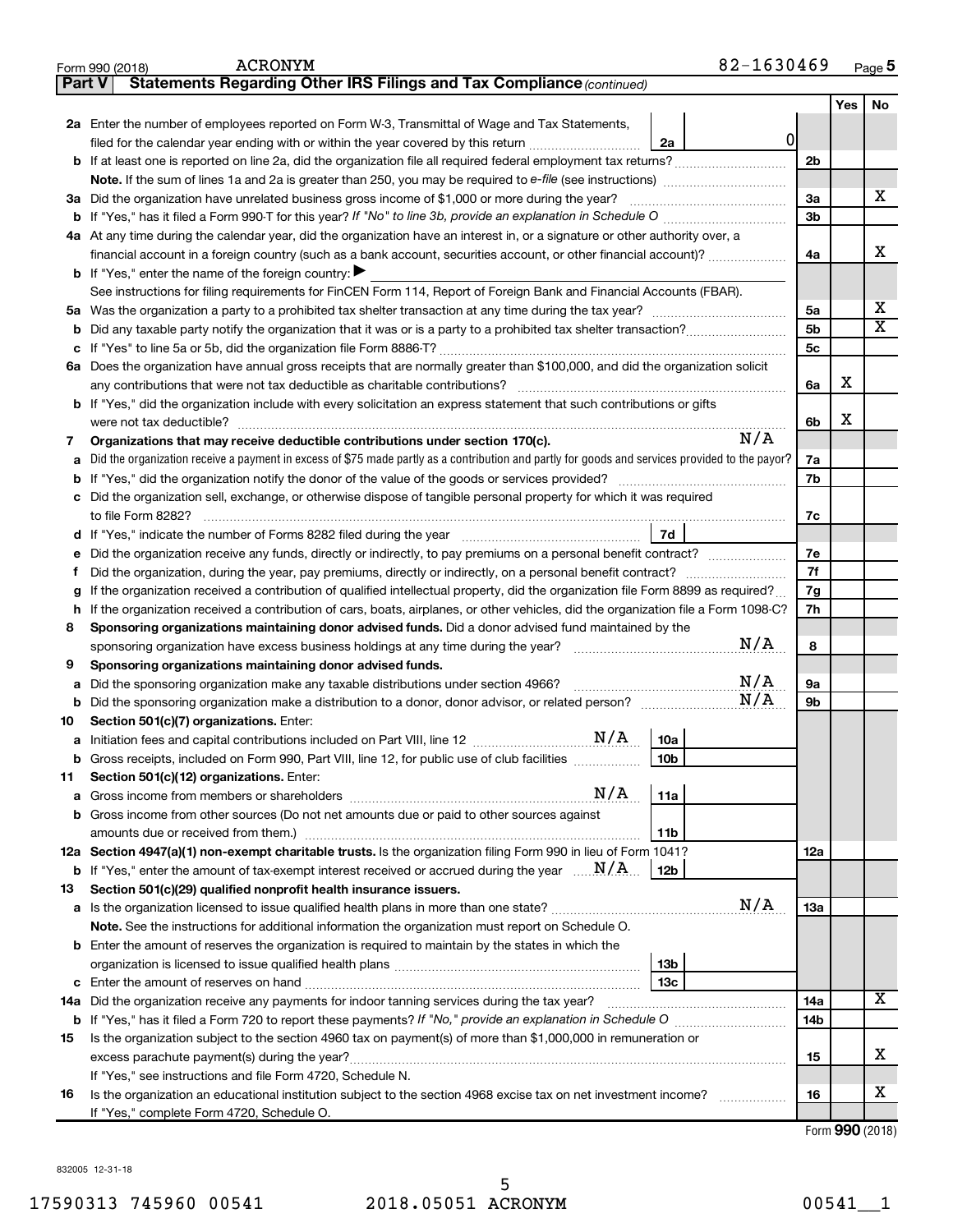Form 990 (2018) ACRONYM 82-1630469 Page 5

**Part V Statements Regarding Other IRS Filings and Tax Compliance** *(continued)*

| | | | | Yes | No |
|---|---|---|---|---|---|
| 2a | Enter the number of employees reported on Form W-3, Transmittal of Wage and Tax Statements, filed for the calendar year ending with or within the year covered by this return | 2a 0 | | | |
| b | If at least one is reported on line 2a, did the organization file all required federal employment tax returns? | | 2b | | |
| | **Note.** If the sum of lines 1a and 2a is greater than 250, you may be required to *e-file* (see instructions) | | | | |
| 3a | Did the organization have unrelated business gross income of $1,000 or more during the year? | | 3a | | X |
| b | If "Yes," has it filed a Form 990-T for this year? *If "No" to line 3b, provide an explanation in Schedule O* | | 3b | | |
| 4a | At any time during the calendar year, did the organization have an interest in, or a signature or other authority over, a financial account in a foreign country (such as a bank account, securities account, or other financial account)? | | 4a | | X |
| b | If "Yes," enter the name of the foreign country: ▶ | | | | |
| | See instructions for filing requirements for FinCEN Form 114, Report of Foreign Bank and Financial Accounts (FBAR). | | | | |
| 5a | Was the organization a party to a prohibited tax shelter transaction at any time during the tax year? | | 5a | | X |
| b | Did any taxable party notify the organization that it was or is a party to a prohibited tax shelter transaction? | | 5b | | X |
| c | If "Yes" to line 5a or 5b, did the organization file Form 8886-T? | | 5c | | |
| 6a | Does the organization have annual gross receipts that are normally greater than $100,000, and did the organization solicit any contributions that were not tax deductible as charitable contributions? | | 6a | X | |
| b | If "Yes," did the organization include with every solicitation an express statement that such contributions or gifts were not tax deductible? | | 6b | X | |
| 7 | **Organizations that may receive deductible contributions under section 170(c).** N/A | | | | |
| a | Did the organization receive a payment in excess of $75 made partly as a contribution and partly for goods and services provided to the payor? | | 7a | | |
| b | If "Yes," did the organization notify the donor of the value of the goods or services provided? | | 7b | | |
| c | Did the organization sell, exchange, or otherwise dispose of tangible personal property for which it was required to file Form 8282? | | 7c | | |
| d | If "Yes," indicate the number of Forms 8282 filed during the year | 7d | | | |
| e | Did the organization receive any funds, directly or indirectly, to pay premiums on a personal benefit contract? | | 7e | | |
| f | Did the organization, during the year, pay premiums, directly or indirectly, on a personal benefit contract? | | 7f | | |
| g | If the organization received a contribution of qualified intellectual property, did the organization file Form 8899 as required? | | 7g | | |
| h | If the organization received a contribution of cars, boats, airplanes, or other vehicles, did the organization file a Form 1098-C? | | 7h | | |
| 8 | **Sponsoring organizations maintaining donor advised funds.** Did a donor advised fund maintained by the sponsoring organization have excess business holdings at any time during the year? N/A | | 8 | | |
| 9 | **Sponsoring organizations maintaining donor advised funds.** | | | | |
| a | Did the sponsoring organization make any taxable distributions under section 4966? N/A | | 9a | | |
| b | Did the sponsoring organization make a distribution to a donor, donor advisor, or related person? N/A | | 9b | | |
| 10 | **Section 501(c)(7) organizations.** Enter: | | | | |
| a | Initiation fees and capital contributions included on Part VIII, line 12 N/A | 10a | | | |
| b | Gross receipts, included on Form 990, Part VIII, line 12, for public use of club facilities | 10b | | | |
| 11 | **Section 501(c)(12) organizations.** Enter: | | | | |
| a | Gross income from members or shareholders N/A | 11a | | | |
| b | Gross income from other sources (Do not net amounts due or paid to other sources against amounts due or received from them.) | 11b | | | |
| 12a | **Section 4947(a)(1) non-exempt charitable trusts.** Is the organization filing Form 990 in lieu of Form 1041? | | 12a | | |
| b | If "Yes," enter the amount of tax-exempt interest received or accrued during the year N/A | 12b | | | |
| 13 | **Section 501(c)(29) qualified nonprofit health insurance issuers.** | | | | |
| a | Is the organization licensed to issue qualified health plans in more than one state? N/A | | 13a | | |
| | **Note.** See the instructions for additional information the organization must report on Schedule O. | | | | |
| b | Enter the amount of reserves the organization is required to maintain by the states in which the organization is licensed to issue qualified health plans | 13b | | | |
| c | Enter the amount of reserves on hand | 13c | | | |
| 14a | Did the organization receive any payments for indoor tanning services during the tax year? | | 14a | | X |
| b | If "Yes," has it filed a Form 720 to report these payments? *If "No," provide an explanation in Schedule O* | | 14b | | |
| 15 | Is the organization subject to the section 4960 tax on payment(s) of more than $1,000,000 in remuneration or excess parachute payment(s) during the year? | | 15 | | X |
| | If "Yes," see instructions and file Form 4720, Schedule N. | | | | |
| 16 | Is the organization an educational institution subject to the section 4968 excise tax on net investment income? | | 16 | | X |
| | If "Yes," complete Form 4720, Schedule O. | | | | |

Form **990** (2018)

832005 12-31-18

17590313 745960 00541 2018.05051 ACRONYM 00541__1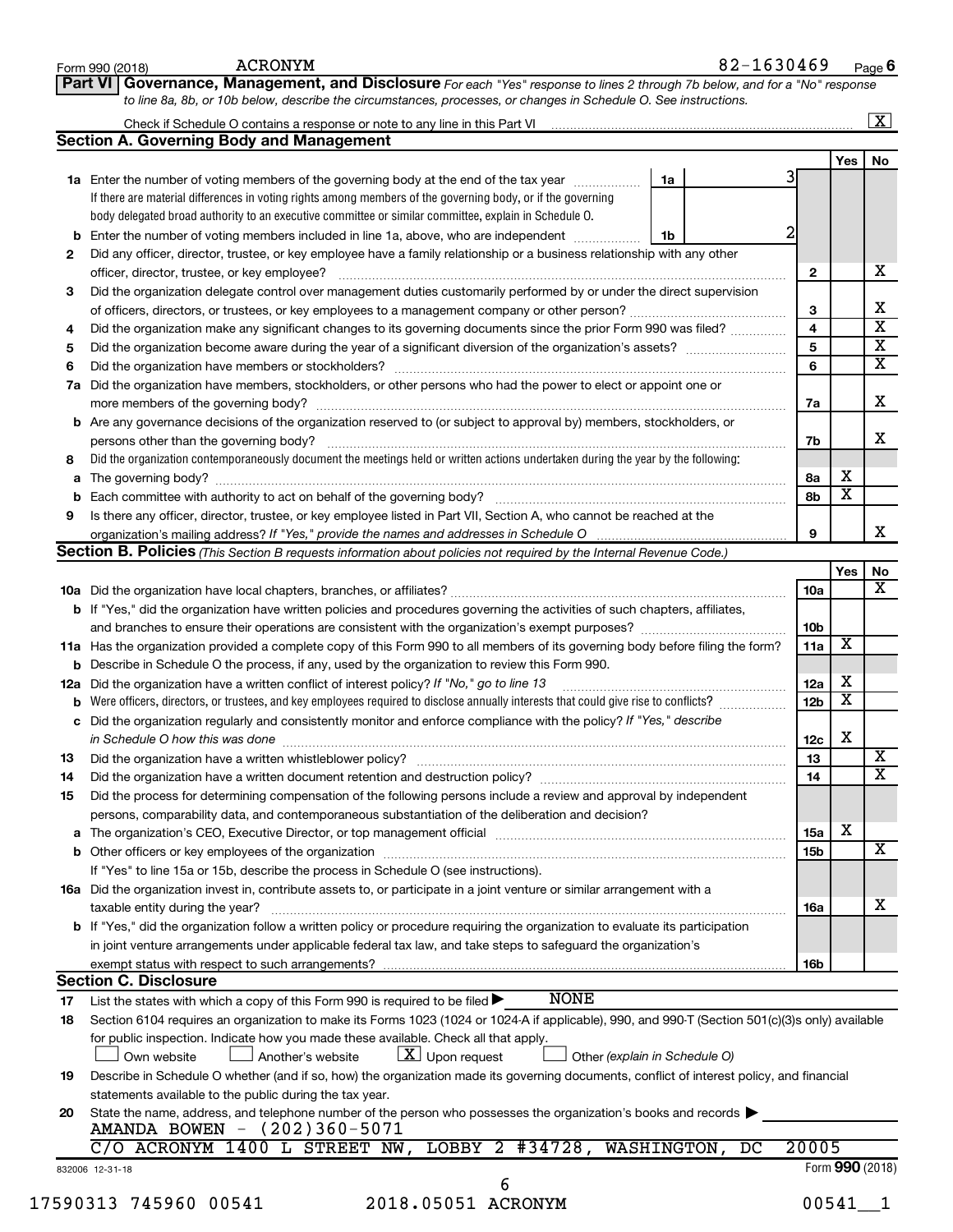Form 990 (2018) ACRONYM 82-1630469

## Part VI Governance, Management, and Disclosure

*For each "Yes" response to lines 2 through 7b below, and for a "No" response to line 8a, 8b, or 10b below, describe the circumstances, processes, or changes in Schedule O. See instructions.*

Check if Schedule O contains a response or note to any line in this Part VI [X]

### Section A. Governing Body and Management

| | | | | Yes | No |
|---|---|---|---|---|---|
| 1a | Enter the number of voting members of the governing body at the end of the tax year. If there are material differences in voting rights among members of the governing body, or if the governing body delegated broad authority to an executive committee or similar committee, explain in Schedule O. | 1a 3 | | | |
| b | Enter the number of voting members included in line 1a, above, who are independent | 1b 2 | | | |
| 2 | Did any officer, director, trustee, or key employee have a family relationship or a business relationship with any other officer, director, trustee, or key employee? | | 2 | | X |
| 3 | Did the organization delegate control over management duties customarily performed by or under the direct supervision of officers, directors, or trustees, or key employees to a management company or other person? | | 3 | | X |
| 4 | Did the organization make any significant changes to its governing documents since the prior Form 990 was filed? | | 4 | | X |
| 5 | Did the organization become aware during the year of a significant diversion of the organization's assets? | | 5 | | X |
| 6 | Did the organization have members or stockholders? | | 6 | | X |
| 7a | Did the organization have members, stockholders, or other persons who had the power to elect or appoint one or more members of the governing body? | | 7a | | X |
| b | Are any governance decisions of the organization reserved to (or subject to approval by) members, stockholders, or persons other than the governing body? | | 7b | | X |
| 8 | Did the organization contemporaneously document the meetings held or written actions undertaken during the year by the following: | | | | |
| a | The governing body? | | 8a | X | |
| b | Each committee with authority to act on behalf of the governing body? | | 8b | X | |
| 9 | Is there any officer, director, trustee, or key employee listed in Part VII, Section A, who cannot be reached at the organization's mailing address? *If "Yes," provide the names and addresses in Schedule O* | | 9 | | X |

### Section B. Policies *(This Section B requests information about policies not required by the Internal Revenue Code.)*

| | | | Yes | No |
|---|---|---|---|---|
| 10a | Did the organization have local chapters, branches, or affiliates? | 10a | | X |
| b | If "Yes," did the organization have written policies and procedures governing the activities of such chapters, affiliates, and branches to ensure their operations are consistent with the organization's exempt purposes? | 10b | | |
| 11a | Has the organization provided a complete copy of this Form 990 to all members of its governing body before filing the form? | 11a | X | |
| b | Describe in Schedule O the process, if any, used by the organization to review this Form 990. | | | |
| 12a | Did the organization have a written conflict of interest policy? *If "No," go to line 13* | 12a | X | |
| b | Were officers, directors, or trustees, and key employees required to disclose annually interests that could give rise to conflicts? | 12b | X | |
| c | Did the organization regularly and consistently monitor and enforce compliance with the policy? *If "Yes," describe in Schedule O how this was done* | 12c | X | |
| 13 | Did the organization have a written whistleblower policy? | 13 | | X |
| 14 | Did the organization have a written document retention and destruction policy? | 14 | | X |
| 15 | Did the process for determining compensation of the following persons include a review and approval by independent persons, comparability data, and contemporaneous substantiation of the deliberation and decision? | | | |
| a | The organization's CEO, Executive Director, or top management official | 15a | X | |
| b | Other officers or key employees of the organization | 15b | | X |
| | If "Yes" to line 15a or 15b, describe the process in Schedule O (see instructions). | | | |
| 16a | Did the organization invest in, contribute assets to, or participate in a joint venture or similar arrangement with a taxable entity during the year? | 16a | | X |
| b | If "Yes," did the organization follow a written policy or procedure requiring the organization to evaluate its participation in joint venture arrangements under applicable federal tax law, and take steps to safeguard the organization's exempt status with respect to such arrangements? | 16b | | |

### Section C. Disclosure

17 List the states with which a copy of this Form 990 is required to be filed ▶ NONE

18 Section 6104 requires an organization to make its Forms 1023 (1024 or 1024-A if applicable), 990, and 990-T (Section 501(c)(3)s only) available for public inspection. Indicate how you made these available. Check all that apply.

[ ] Own website [ ] Another's website [X] Upon request [ ] Other *(explain in Schedule O)*

19 Describe in Schedule O whether (and if so, how) the organization made its governing documents, conflict of interest policy, and financial statements available to the public during the tax year.

20 State the name, address, and telephone number of the person who possesses the organization's books and records ▶

AMANDA BOWEN - (202)360-5071
C/O ACRONYM 1400 L STREET NW, LOBBY 2 #34728, WASHINGTON, DC 20005

832006 12-31-18 Form **990** (2018)

17590313 745960 00541 2018.05051 ACRONYM 00541__1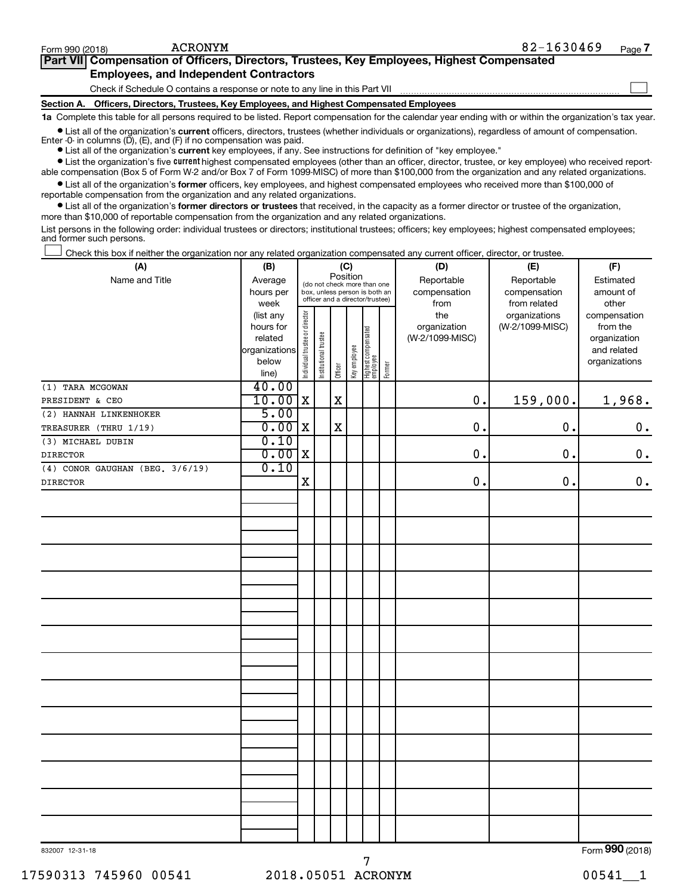Form 990 (2018) ACRONYM 82-1630469 Page 7

**Part VII Compensation of Officers, Directors, Trustees, Key Employees, Highest Compensated Employees, and Independent Contractors**

Check if Schedule O contains a response or note to any line in this Part VII ☐

**Section A. Officers, Directors, Trustees, Key Employees, and Highest Compensated Employees**

**1a** Complete this table for all persons required to be listed. Report compensation for the calendar year ending with or within the organization's tax year.

- List all of the organization's **current** officers, directors, trustees (whether individuals or organizations), regardless of amount of compensation. Enter -0- in columns (D), (E), and (F) if no compensation was paid.
- List all of the organization's **current** key employees, if any. See instructions for definition of "key employee."
- List the organization's five **current** highest compensated employees (other than an officer, director, trustee, or key employee) who received reportable compensation (Box 5 of Form W-2 and/or Box 7 of Form 1099-MISC) of more than $100,000 from the organization and any related organizations.
- List all of the organization's **former** officers, key employees, and highest compensated employees who received more than $100,000 of reportable compensation from the organization and any related organizations.
- List all of the organization's **former directors or trustees** that received, in the capacity as a former director or trustee of the organization, more than $10,000 of reportable compensation from the organization and any related organizations.

List persons in the following order: individual trustees or directors; institutional trustees; officers; key employees; highest compensated employees; and former such persons.

☐ Check this box if neither the organization nor any related organization compensated any current officer, director, or trustee.

| (A) Name and Title | (B) Average hours per week (list any hours for related organizations below line) | (C) Position: Individual trustee or director | Institutional trustee | Officer | Key employee | Highest compensated employee | Former | (D) Reportable compensation from the organization (W-2/1099-MISC) | (E) Reportable compensation from related organizations (W-2/1099-MISC) | (F) Estimated amount of other compensation from the organization and related organizations |
|---|---|---|---|---|---|---|---|---|---|---|
| (1) TARA MCGOWAN<br>PRESIDENT & CEO | 40.00<br>10.00 | X | | X | | | | 0. | 159,000. | 1,968. |
| (2) HANNAH LINKENHOKER<br>TREASURER (THRU 1/19) | 5.00<br>0.00 | X | | X | | | | 0. | 0. | 0. |
| (3) MICHAEL DUBIN<br>DIRECTOR | 0.10<br>0.00 | X | | | | | | 0. | 0. | 0. |
| (4) CONOR GAUGHAN (BEG. 3/6/19)<br>DIRECTOR | 0.10 | X | | | | | | 0. | 0. | 0. |

832007 12-31-18 Form **990** (2018)

17590313 745960 00541 2018.05051 ACRONYM 00541__1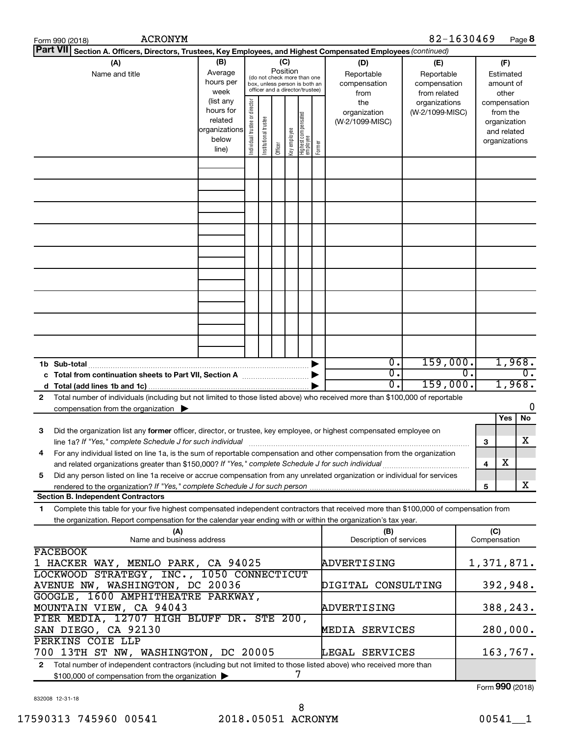Form 990 (2018) ACRONYM 82-1630469

**Part VII Section A. Officers, Directors, Trustees, Key Employees, and Highest Compensated Employees** *(continued)*

| (A) Name and title | (B) Average hours per week (list any hours for related organizations below line) | (C) Position (do not check more than one box, unless person is both an officer and a director/trustee): Individual trustee or director | Institutional trustee | Officer | Key employee | Highest compensated employee | Former | (D) Reportable compensation from the organization (W-2/1099-MISC) | (E) Reportable compensation from related organizations (W-2/1099-MISC) | (F) Estimated amount of other compensation from the organization and related organizations |
|---|---|---|---|---|---|---|---|---|---|---|
| | | | | | | | | | | |
| **1b Sub-total** | | | | | | | | 0. | 159,000. | 1,968. |
| **c Total from continuation sheets to Part VII, Section A** | | | | | | | | 0. | 0. | 0. |
| **d Total (add lines 1b and 1c)** | | | | | | | | 0. | 159,000. | 1,968. |

**2** Total number of individuals (including but not limited to those listed above) who received more than $100,000 of reportable compensation from the organization ▶ 0

| | | | Yes | No |
|---|---|---|---|---|
| **3** | Did the organization list any **former** officer, director, or trustee, key employee, or highest compensated employee on line 1a? *If "Yes," complete Schedule J for such individual* | 3 | | X |
| **4** | For any individual listed on line 1a, is the sum of reportable compensation and other compensation from the organization and related organizations greater than $150,000? *If "Yes," complete Schedule J for such individual* | 4 | X | |
| **5** | Did any person listed on line 1a receive or accrue compensation from any unrelated organization or individual for services rendered to the organization? *If "Yes," complete Schedule J for such person* | 5 | | X |

**Section B. Independent Contractors**

**1** Complete this table for your five highest compensated independent contractors that received more than $100,000 of compensation from the organization. Report compensation for the calendar year ending with or within the organization's tax year.

| (A) Name and business address | (B) Description of services | (C) Compensation |
|---|---|---|
| FACEBOOK<br>1 HACKER WAY, MENLO PARK, CA 94025 | ADVERTISING | 1,371,871. |
| LOCKWOOD STRATEGY, INC., 1050 CONNECTICUT AVENUE NW, WASHINGTON, DC 20036 | DIGITAL CONSULTING | 392,948. |
| GOOGLE, 1600 AMPHITHEATRE PARKWAY, MOUNTAIN VIEW, CA 94043 | ADVERTISING | 388,243. |
| PIER MEDIA, 12707 HIGH BLUFF DR. STE 200, SAN DIEGO, CA 92130 | MEDIA SERVICES | 280,000. |
| PERKINS COIE LLP<br>700 13TH ST NW, WASHINGTON, DC 20005 | LEGAL SERVICES | 163,767. |

**2** Total number of independent contractors (including but not limited to those listed above) who received more than $100,000 of compensation from the organization ▶ 7

Form **990** (2018)

832008 12-31-18

17590313 745960 00541 2018.05051 ACRONYM 00541__1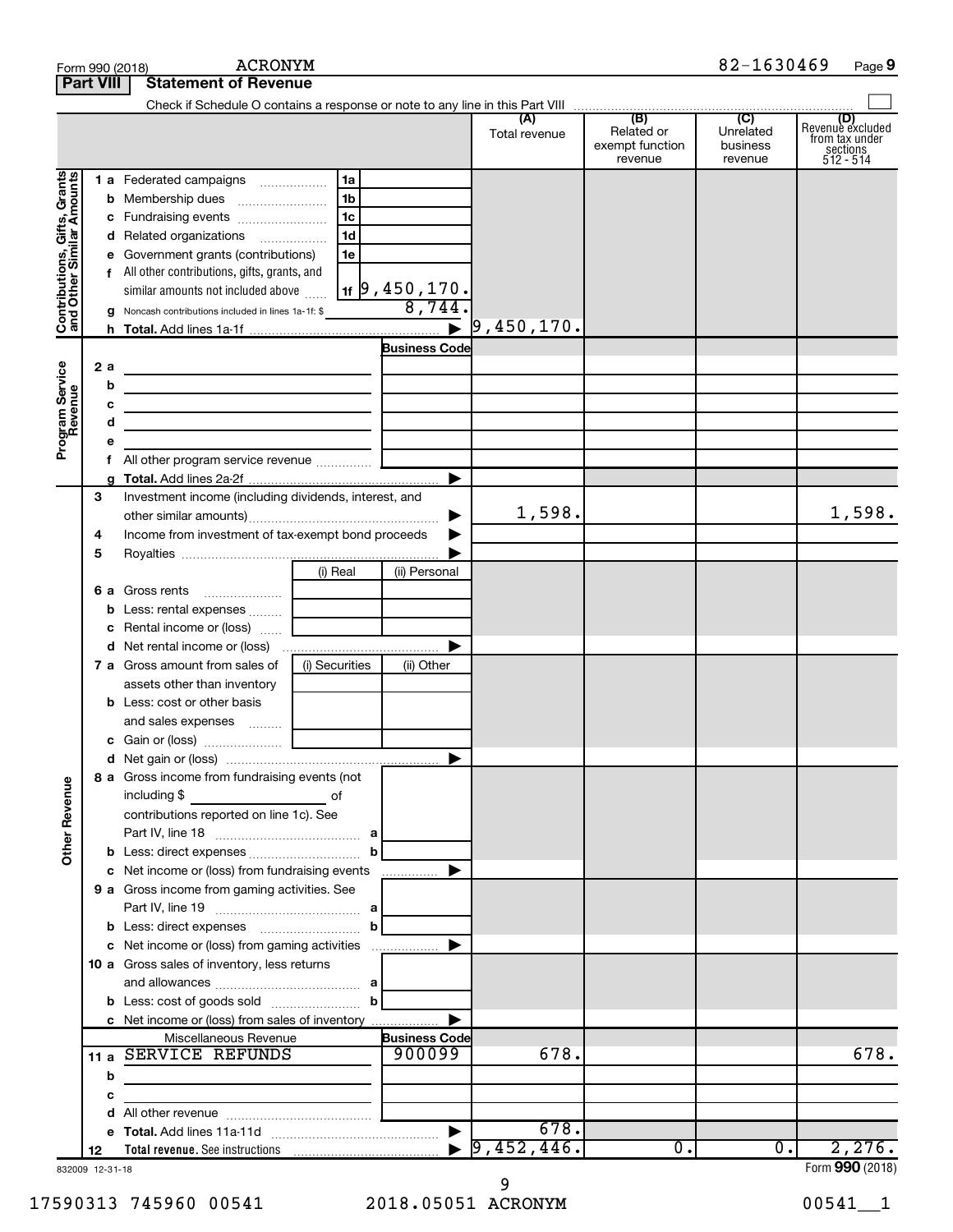Form 990 (2018) ACRONYM 82-1630469 Page **9**

**Part VIII Statement of Revenue**

Check if Schedule O contains a response or note to any line in this Part VIII ☐

| | | | (A) Total revenue | (B) Related or exempt function revenue | (C) Unrelated business revenue | (D) Revenue excluded from tax under sections 512 - 514 |
|---|---|---|---|---|---|---|
| **Contributions, Gifts, Grants and Other Similar Amounts** | 1 a Federated campaigns | 1a | | | | |
| | b Membership dues | 1b | | | | |
| | c Fundraising events | 1c | | | | |
| | d Related organizations | 1d | | | | |
| | e Government grants (contributions) | 1e | | | | |
| | f All other contributions, gifts, grants, and similar amounts not included above | 1f 9,450,170. | | | | |
| | g Noncash contributions included in lines 1a-1f: $ | 8,744. | | | | |
| | h **Total.** Add lines 1a-1f | ▶ | 9,450,170. | | | |
| **Program Service Revenue** | | Business Code | | | | |
| | 2 a | | | | | |
| | b | | | | | |
| | c | | | | | |
| | d | | | | | |
| | e | | | | | |
| | f All other program service revenue | | | | | |
| | g **Total.** Add lines 2a-2f | ▶ | | | | |
| **Other Revenue** | 3 Investment income (including dividends, interest, and other similar amounts) | ▶ | 1,598. | | | 1,598. |
| | 4 Income from investment of tax-exempt bond proceeds | ▶ | | | | |
| | 5 Royalties | ▶ | | | | |
| | | (i) Real / (ii) Personal | | | | |
| | 6 a Gross rents | | | | | |
| | b Less: rental expenses | | | | | |
| | c Rental income or (loss) | | | | | |
| | d Net rental income or (loss) | ▶ | | | | |
| | 7 a Gross amount from sales of assets other than inventory | (i) Securities / (ii) Other | | | | |
| | b Less: cost or other basis and sales expenses | | | | | |
| | c Gain or (loss) | | | | | |
| | d Net gain or (loss) | ▶ | | | | |
| | 8 a Gross income from fundraising events (not including $ of contributions reported on line 1c). See Part IV, line 18 | a | | | | |
| | b Less: direct expenses | b | | | | |
| | c Net income or (loss) from fundraising events | ▶ | | | | |
| | 9 a Gross income from gaming activities. See Part IV, line 19 | a | | | | |
| | b Less: direct expenses | b | | | | |
| | c Net income or (loss) from gaming activities | ▶ | | | | |
| | 10 a Gross sales of inventory, less returns and allowances | a | | | | |
| | b Less: cost of goods sold | b | | | | |
| | c Net income or (loss) from sales of inventory | ▶ | | | | |
| | Miscellaneous Revenue | Business Code | | | | |
| | 11 a SERVICE REFUNDS | 900099 | 678. | | | 678. |
| | b | | | | | |
| | c | | | | | |
| | d All other revenue | | | | | |
| | e **Total.** Add lines 11a-11d | ▶ | 678. | | | |
| | 12 **Total revenue.** See instructions | ▶ | 9,452,446. | 0. | 0. | 2,276. |

832009 12-31-18 Form **990** (2018)

17590313 745960 00541 2018.05051 ACRONYM 00541__1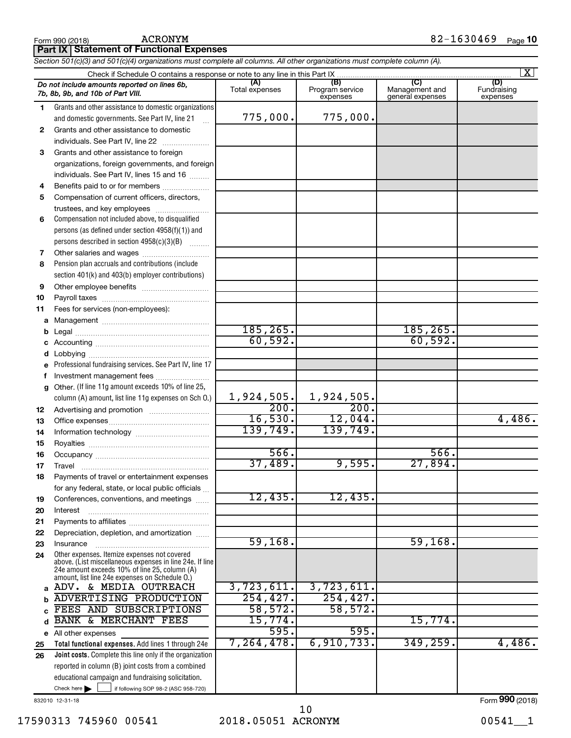Form 990 (2018) ACRONYM 82-1630469 Page 10

**Part IX | Statement of Functional Expenses**

*Section 501(c)(3) and 501(c)(4) organizations must complete all columns. All other organizations must complete column (A).*

Check if Schedule O contains a response or note to any line in this Part IX ..... [X]

| | *Do not include amounts reported on lines 6b, 7b, 8b, 9b, and 10b of Part VIII.* | (A) Total expenses | (B) Program service expenses | (C) Management and general expenses | (D) Fundraising expenses |
|---|---|---|---|---|---|
| 1 | Grants and other assistance to domestic organizations and domestic governments. See Part IV, line 21 | 775,000. | 775,000. | | |
| 2 | Grants and other assistance to domestic individuals. See Part IV, line 22 | | | | |
| 3 | Grants and other assistance to foreign organizations, foreign governments, and foreign individuals. See Part IV, lines 15 and 16 | | | | |
| 4 | Benefits paid to or for members | | | | |
| 5 | Compensation of current officers, directors, trustees, and key employees | | | | |
| 6 | Compensation not included above, to disqualified persons (as defined under section 4958(f)(1)) and persons described in section 4958(c)(3)(B) | | | | |
| 7 | Other salaries and wages | | | | |
| 8 | Pension plan accruals and contributions (include section 401(k) and 403(b) employer contributions) | | | | |
| 9 | Other employee benefits | | | | |
| 10 | Payroll taxes | | | | |
| 11 | Fees for services (non-employees): | | | | |
| a | Management | | | | |
| b | Legal | 185,265. | | 185,265. | |
| c | Accounting | 60,592. | | 60,592. | |
| d | Lobbying | | | | |
| e | Professional fundraising services. See Part IV, line 17 | | | | |
| f | Investment management fees | | | | |
| g | Other. (If line 11g amount exceeds 10% of line 25, column (A) amount, list line 11g expenses on Sch O.) | 1,924,505. | 1,924,505. | | |
| 12 | Advertising and promotion | 200. | 200. | | |
| 13 | Office expenses | 16,530. | 12,044. | | 4,486. |
| 14 | Information technology | 139,749. | 139,749. | | |
| 15 | Royalties | | | | |
| 16 | Occupancy | 566. | | 566. | |
| 17 | Travel | 37,489. | 9,595. | 27,894. | |
| 18 | Payments of travel or entertainment expenses for any federal, state, or local public officials | | | | |
| 19 | Conferences, conventions, and meetings | 12,435. | 12,435. | | |
| 20 | Interest | | | | |
| 21 | Payments to affiliates | | | | |
| 22 | Depreciation, depletion, and amortization | | | | |
| 23 | Insurance | 59,168. | | 59,168. | |
| 24 | Other expenses. Itemize expenses not covered above. (List miscellaneous expenses in line 24e. If line 24e amount exceeds 10% of line 25, column (A) amount, list line 24e expenses on Schedule O.) | | | | |
| a | ADV. & MEDIA OUTREACH | 3,723,611. | 3,723,611. | | |
| b | ADVERTISING PRODUCTION | 254,427. | 254,427. | | |
| c | FEES AND SUBSCRIPTIONS | 58,572. | 58,572. | | |
| d | BANK & MERCHANT FEES | 15,774. | | 15,774. | |
| e | All other expenses | 595. | 595. | | |
| 25 | **Total functional expenses.** Add lines 1 through 24e | 7,264,478. | 6,910,733. | 349,259. | 4,486. |
| 26 | **Joint costs.** Complete this line only if the organization reported in column (B) joint costs from a combined educational campaign and fundraising solicitation. Check here [ ] if following SOP 98-2 (ASC 958-720) | | | | |

832010 12-31-18 Form **990** (2018)

17590313 745960 00541 2018.05051 ACRONYM 00541__1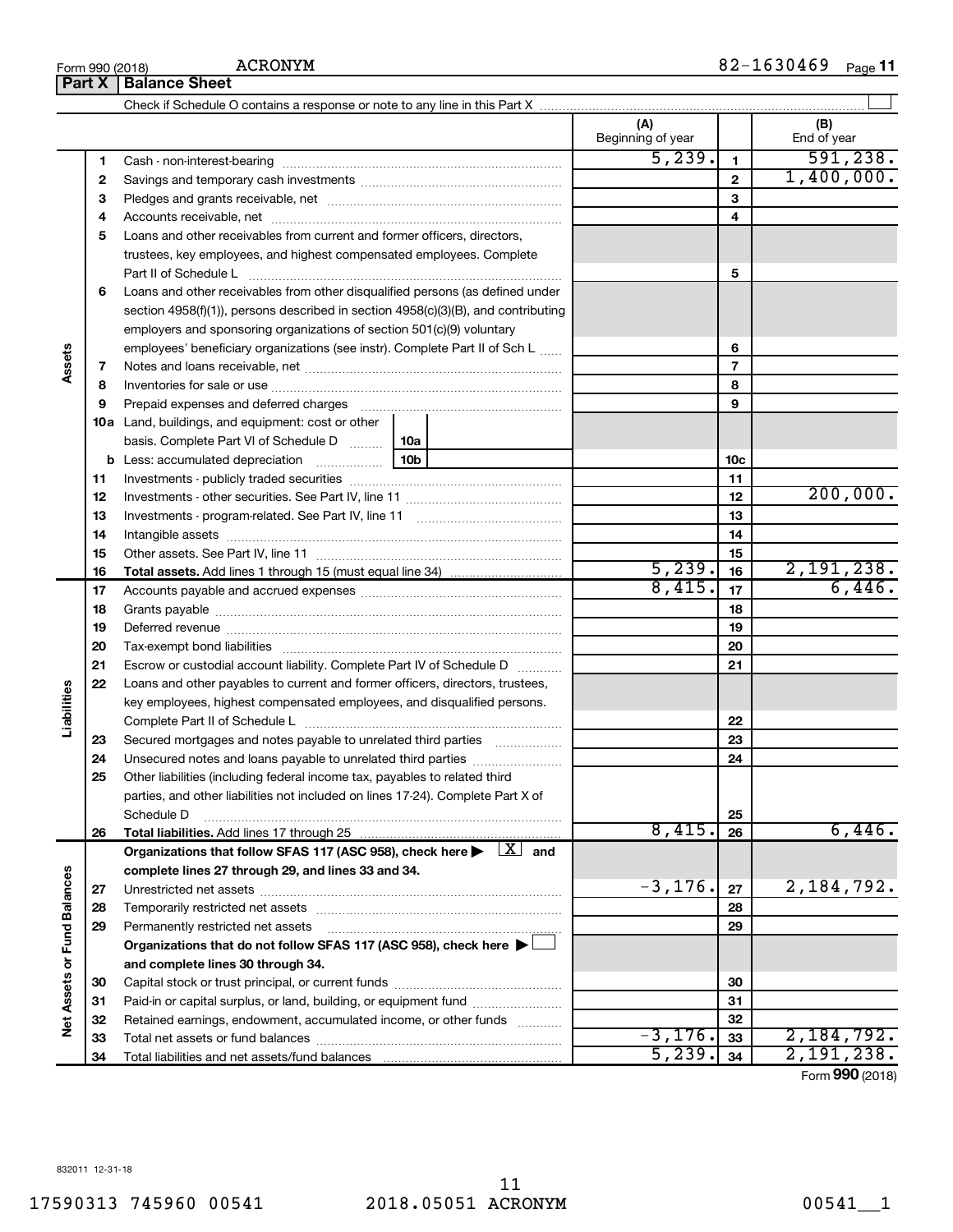Form 990 (2018) ACRONYM 82-1630469 Page 11

## Part X | Balance Sheet

Check if Schedule O contains a response or note to any line in this Part X

| | | | (A) Beginning of year | | (B) End of year |
|---|---|---|---|---|---|
| **Assets** | 1 | Cash - non-interest-bearing | 5,239. | 1 | 591,238. |
| | 2 | Savings and temporary cash investments | | 2 | 1,400,000. |
| | 3 | Pledges and grants receivable, net | | 3 | |
| | 4 | Accounts receivable, net | | 4 | |
| | 5 | Loans and other receivables from current and former officers, directors, trustees, key employees, and highest compensated employees. Complete Part II of Schedule L | | 5 | |
| | 6 | Loans and other receivables from other disqualified persons (as defined under section 4958(f)(1)), persons described in section 4958(c)(3)(B), and contributing employers and sponsoring organizations of section 501(c)(9) voluntary employees' beneficiary organizations (see instr). Complete Part II of Sch L | | 6 | |
| | 7 | Notes and loans receivable, net | | 7 | |
| | 8 | Inventories for sale or use | | 8 | |
| | 9 | Prepaid expenses and deferred charges | | 9 | |
| | 10a | Land, buildings, and equipment: cost or other basis. Complete Part VI of Schedule D 10a | | | |
| | b | Less: accumulated depreciation 10b | | 10c | |
| | 11 | Investments - publicly traded securities | | 11 | |
| | 12 | Investments - other securities. See Part IV, line 11 | | 12 | 200,000. |
| | 13 | Investments - program-related. See Part IV, line 11 | | 13 | |
| | 14 | Intangible assets | | 14 | |
| | 15 | Other assets. See Part IV, line 11 | | 15 | |
| | 16 | **Total assets.** Add lines 1 through 15 (must equal line 34) | 5,239. | 16 | 2,191,238. |
| **Liabilities** | 17 | Accounts payable and accrued expenses | 8,415. | 17 | 6,446. |
| | 18 | Grants payable | | 18 | |
| | 19 | Deferred revenue | | 19 | |
| | 20 | Tax-exempt bond liabilities | | 20 | |
| | 21 | Escrow or custodial account liability. Complete Part IV of Schedule D | | 21 | |
| | 22 | Loans and other payables to current and former officers, directors, trustees, key employees, highest compensated employees, and disqualified persons. Complete Part II of Schedule L | | 22 | |
| | 23 | Secured mortgages and notes payable to unrelated third parties | | 23 | |
| | 24 | Unsecured notes and loans payable to unrelated third parties | | 24 | |
| | 25 | Other liabilities (including federal income tax, payables to related third parties, and other liabilities not included on lines 17-24). Complete Part X of Schedule D | | 25 | |
| | 26 | **Total liabilities.** Add lines 17 through 25 | 8,415. | 26 | 6,446. |
| **Net Assets or Fund Balances** | | **Organizations that follow SFAS 117 (ASC 958), check here ▶ [X] and complete lines 27 through 29, and lines 33 and 34.** | | | |
| | 27 | Unrestricted net assets | -3,176. | 27 | 2,184,792. |
| | 28 | Temporarily restricted net assets | | 28 | |
| | 29 | Permanently restricted net assets | | 29 | |
| | | **Organizations that do not follow SFAS 117 (ASC 958), check here ▶ [ ] and complete lines 30 through 34.** | | | |
| | 30 | Capital stock or trust principal, or current funds | | 30 | |
| | 31 | Paid-in or capital surplus, or land, building, or equipment fund | | 31 | |
| | 32 | Retained earnings, endowment, accumulated income, or other funds | | 32 | |
| | 33 | Total net assets or fund balances | -3,176. | 33 | 2,184,792. |
| | 34 | Total liabilities and net assets/fund balances | 5,239. | 34 | 2,191,238. |

Form **990** (2018)

832011 12-31-18

17590313 745960 00541 2018.05051 ACRONYM 00541__1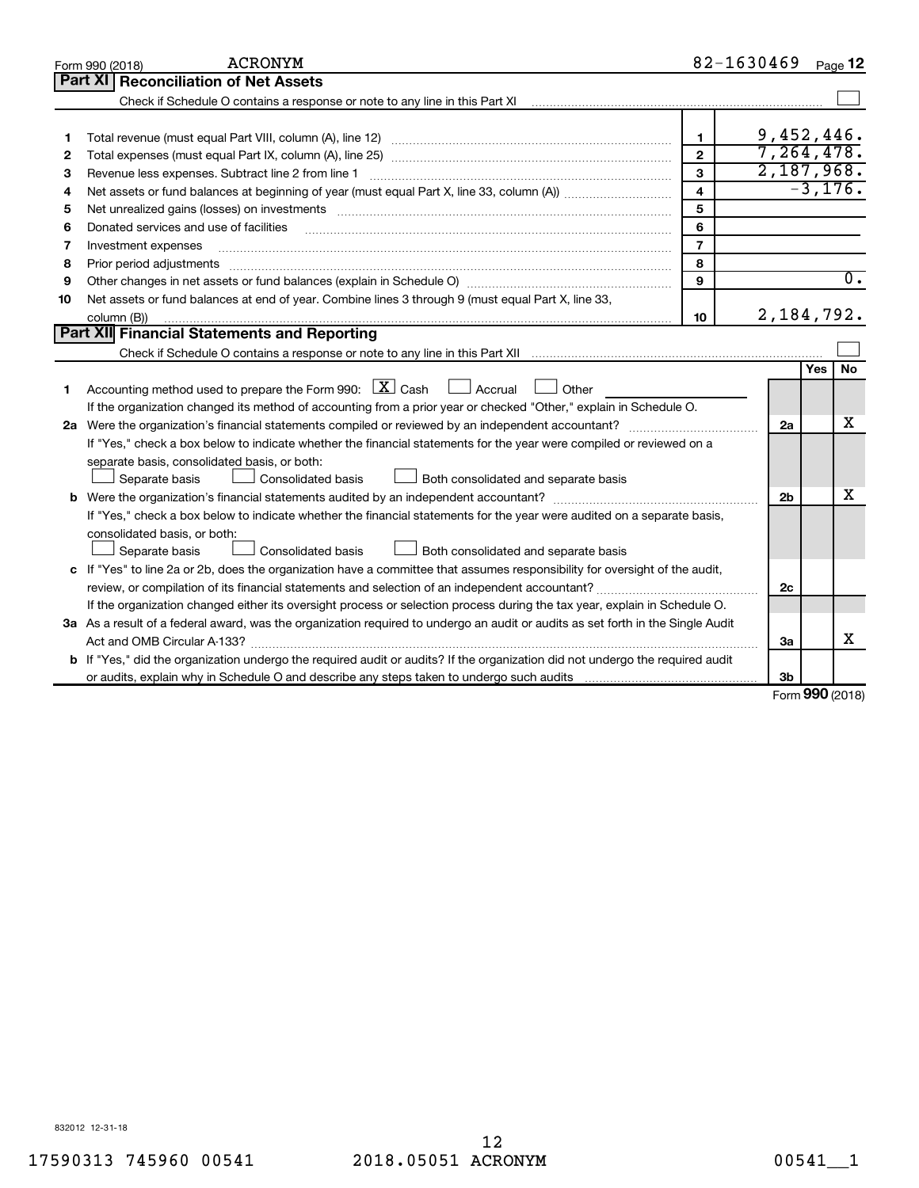Form 990 (2018) ACRONYM 82-1630469

## Part XI Reconciliation of Net Assets

Check if Schedule O contains a response or note to any line in this Part XI ☐

| | | | |
|---|---|---|---|
| 1 | Total revenue (must equal Part VIII, column (A), line 12) | 1 | 9,452,446. |
| 2 | Total expenses (must equal Part IX, column (A), line 25) | 2 | 7,264,478. |
| 3 | Revenue less expenses. Subtract line 2 from line 1 | 3 | 2,187,968. |
| 4 | Net assets or fund balances at beginning of year (must equal Part X, line 33, column (A)) | 4 | -3,176. |
| 5 | Net unrealized gains (losses) on investments | 5 | |
| 6 | Donated services and use of facilities | 6 | |
| 7 | Investment expenses | 7 | |
| 8 | Prior period adjustments | 8 | |
| 9 | Other changes in net assets or fund balances (explain in Schedule O) | 9 | 0. |
| 10 | Net assets or fund balances at end of year. Combine lines 3 through 9 (must equal Part X, line 33, column (B)) | 10 | 2,184,792. |

## Part XII Financial Statements and Reporting

Check if Schedule O contains a response or note to any line in this Part XII ☐

| | | | Yes | No |
|---|---|---|---|---|
| 1 | Accounting method used to prepare the Form 990: ☒ Cash ☐ Accrual ☐ Other<br>If the organization changed its method of accounting from a prior year or checked "Other," explain in Schedule O. | | | |
| 2a | Were the organization's financial statements compiled or reviewed by an independent accountant?<br>If "Yes," check a box below to indicate whether the financial statements for the year were compiled or reviewed on a separate basis, consolidated basis, or both:<br>☐ Separate basis ☐ Consolidated basis ☐ Both consolidated and separate basis | 2a | | X |
| b | Were the organization's financial statements audited by an independent accountant?<br>If "Yes," check a box below to indicate whether the financial statements for the year were audited on a separate basis, consolidated basis, or both:<br>☐ Separate basis ☐ Consolidated basis ☐ Both consolidated and separate basis | 2b | | X |
| c | If "Yes" to line 2a or 2b, does the organization have a committee that assumes responsibility for oversight of the audit, review, or compilation of its financial statements and selection of an independent accountant?<br>If the organization changed either its oversight process or selection process during the tax year, explain in Schedule O. | 2c | | |
| 3a | As a result of a federal award, was the organization required to undergo an audit or audits as set forth in the Single Audit Act and OMB Circular A-133? | 3a | | X |
| b | If "Yes," did the organization undergo the required audit or audits? If the organization did not undergo the required audit or audits, explain why in Schedule O and describe any steps taken to undergo such audits | 3b | | |

Form **990** (2018)

832012 12-31-18

17590313 745960 00541 2018.05051 ACRONYM 00541__1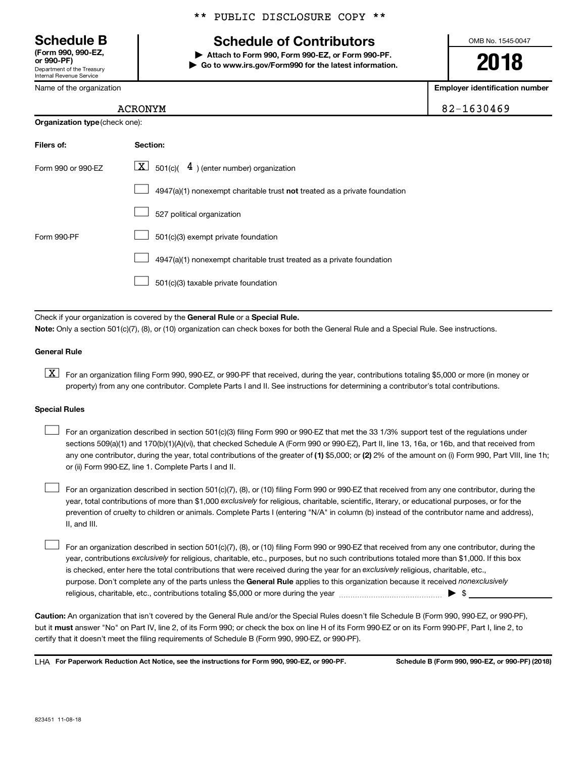** PUBLIC DISCLOSURE COPY **

# Schedule B

**(Form 990, 990-EZ, or 990-PF)**
Department of the Treasury
Internal Revenue Service

## Schedule of Contributors

▶ **Attach to Form 990, Form 990-EZ, or Form 990-PF.**
▶ **Go to www.irs.gov/Form990 for the latest information.**

OMB No. 1545-0047

**2018**

| Name of the organization | Employer identification number |
|---|---|
| ACRONYM | 82-1630469 |

**Organization type** (check one):

| Filers of: | Section: |
|---|---|
| Form 990 or 990-EZ | [X] 501(c)( 4 ) (enter number) organization |
| | [ ] 4947(a)(1) nonexempt charitable trust **not** treated as a private foundation |
| | [ ] 527 political organization |
| Form 990-PF | [ ] 501(c)(3) exempt private foundation |
| | [ ] 4947(a)(1) nonexempt charitable trust treated as a private foundation |
| | [ ] 501(c)(3) taxable private foundation |

Check if your organization is covered by the **General Rule** or a **Special Rule.**

**Note:** Only a section 501(c)(7), (8), or (10) organization can check boxes for both the General Rule and a Special Rule. See instructions.

**General Rule**

[X] For an organization filing Form 990, 990-EZ, or 990-PF that received, during the year, contributions totaling $5,000 or more (in money or property) from any one contributor. Complete Parts I and II. See instructions for determining a contributor's total contributions.

**Special Rules**

[ ] For an organization described in section 501(c)(3) filing Form 990 or 990-EZ that met the 33 1/3% support test of the regulations under sections 509(a)(1) and 170(b)(1)(A)(vi), that checked Schedule A (Form 990 or 990-EZ), Part II, line 13, 16a, or 16b, and that received from any one contributor, during the year, total contributions of the greater of **(1)** $5,000; or **(2)** 2% of the amount on (i) Form 990, Part VIII, line 1h; or (ii) Form 990-EZ, line 1. Complete Parts I and II.

[ ] For an organization described in section 501(c)(7), (8), or (10) filing Form 990 or 990-EZ that received from any one contributor, during the year, total contributions of more than $1,000 *exclusively* for religious, charitable, scientific, literary, or educational purposes, or for the prevention of cruelty to children or animals. Complete Parts I (entering "N/A" in column (b) instead of the contributor name and address), II, and III.

[ ] For an organization described in section 501(c)(7), (8), or (10) filing Form 990 or 990-EZ that received from any one contributor, during the year, contributions *exclusively* for religious, charitable, etc., purposes, but no such contributions totaled more than $1,000. If this box is checked, enter here the total contributions that were received during the year for an *exclusively* religious, charitable, etc., purpose. Don't complete any of the parts unless the **General Rule** applies to this organization because it received *nonexclusively* religious, charitable, etc., contributions totaling $5,000 or more during the year ▶ $ ____________

**Caution:** An organization that isn't covered by the General Rule and/or the Special Rules doesn't file Schedule B (Form 990, 990-EZ, or 990-PF), but it **must** answer "No" on Part IV, line 2, of its Form 990; or check the box on line H of its Form 990-EZ or on its Form 990-PF, Part I, line 2, to certify that it doesn't meet the filing requirements of Schedule B (Form 990, 990-EZ, or 990-PF).

LHA **For Paperwork Reduction Act Notice, see the instructions for Form 990, 990-EZ, or 990-PF.** **Schedule B (Form 990, 990-EZ, or 990-PF) (2018)**

823451 11-08-18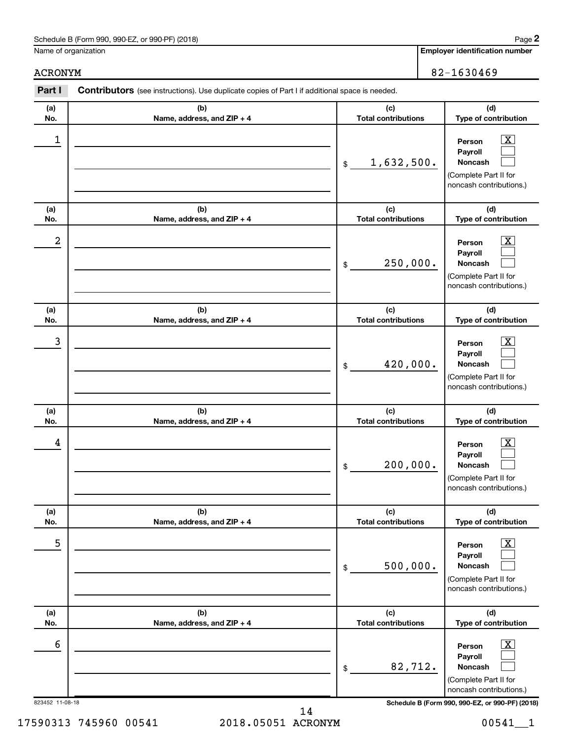Name of organization

ACRONYM

**Employer identification number**

82-1630469

**Part I** **Contributors** (see instructions). Use duplicate copies of Part I if additional space is needed.

| (a) No. | (b) Name, address, and ZIP + 4 | (c) Total contributions | (d) Type of contribution |
|---|---|---|---|
| 1 | | $ 1,632,500. | Person [X] Payroll [ ] Noncash [ ] (Complete Part II for noncash contributions.) |
| 2 | | $ 250,000. | Person [X] Payroll [ ] Noncash [ ] (Complete Part II for noncash contributions.) |
| 3 | | $ 420,000. | Person [X] Payroll [ ] Noncash [ ] (Complete Part II for noncash contributions.) |
| 4 | | $ 200,000. | Person [X] Payroll [ ] Noncash [ ] (Complete Part II for noncash contributions.) |
| 5 | | $ 500,000. | Person [X] Payroll [ ] Noncash [ ] (Complete Part II for noncash contributions.) |
| 6 | | $ 82,712. | Person [X] Payroll [ ] Noncash [ ] (Complete Part II for noncash contributions.) |

823452 11-08-18

17590313 745960 00541 2018.05051 ACRONYM 00541__1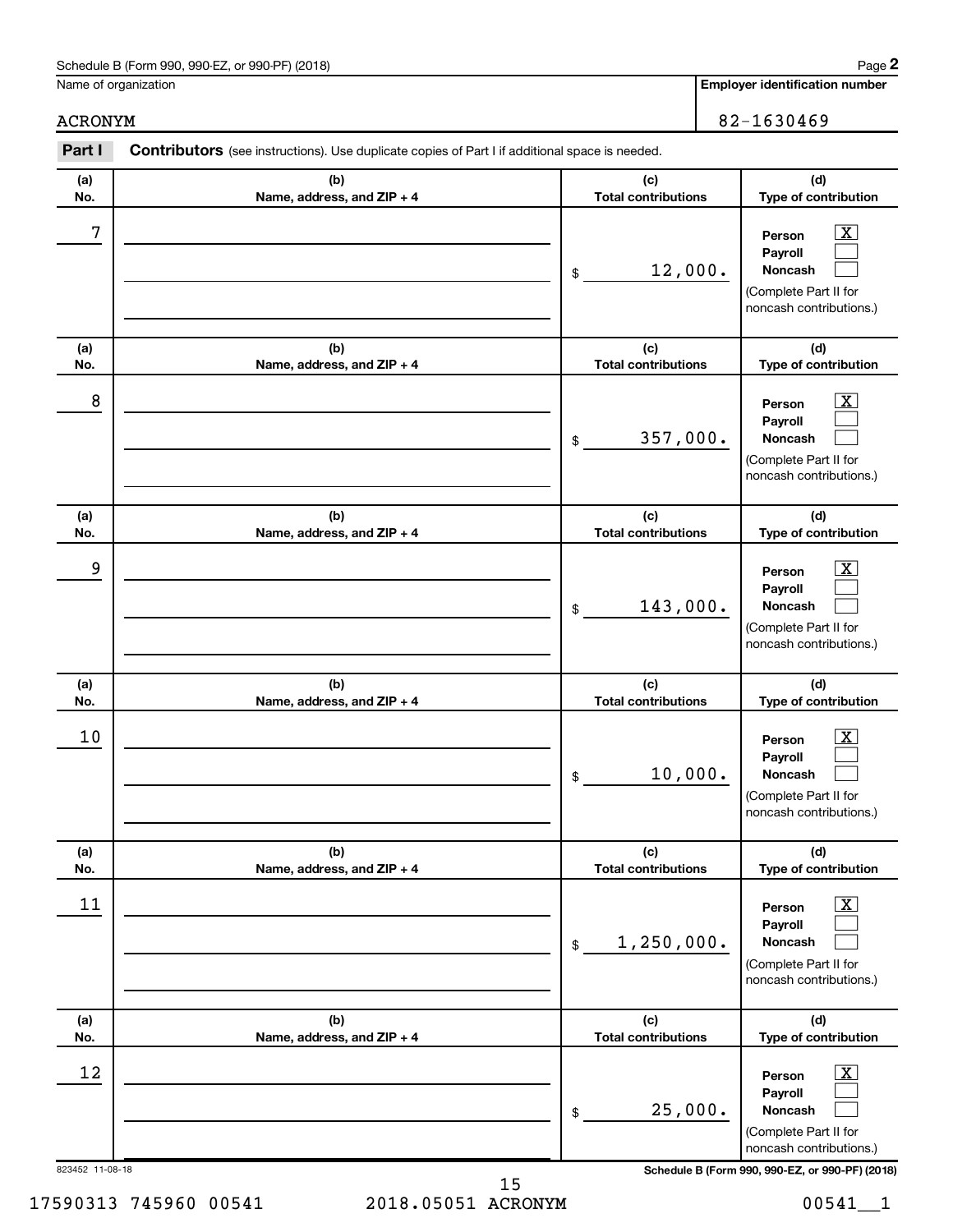Schedule B (Form 990, 990-EZ, or 990-PF) (2018) Page **2**

Name of organization: ACRONYM

**Employer identification number:** 82-1630469

**Part I** **Contributors** (see instructions). Use duplicate copies of Part I if additional space is needed.

| (a) No. | (b) Name, address, and ZIP + 4 | (c) Total contributions | (d) Type of contribution |
|---|---|---|---|
| 7 | | $ 12,000. | Person [X] Payroll [ ] Noncash [ ] (Complete Part II for noncash contributions.) |
| 8 | | $ 357,000. | Person [X] Payroll [ ] Noncash [ ] (Complete Part II for noncash contributions.) |
| 9 | | $ 143,000. | Person [X] Payroll [ ] Noncash [ ] (Complete Part II for noncash contributions.) |
| 10 | | $ 10,000. | Person [X] Payroll [ ] Noncash [ ] (Complete Part II for noncash contributions.) |
| 11 | | $ 1,250,000. | Person [X] Payroll [ ] Noncash [ ] (Complete Part II for noncash contributions.) |
| 12 | | $ 25,000. | Person [X] Payroll [ ] Noncash [ ] (Complete Part II for noncash contributions.) |

823452 11-08-18 Schedule B (Form 990, 990-EZ, or 990-PF) (2018)

17590313 745960 00541 2018.05051 ACRONYM 00541__1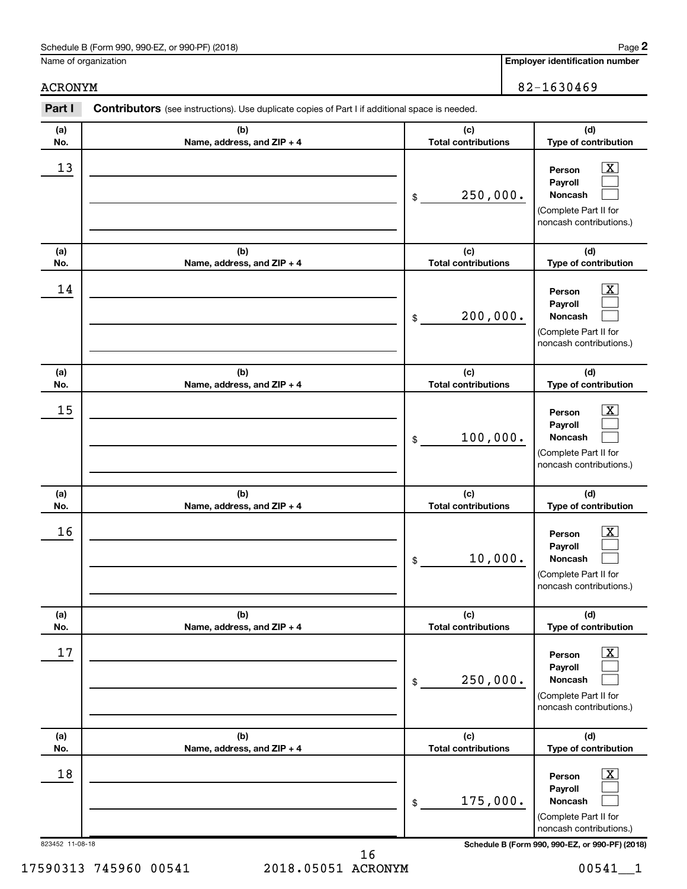Schedule B (Form 990, 990-EZ, or 990-PF) (2018) Page **2**

Name of organization: ACRONYM

**Employer identification number**: 82-1630469

**Part I** **Contributors** (see instructions). Use duplicate copies of Part I if additional space is needed.

| (a) No. | (b) Name, address, and ZIP + 4 | (c) Total contributions | (d) Type of contribution |
|---|---|---|---|
| 13 | | $ 250,000. | Person [X] Payroll [ ] Noncash [ ] (Complete Part II for noncash contributions.) |
| 14 | | $ 200,000. | Person [X] Payroll [ ] Noncash [ ] (Complete Part II for noncash contributions.) |
| 15 | | $ 100,000. | Person [X] Payroll [ ] Noncash [ ] (Complete Part II for noncash contributions.) |
| 16 | | $ 10,000. | Person [X] Payroll [ ] Noncash [ ] (Complete Part II for noncash contributions.) |
| 17 | | $ 250,000. | Person [X] Payroll [ ] Noncash [ ] (Complete Part II for noncash contributions.) |
| 18 | | $ 175,000. | Person [X] Payroll [ ] Noncash [ ] (Complete Part II for noncash contributions.) |

823452 11-08-18 **Schedule B (Form 990, 990-EZ, or 990-PF) (2018)**

17590313 745960 00541 2018.05051 ACRONYM 00541__1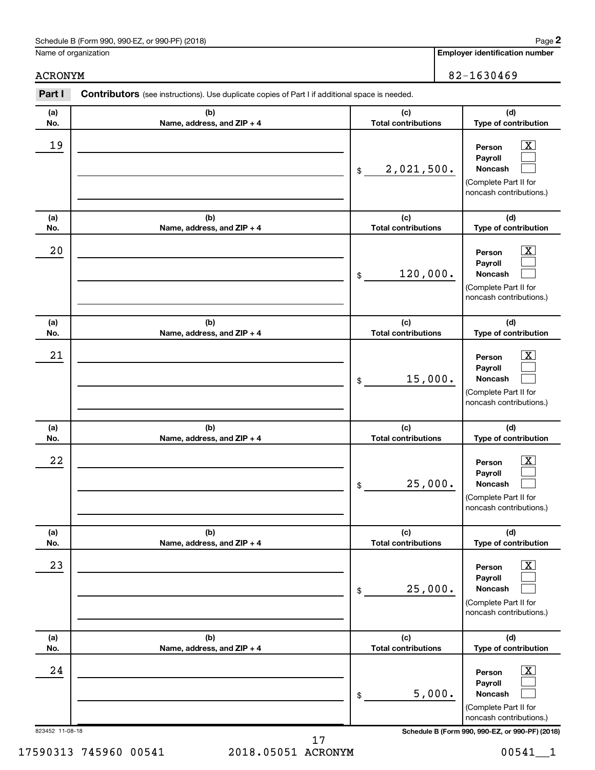Schedule B (Form 990, 990-EZ, or 990-PF) (2018)

Name of organization: ACRONYM

Employer identification number: 82-1630469

**Part I** **Contributors** (see instructions). Use duplicate copies of Part I if additional space is needed.

| (a) No. | (b) Name, address, and ZIP + 4 | (c) Total contributions | (d) Type of contribution |
|---|---|---|---|
| 19 | | $ 2,021,500. | Person [X] Payroll [ ] Noncash [ ] (Complete Part II for noncash contributions.) |
| 20 | | $ 120,000. | Person [X] Payroll [ ] Noncash [ ] (Complete Part II for noncash contributions.) |
| 21 | | $ 15,000. | Person [X] Payroll [ ] Noncash [ ] (Complete Part II for noncash contributions.) |
| 22 | | $ 25,000. | Person [X] Payroll [ ] Noncash [ ] (Complete Part II for noncash contributions.) |
| 23 | | $ 25,000. | Person [X] Payroll [ ] Noncash [ ] (Complete Part II for noncash contributions.) |
| 24 | | $ 5,000. | Person [X] Payroll [ ] Noncash [ ] (Complete Part II for noncash contributions.) |

823452 11-08-18

Schedule B (Form 990, 990-EZ, or 990-PF) (2018)

17590313 745960 00541 2018.05051 ACRONYM 00541__1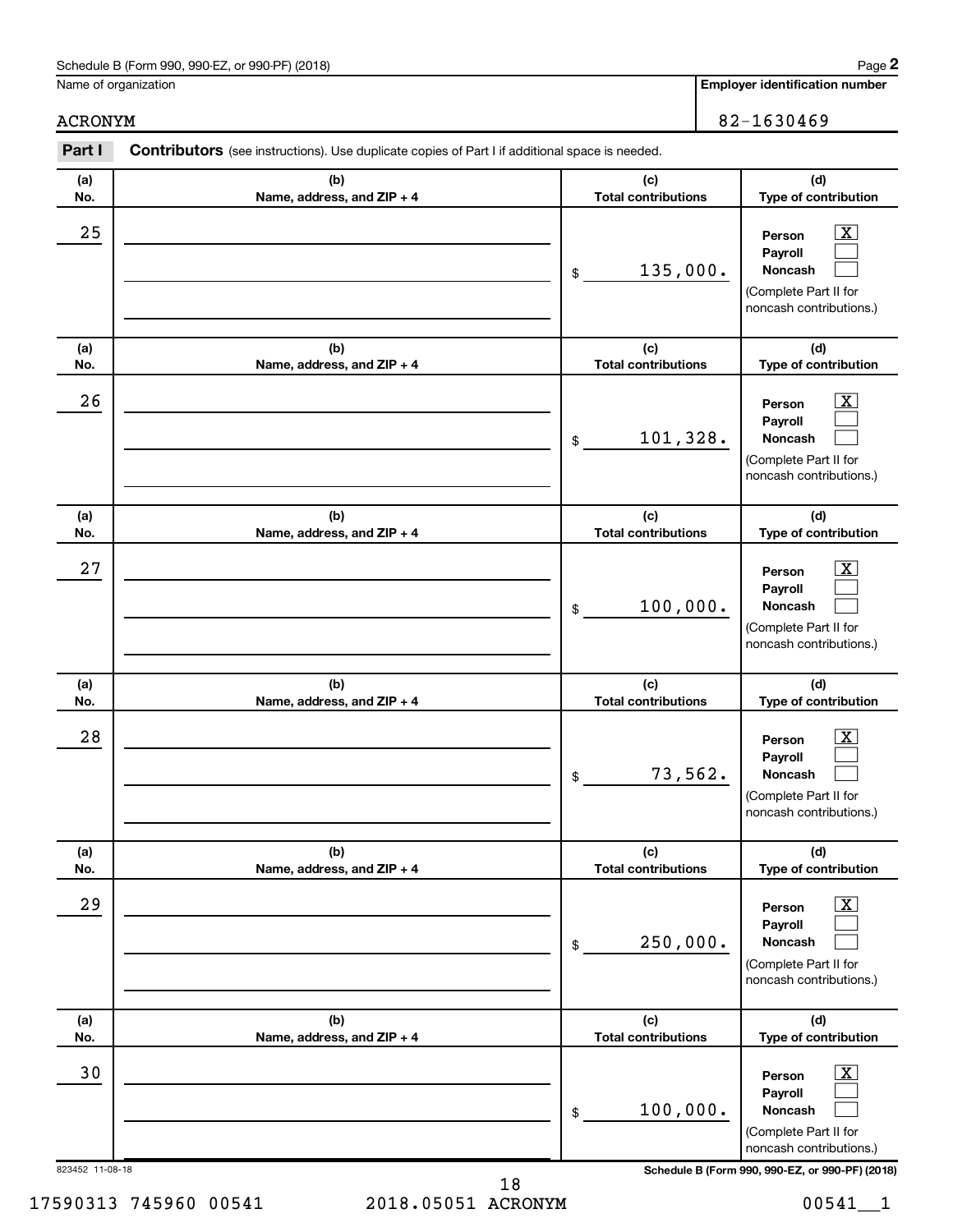Name of organization

ACRONYM

**Employer identification number**

82-1630469

**Part I** **Contributors** (see instructions). Use duplicate copies of Part I if additional space is needed.

| (a) No. | (b) Name, address, and ZIP + 4 | (c) Total contributions | (d) Type of contribution |
|---|---|---|---|
| 25 | | $ 135,000. | Person [X] Payroll [ ] Noncash [ ] (Complete Part II for noncash contributions.) |
| 26 | | $ 101,328. | Person [X] Payroll [ ] Noncash [ ] (Complete Part II for noncash contributions.) |
| 27 | | $ 100,000. | Person [X] Payroll [ ] Noncash [ ] (Complete Part II for noncash contributions.) |
| 28 | | $ 73,562. | Person [X] Payroll [ ] Noncash [ ] (Complete Part II for noncash contributions.) |
| 29 | | $ 250,000. | Person [X] Payroll [ ] Noncash [ ] (Complete Part II for noncash contributions.) |
| 30 | | $ 100,000. | Person [X] Payroll [ ] Noncash [ ] (Complete Part II for noncash contributions.) |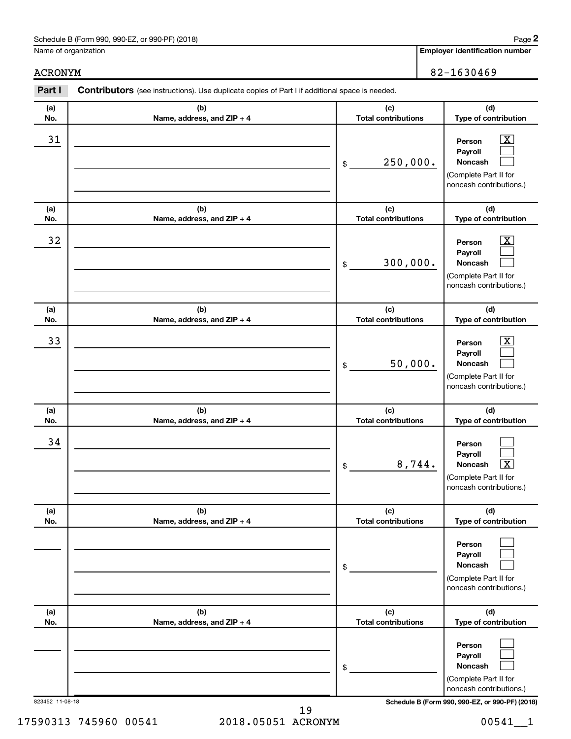Schedule B (Form 990, 990-EZ, or 990-PF) (2018)

Name of organization: ACRONYM

**Employer identification number**: 82-1630469

**Part I** **Contributors** (see instructions). Use duplicate copies of Part I if additional space is needed.

| (a) No. | (b) Name, address, and ZIP + 4 | (c) Total contributions | (d) Type of contribution |
|---|---|---|---|
| 31 | | $ 250,000. | Person [X] Payroll [ ] Noncash [ ] (Complete Part II for noncash contributions.) |
| 32 | | $ 300,000. | Person [X] Payroll [ ] Noncash [ ] (Complete Part II for noncash contributions.) |
| 33 | | $ 50,000. | Person [X] Payroll [ ] Noncash [ ] (Complete Part II for noncash contributions.) |
| 34 | | $ 8,744. | Person [ ] Payroll [ ] Noncash [X] (Complete Part II for noncash contributions.) |
| | | $ | Person [ ] Payroll [ ] Noncash [ ] (Complete Part II for noncash contributions.) |
| | | $ | Person [ ] Payroll [ ] Noncash [ ] (Complete Part II for noncash contributions.) |

823452 11-08-18

17590313 745960 00541 2018.05051 ACRONYM 00541__1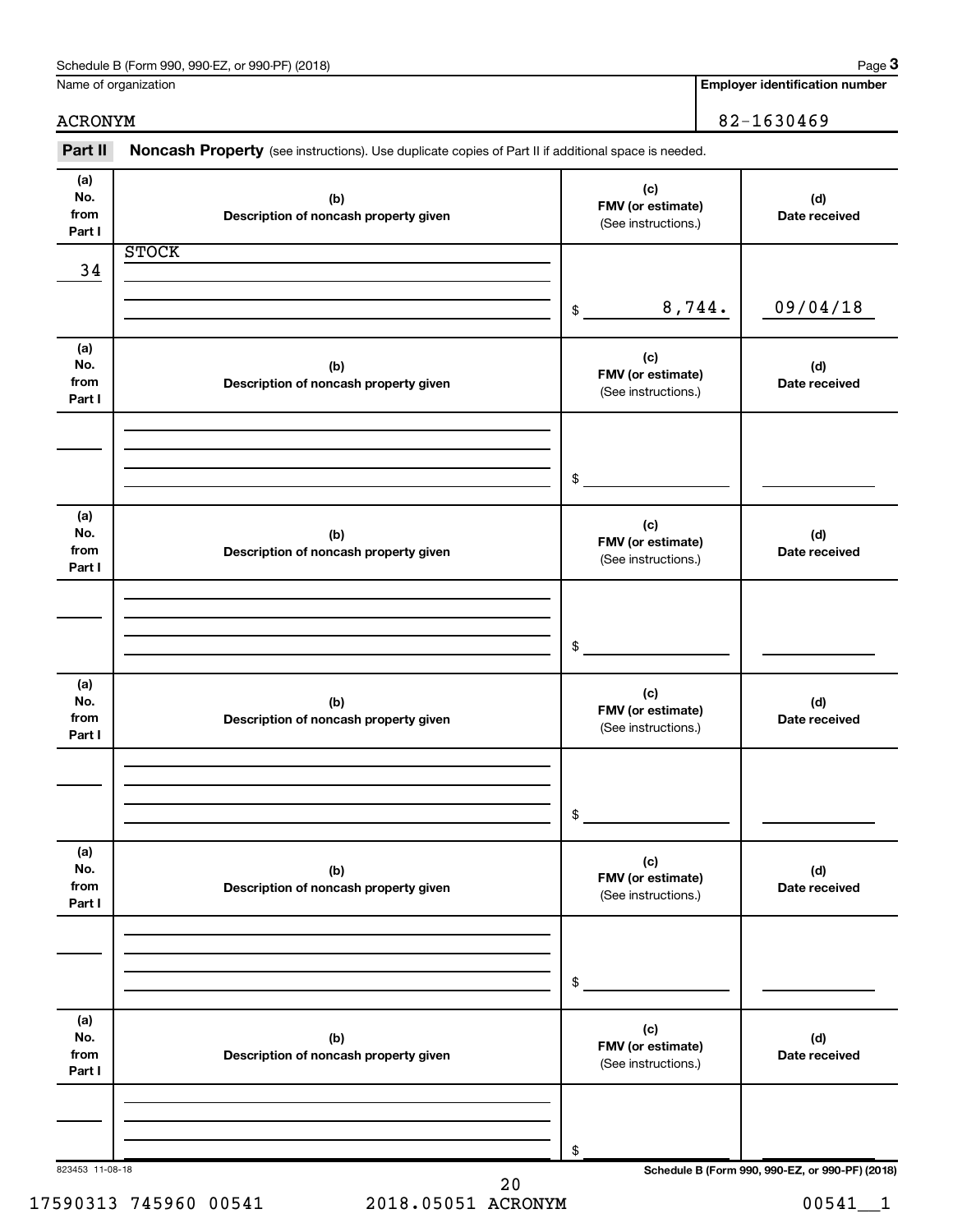Schedule B (Form 990, 990-EZ, or 990-PF) (2018) Page **3**

Name of organization: ACRONYM

**Employer identification number:** 82-1630469

**Part II** **Noncash Property** (see instructions). Use duplicate copies of Part II if additional space is needed.

| (a) No. from Part I | (b) Description of noncash property given | (c) FMV (or estimate) (See instructions.) | (d) Date received |
|---|---|---|---|
| 34 | STOCK | $ 8,744. | 09/04/18 |
| | | $ | |
| | | $ | |
| | | $ | |
| | | $ | |
| | | $ | |

823453 11-08-18

Schedule B (Form 990, 990-EZ, or 990-PF) (2018)

17590313 745960 00541 2018.05051 ACRONYM 00541__1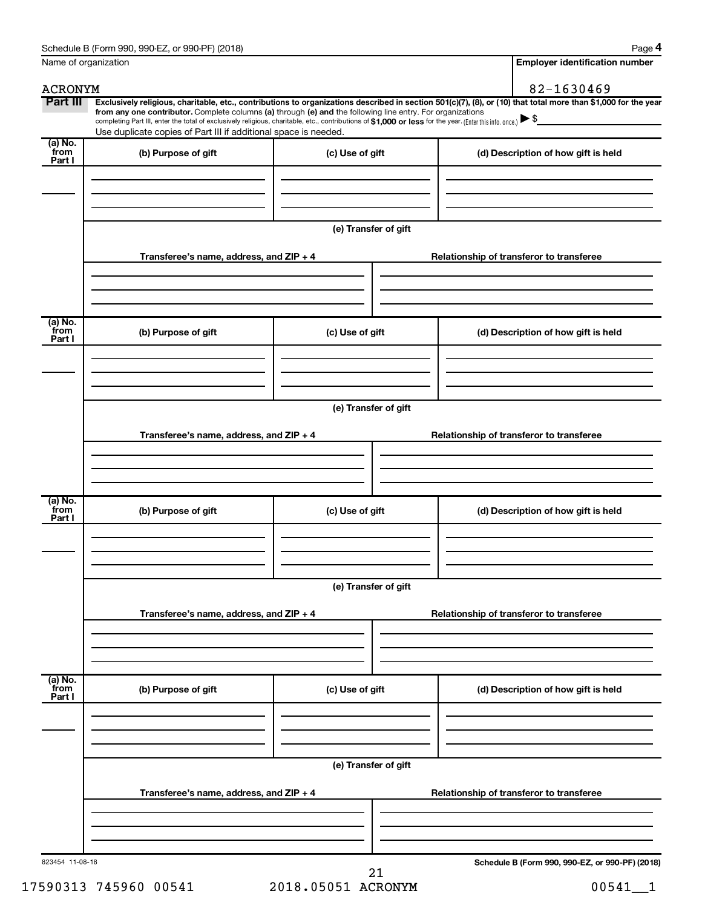Schedule B (Form 990, 990-EZ, or 990-PF) (2018)

| Name of organization | Employer identification number |
| --- | --- |
| ACRONYM | 82-1630469 |

**Part III** **Exclusively religious, charitable, etc., contributions to organizations described in section 501(c)(7), (8), or (10) that total more than $1,000 for the year from any one contributor.** Complete columns **(a)** through **(e)** and the following line entry. For organizations completing Part III, enter the total of exclusively religious, charitable, etc., contributions of **$1,000 or less** for the year. (Enter this info. once.) ▶ $

Use duplicate copies of Part III if additional space is needed.

| (a) No. from Part I | (b) Purpose of gift | (c) Use of gift | (d) Description of how gift is held |
| --- | --- | --- | --- |
| | | | |

**(e) Transfer of gift**

| Transferee's name, address, and ZIP + 4 | Relationship of transferor to transferee |
| --- | --- |
| | |

| (a) No. from Part I | (b) Purpose of gift | (c) Use of gift | (d) Description of how gift is held |
| --- | --- | --- | --- |
| | | | |

**(e) Transfer of gift**

| Transferee's name, address, and ZIP + 4 | Relationship of transferor to transferee |
| --- | --- |
| | |

| (a) No. from Part I | (b) Purpose of gift | (c) Use of gift | (d) Description of how gift is held |
| --- | --- | --- | --- |
| | | | |

**(e) Transfer of gift**

| Transferee's name, address, and ZIP + 4 | Relationship of transferor to transferee |
| --- | --- |
| | |

| (a) No. from Part I | (b) Purpose of gift | (c) Use of gift | (d) Description of how gift is held |
| --- | --- | --- | --- |
| | | | |

**(e) Transfer of gift**

| Transferee's name, address, and ZIP + 4 | Relationship of transferor to transferee |
| --- | --- |
| | |

823454 11-08-18

**Schedule B (Form 990, 990-EZ, or 990-PF) (2018)**

17590313 745960 00541 2018.05051 ACRONYM 00541__1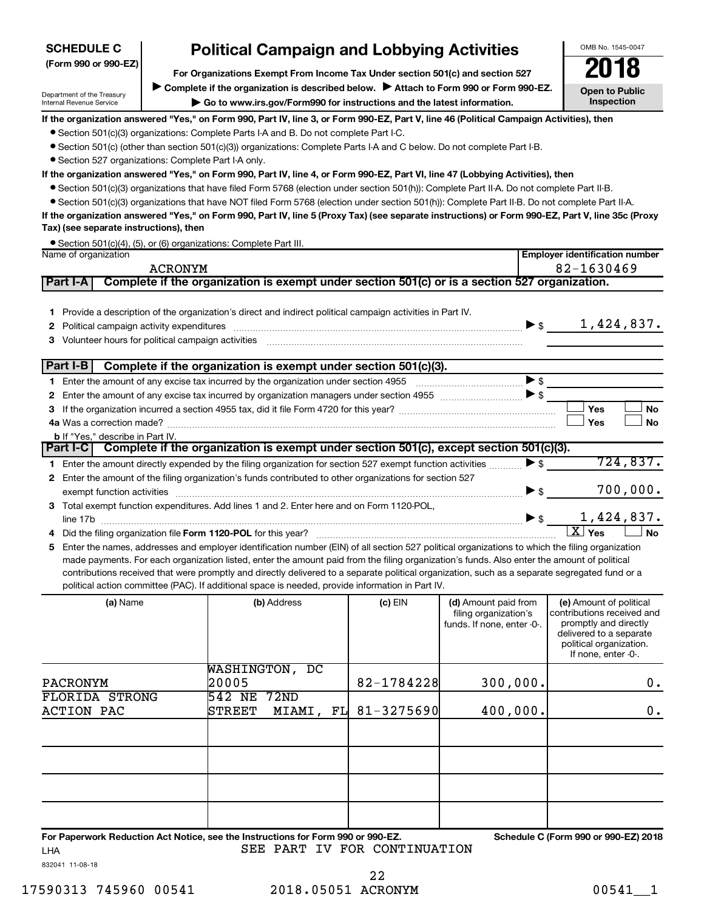**SCHEDULE C**
**(Form 990 or 990-EZ)**

Department of the Treasury
Internal Revenue Service

# Political Campaign and Lobbying Activities

**For Organizations Exempt From Income Tax Under section 501(c) and section 527**

▶ **Complete if the organization is described below.** ▶ **Attach to Form 990 or Form 990-EZ.**

▶ **Go to www.irs.gov/Form990 for instructions and the latest information.**

OMB No. 1545-0047

**2018**

**Open to Public Inspection**

**If the organization answered "Yes," on Form 990, Part IV, line 3, or Form 990-EZ, Part V, line 46 (Political Campaign Activities), then**

- Section 501(c)(3) organizations: Complete Parts I-A and B. Do not complete Part I-C.
- Section 501(c) (other than section 501(c)(3)) organizations: Complete Parts I-A and C below. Do not complete Part I-B.
- Section 527 organizations: Complete Part I-A only.

**If the organization answered "Yes," on Form 990, Part IV, line 4, or Form 990-EZ, Part VI, line 47 (Lobbying Activities), then**

- Section 501(c)(3) organizations that have filed Form 5768 (election under section 501(h)): Complete Part II-A. Do not complete Part II-B.
- Section 501(c)(3) organizations that have NOT filed Form 5768 (election under section 501(h)): Complete Part II-B. Do not complete Part II-A.

**If the organization answered "Yes," on Form 990, Part IV, line 5 (Proxy Tax) (see separate instructions) or Form 990-EZ, Part V, line 35c (Proxy Tax) (see separate instructions), then**

- Section 501(c)(4), (5), or (6) organizations: Complete Part III.

| Name of organization | Employer identification number |
|---|---|
| ACRONYM | 82-1630469 |

## Part I-A — Complete if the organization is exempt under section 501(c) or is a section 527 organization.

1. Provide a description of the organization's direct and indirect political campaign activities in Part IV.
2. Political campaign activity expenditures ▶ $ 1,424,837.
3. Volunteer hours for political campaign activities

## Part I-B — Complete if the organization is exempt under section 501(c)(3).

1. Enter the amount of any excise tax incurred by the organization under section 4955 ▶ $
2. Enter the amount of any excise tax incurred by organization managers under section 4955 ▶ $
3. If the organization incurred a section 4955 tax, did it file Form 4720 for this year? ☐ Yes ☐ No
4a. Was a correction made? ☐ Yes ☐ No
 b. If "Yes," describe in Part IV.

## Part I-C — Complete if the organization is exempt under section 501(c), except section 501(c)(3).

1. Enter the amount directly expended by the filing organization for section 527 exempt function activities ▶ $ 724,837.
2. Enter the amount of the filing organization's funds contributed to other organizations for section 527 exempt function activities ▶ $ 700,000.
3. Total exempt function expenditures. Add lines 1 and 2. Enter here and on Form 1120-POL, line 17b ▶ $ 1,424,837.
4. Did the filing organization file **Form 1120-POL** for this year? ☒ Yes ☐ No
5. Enter the names, addresses and employer identification number (EIN) of all section 527 political organizations to which the filing organization made payments. For each organization listed, enter the amount paid from the filing organization's funds. Also enter the amount of political contributions received that were promptly and directly delivered to a separate political organization, such as a separate segregated fund or a political action committee (PAC). If additional space is needed, provide information in Part IV.

| (a) Name | (b) Address | (c) EIN | (d) Amount paid from filing organization's funds. If none, enter -0-. | (e) Amount of political contributions received and promptly and directly delivered to a separate political organization. If none, enter -0-. |
|---|---|---|---|---|
| PACRONYM | WASHINGTON, DC 20005 | 82-1784228 | 300,000. | 0. |
| FLORIDA STRONG ACTION PAC | 542 NE 72ND STREET MIAMI, FL | 81-3275690 | 400,000. | 0. |
| | | | | |
| | | | | |
| | | | | |
| | | | | |

**For Paperwork Reduction Act Notice, see the Instructions for Form 990 or 990-EZ.** **Schedule C (Form 990 or 990-EZ) 2018**

LHA SEE PART IV FOR CONTINUATION

832041 11-08-18

17590313 745960 00541 2018.05051 ACRONYM 00541__1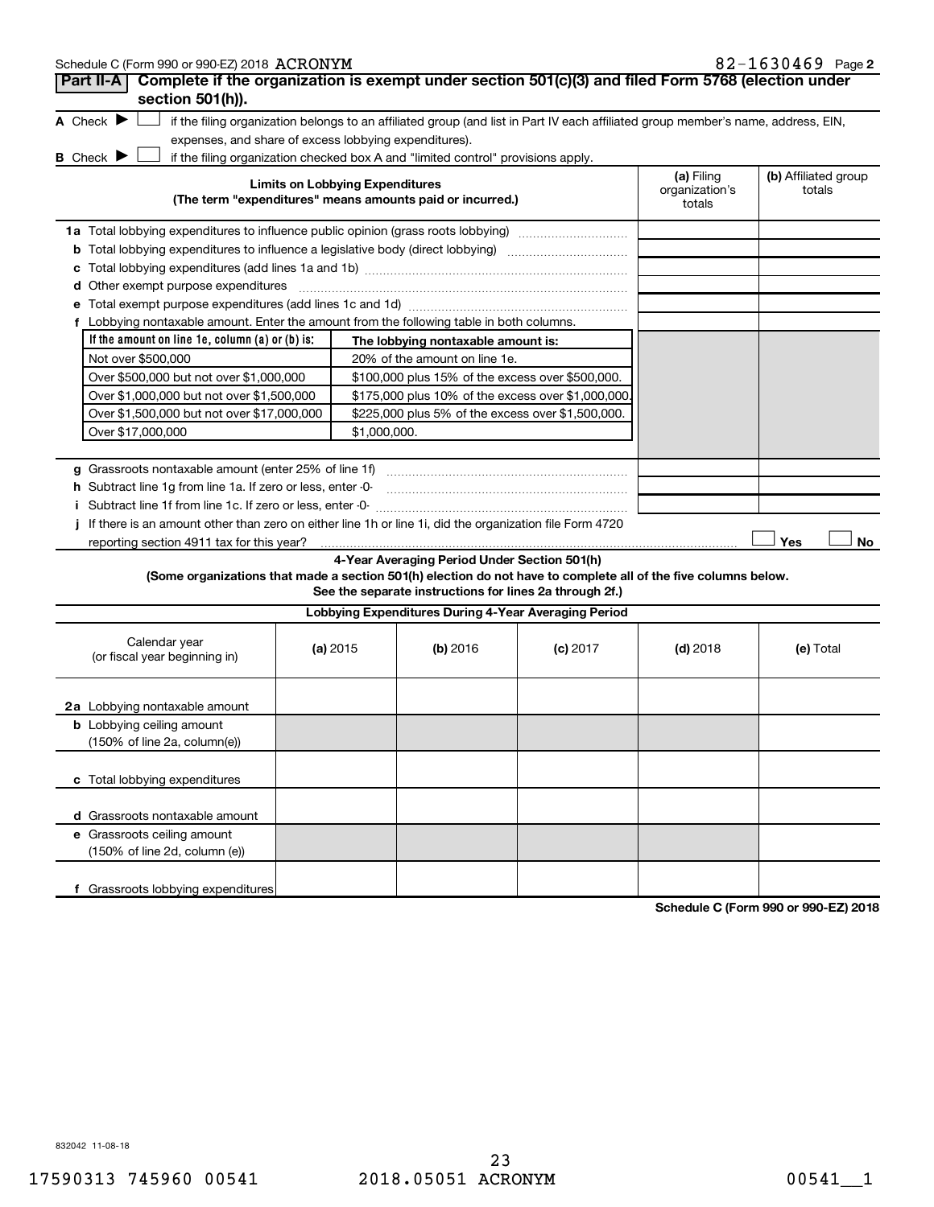Schedule C (Form 990 or 990-EZ) 2018 ACRONYM 82-1630469 Page 2

## Part II-A Complete if the organization is exempt under section 501(c)(3) and filed Form 5768 (election under section 501(h)).

**A** Check ▶ ☐ if the filing organization belongs to an affiliated group (and list in Part IV each affiliated group member's name, address, EIN, expenses, and share of excess lobbying expenditures).

**B** Check ▶ ☐ if the filing organization checked box A and "limited control" provisions apply.

| Limits on Lobbying Expenditures (The term "expenditures" means amounts paid or incurred.) | (a) Filing organization's totals | (b) Affiliated group totals |
|---|---|---|
| **1a** Total lobbying expenditures to influence public opinion (grass roots lobbying) | | |
| **b** Total lobbying expenditures to influence a legislative body (direct lobbying) | | |
| **c** Total lobbying expenditures (add lines 1a and 1b) | | |
| **d** Other exempt purpose expenditures | | |
| **e** Total exempt purpose expenditures (add lines 1c and 1d) | | |
| **f** Lobbying nontaxable amount. Enter the amount from the following table in both columns. | | |

| If the amount on line 1e, column (a) or (b) is: | The lobbying nontaxable amount is: |
|---|---|
| Not over $500,000 | 20% of the amount on line 1e. |
| Over $500,000 but not over $1,000,000 | $100,000 plus 15% of the excess over $500,000. |
| Over $1,000,000 but not over $1,500,000 | $175,000 plus 10% of the excess over $1,000,000. |
| Over $1,500,000 but not over $17,000,000 | $225,000 plus 5% of the excess over $1,500,000. |
| Over $17,000,000 | $1,000,000. |

| | (a) | (b) |
|---|---|---|
| **g** Grassroots nontaxable amount (enter 25% of line 1f) | | |
| **h** Subtract line 1g from line 1a. If zero or less, enter -0- | | |
| **i** Subtract line 1f from line 1c. If zero or less, enter -0- | | |

**j** If there is an amount other than zero on either line 1h or line 1i, did the organization file Form 4720 reporting section 4911 tax for this year? ☐ Yes ☐ No

### 4-Year Averaging Period Under Section 501(h)

**(Some organizations that made a section 501(h) election do not have to complete all of the five columns below. See the separate instructions for lines 2a through 2f.)**

**Lobbying Expenditures During 4-Year Averaging Period**

| Calendar year (or fiscal year beginning in) | (a) 2015 | (b) 2016 | (c) 2017 | (d) 2018 | (e) Total |
|---|---|---|---|---|---|
| **2a** Lobbying nontaxable amount | | | | | |
| **b** Lobbying ceiling amount (150% of line 2a, column(e)) | | | | | |
| **c** Total lobbying expenditures | | | | | |
| **d** Grassroots nontaxable amount | | | | | |
| **e** Grassroots ceiling amount (150% of line 2d, column (e)) | | | | | |
| **f** Grassroots lobbying expenditures | | | | | |

**Schedule C (Form 990 or 990-EZ) 2018**

832042 11-08-18

17590313 745960 00541 2018.05051 ACRONYM 00541__1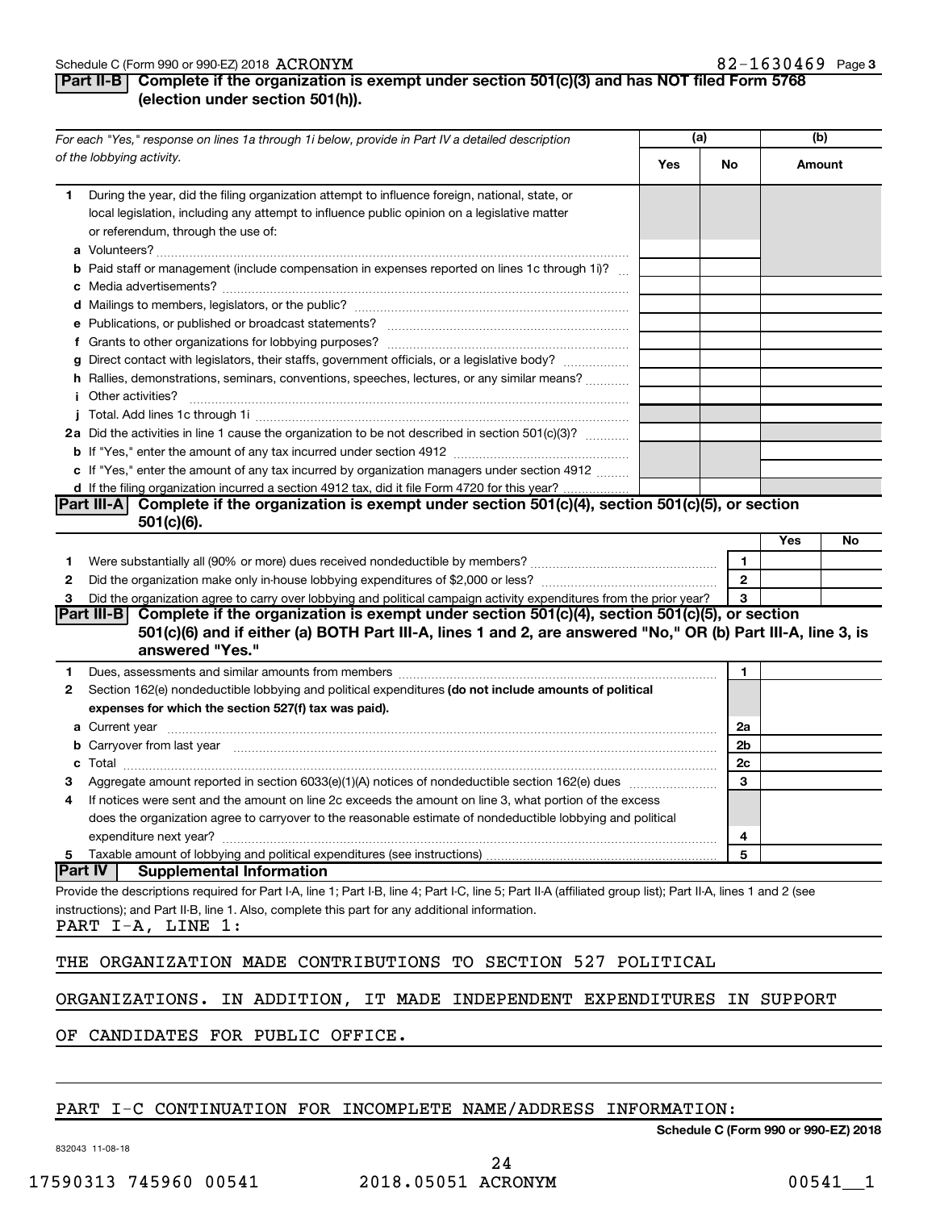Schedule C (Form 990 or 990-EZ) 2018 ACRONYM 82-1630469 Page 3

**Part II-B Complete if the organization is exempt under section 501(c)(3) and has NOT filed Form 5768 (election under section 501(h)).**

| *For each "Yes," response on lines 1a through 1i below, provide in Part IV a detailed description of the lobbying activity.* | (a) Yes | (a) No | (b) Amount |
|---|---|---|---|
| **1** During the year, did the filing organization attempt to influence foreign, national, state, or local legislation, including any attempt to influence public opinion on a legislative matter or referendum, through the use of: | | | |
| **a** Volunteers? | | | |
| **b** Paid staff or management (include compensation in expenses reported on lines 1c through 1i)? | | | |
| **c** Media advertisements? | | | |
| **d** Mailings to members, legislators, or the public? | | | |
| **e** Publications, or published or broadcast statements? | | | |
| **f** Grants to other organizations for lobbying purposes? | | | |
| **g** Direct contact with legislators, their staffs, government officials, or a legislative body? | | | |
| **h** Rallies, demonstrations, seminars, conventions, speeches, lectures, or any similar means? | | | |
| **i** Other activities? | | | |
| **j** Total. Add lines 1c through 1i | | | |
| **2a** Did the activities in line 1 cause the organization to be not described in section 501(c)(3)? | | | |
| **b** If "Yes," enter the amount of any tax incurred under section 4912 | | | |
| **c** If "Yes," enter the amount of any tax incurred by organization managers under section 4912 | | | |
| **d** If the filing organization incurred a section 4912 tax, did it file Form 4720 for this year? | | | |

**Part III-A Complete if the organization is exempt under section 501(c)(4), section 501(c)(5), or section 501(c)(6).**

| | | | Yes | No |
|---|---|---|---|---|
| **1** | Were substantially all (90% or more) dues received nondeductible by members? | 1 | | |
| **2** | Did the organization make only in-house lobbying expenditures of $2,000 or less? | 2 | | |
| **3** | Did the organization agree to carry over lobbying and political campaign activity expenditures from the prior year? | 3 | | |

**Part III-B Complete if the organization is exempt under section 501(c)(4), section 501(c)(5), or section 501(c)(6) and if either (a) BOTH Part III-A, lines 1 and 2, are answered "No," OR (b) Part III-A, line 3, is answered "Yes."**

| | | | |
|---|---|---|---|
| **1** | Dues, assessments and similar amounts from members | 1 | |
| **2** | Section 162(e) nondeductible lobbying and political expenditures **(do not include amounts of political expenses for which the section 527(f) tax was paid).** | | |
| **a** | Current year | 2a | |
| **b** | Carryover from last year | 2b | |
| **c** | Total | 2c | |
| **3** | Aggregate amount reported in section 6033(e)(1)(A) notices of nondeductible section 162(e) dues | 3 | |
| **4** | If notices were sent and the amount on line 2c exceeds the amount on line 3, what portion of the excess does the organization agree to carryover to the reasonable estimate of nondeductible lobbying and political expenditure next year? | 4 | |
| **5** | Taxable amount of lobbying and political expenditures (see instructions) | 5 | |

**Part IV Supplemental Information**

Provide the descriptions required for Part I-A, line 1; Part I-B, line 4; Part I-C, line 5; Part II-A (affiliated group list); Part II-A, lines 1 and 2 (see instructions); and Part II-B, line 1. Also, complete this part for any additional information.

PART I-A, LINE 1:

THE ORGANIZATION MADE CONTRIBUTIONS TO SECTION 527 POLITICAL ORGANIZATIONS. IN ADDITION, IT MADE INDEPENDENT EXPENDITURES IN SUPPORT OF CANDIDATES FOR PUBLIC OFFICE.

PART I-C CONTINUATION FOR INCOMPLETE NAME/ADDRESS INFORMATION:

**Schedule C (Form 990 or 990-EZ) 2018**

832043 11-08-18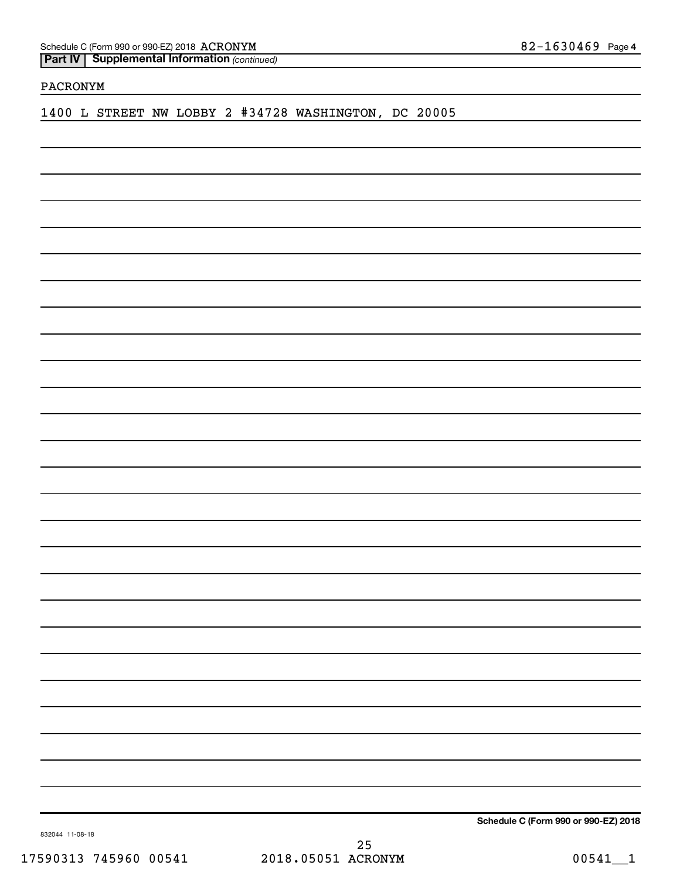Schedule C (Form 990 or 990-EZ) 2018 ACRONYM 82-1630469 Page 4

**Part IV | Supplemental Information** *(continued)*

PACRONYM

1400 L STREET NW LOBBY 2 #34728 WASHINGTON, DC 20005

**Schedule C (Form 990 or 990-EZ) 2018**

832044 11-08-18

17590313 745960 00541 2018.05051 ACRONYM 00541__1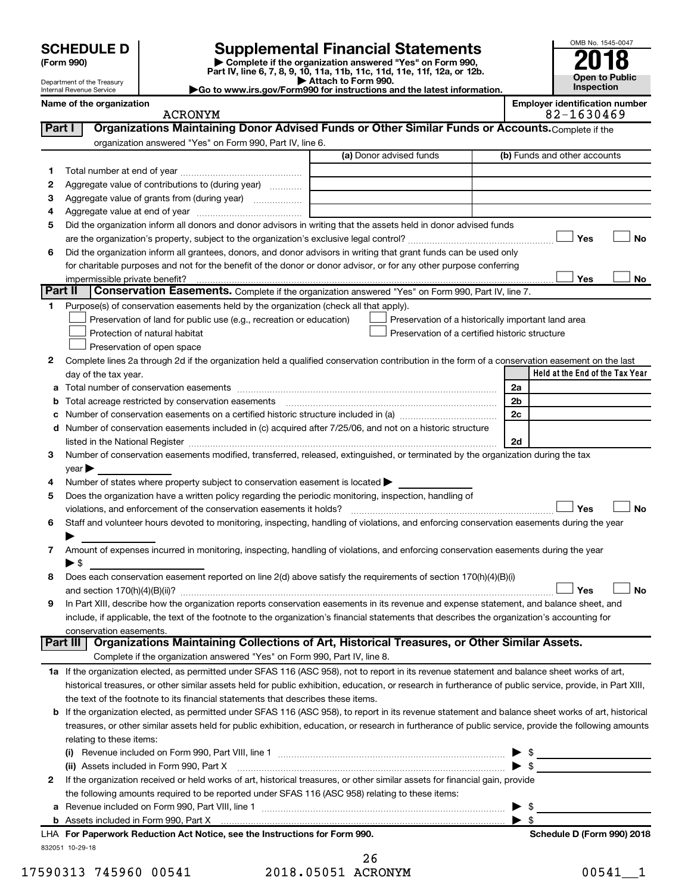# SCHEDULE D (Form 990)

Department of the Treasury
Internal Revenue Service

## Supplemental Financial Statements

▶ Complete if the organization answered "Yes" on Form 990, Part IV, line 6, 7, 8, 9, 10, 11a, 11b, 11c, 11d, 11e, 11f, 12a, or 12b.
▶ Attach to Form 990.
▶Go to www.irs.gov/Form990 for instructions and the latest information.

OMB No. 1545-0047

**2018**

**Open to Public Inspection**

**Name of the organization:** ACRONYM

**Employer identification number:** 82-1630469

### Part I — Organizations Maintaining Donor Advised Funds or Other Similar Funds or Accounts.
Complete if the organization answered "Yes" on Form 990, Part IV, line 6.

| | | (a) Donor advised funds | (b) Funds and other accounts |
|---|---|---|---|
| 1 | Total number at end of year | | |
| 2 | Aggregate value of contributions to (during year) | | |
| 3 | Aggregate value of grants from (during year) | | |
| 4 | Aggregate value at end of year | | |

5 Did the organization inform all donors and donor advisors in writing that the assets held in donor advised funds are the organization's property, subject to the organization's exclusive legal control? ☐ Yes ☐ No

6 Did the organization inform all grantees, donors, and donor advisors in writing that grant funds can be used only for charitable purposes and not for the benefit of the donor or donor advisor, or for any other purpose conferring impermissible private benefit? ☐ Yes ☐ No

### Part II — Conservation Easements.
Complete if the organization answered "Yes" on Form 990, Part IV, line 7.

1 Purpose(s) of conservation easements held by the organization (check all that apply).

- ☐ Preservation of land for public use (e.g., recreation or education)
- ☐ Protection of natural habitat
- ☐ Preservation of open space
- ☐ Preservation of a historically important land area
- ☐ Preservation of a certified historic structure

2 Complete lines 2a through 2d if the organization held a qualified conservation contribution in the form of a conservation easement on the last day of the tax year.

| | | | Held at the End of the Tax Year |
|---|---|---|---|
| a | Total number of conservation easements | 2a | |
| b | Total acreage restricted by conservation easements | 2b | |
| c | Number of conservation easements on a certified historic structure included in (a) | 2c | |
| d | Number of conservation easements included in (c) acquired after 7/25/06, and not on a historic structure listed in the National Register | 2d | |

3 Number of conservation easements modified, transferred, released, extinguished, or terminated by the organization during the tax year ▶

4 Number of states where property subject to conservation easement is located ▶

5 Does the organization have a written policy regarding the periodic monitoring, inspection, handling of violations, and enforcement of the conservation easements it holds? ☐ Yes ☐ No

6 Staff and volunteer hours devoted to monitoring, inspecting, handling of violations, and enforcing conservation easements during the year ▶

7 Amount of expenses incurred in monitoring, inspecting, handling of violations, and enforcing conservation easements during the year ▶ $

8 Does each conservation easement reported on line 2(d) above satisfy the requirements of section 170(h)(4)(B)(i) and section 170(h)(4)(B)(ii)? ☐ Yes ☐ No

9 In Part XIII, describe how the organization reports conservation easements in its revenue and expense statement, and balance sheet, and include, if applicable, the text of the footnote to the organization's financial statements that describes the organization's accounting for conservation easements.

### Part III — Organizations Maintaining Collections of Art, Historical Treasures, or Other Similar Assets.
Complete if the organization answered "Yes" on Form 990, Part IV, line 8.

1a If the organization elected, as permitted under SFAS 116 (ASC 958), not to report in its revenue statement and balance sheet works of art, historical treasures, or other similar assets held for public exhibition, education, or research in furtherance of public service, provide, in Part XIII, the text of the footnote to its financial statements that describes these items.

b If the organization elected, as permitted under SFAS 116 (ASC 958), to report in its revenue statement and balance sheet works of art, historical treasures, or other similar assets held for public exhibition, education, or research in furtherance of public service, provide the following amounts relating to these items:

(i) Revenue included on Form 990, Part VIII, line 1 ▶ $

(ii) Assets included in Form 990, Part X ▶ $

2 If the organization received or held works of art, historical treasures, or other similar assets for financial gain, provide the following amounts required to be reported under SFAS 116 (ASC 958) relating to these items:

a Revenue included on Form 990, Part VIII, line 1 ▶ $

b Assets included in Form 990, Part X ▶ $

LHA **For Paperwork Reduction Act Notice, see the Instructions for Form 990.** **Schedule D (Form 990) 2018**

832051 10-29-18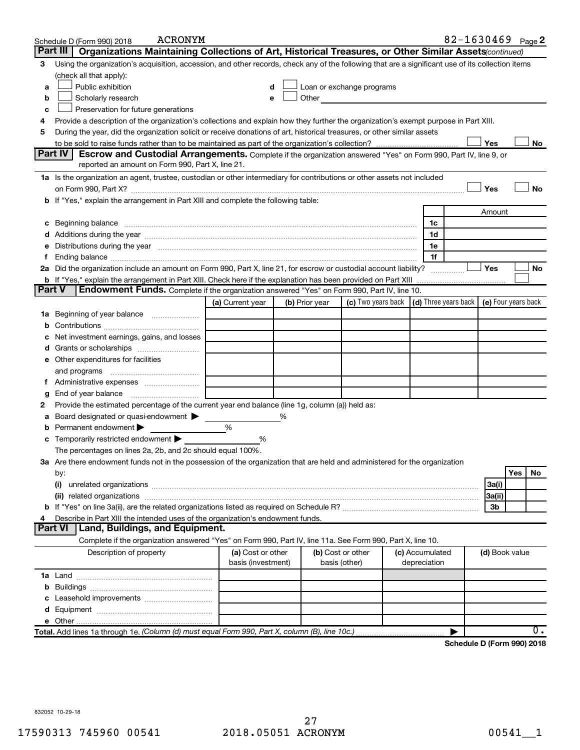Schedule D (Form 990) 2018 ACRONYM 82-1630469 Page 2

## Part III Organizations Maintaining Collections of Art, Historical Treasures, or Other Similar Assets *(continued)*

3 Using the organization's acquisition, accession, and other records, check any of the following that are a significant use of its collection items (check all that apply):

- a ☐ Public exhibition
- b ☐ Scholarly research
- c ☐ Preservation for future generations
- d ☐ Loan or exchange programs
- e ☐ Other

4 Provide a description of the organization's collections and explain how they further the organization's exempt purpose in Part XIII.

5 During the year, did the organization solicit or receive donations of art, historical treasures, or other similar assets to be sold to raise funds rather than to be maintained as part of the organization's collection? ☐ Yes ☐ No

## Part IV Escrow and Custodial Arrangements.

Complete if the organization answered "Yes" on Form 990, Part IV, line 9, or reported an amount on Form 990, Part X, line 21.

1a Is the organization an agent, trustee, custodian or other intermediary for contributions or other assets not included on Form 990, Part X? ☐ Yes ☐ No

b If "Yes," explain the arrangement in Part XIII and complete the following table:

| | | Amount |
|---|---|---|
| c Beginning balance | 1c | |
| d Additions during the year | 1d | |
| e Distributions during the year | 1e | |
| f Ending balance | 1f | |

2a Did the organization include an amount on Form 990, Part X, line 21, for escrow or custodial account liability? ☐ Yes ☐ No

b If "Yes," explain the arrangement in Part XIII. Check here if the explanation has been provided on Part XIII ☐

## Part V Endowment Funds.

Complete if the organization answered "Yes" on Form 990, Part IV, line 10.

| | (a) Current year | (b) Prior year | (c) Two years back | (d) Three years back | (e) Four years back |
|---|---|---|---|---|---|
| 1a Beginning of year balance | | | | | |
| b Contributions | | | | | |
| c Net investment earnings, gains, and losses | | | | | |
| d Grants or scholarships | | | | | |
| e Other expenditures for facilities and programs | | | | | |
| f Administrative expenses | | | | | |
| g End of year balance | | | | | |

2 Provide the estimated percentage of the current year end balance (line 1g, column (a)) held as:

a Board designated or quasi-endowment ▶ %

b Permanent endowment ▶ %

c Temporarily restricted endowment ▶ %

The percentages on lines 2a, 2b, and 2c should equal 100%.

3a Are there endowment funds not in the possession of the organization that are held and administered for the organization by:

| | | Yes | No |
|---|---|---|---|
| (i) unrelated organizations | 3a(i) | | |
| (ii) related organizations | 3a(ii) | | |
| b If "Yes" on line 3a(ii), are the related organizations listed as required on Schedule R? | 3b | | |

4 Describe in Part XIII the intended uses of the organization's endowment funds.

## Part VI Land, Buildings, and Equipment.

Complete if the organization answered "Yes" on Form 990, Part IV, line 11a. See Form 990, Part X, line 10.

| Description of property | (a) Cost or other basis (investment) | (b) Cost or other basis (other) | (c) Accumulated depreciation | (d) Book value |
|---|---|---|---|---|
| 1a Land | | | | |
| b Buildings | | | | |
| c Leasehold improvements | | | | |
| d Equipment | | | | |
| e Other | | | | |
| **Total.** Add lines 1a through 1e. *(Column (d) must equal Form 990, Part X, column (B), line 10c.)* ▶ | | | | 0. |

**Schedule D (Form 990) 2018**

832052 10-29-18

17590313 745960 00541 2018.05051 ACRONYM 00541__1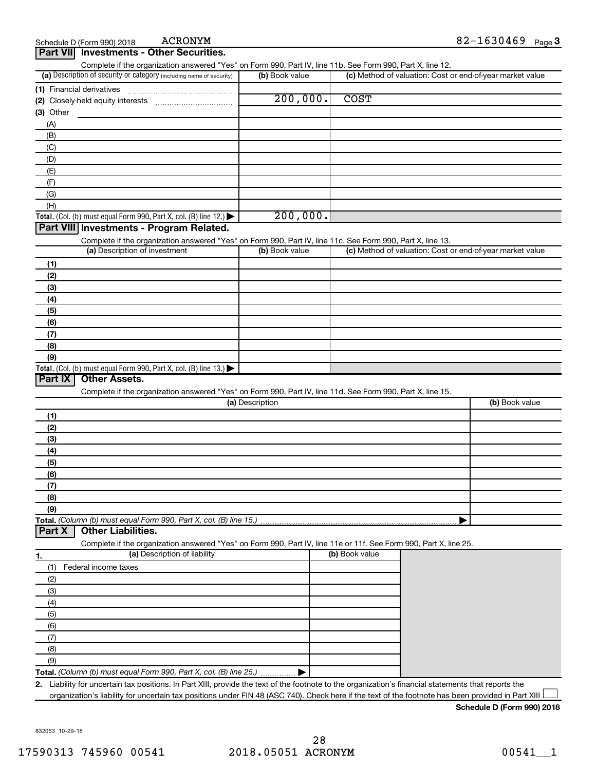Schedule D (Form 990) 2018 ACRONYM 82-1630469 Page 3

## Part VII Investments - Other Securities.

Complete if the organization answered "Yes" on Form 990, Part IV, line 11b. See Form 990, Part X, line 12.

| (a) Description of security or category (including name of security) | (b) Book value | (c) Method of valuation: Cost or end-of-year market value |
|---|---|---|
| (1) Financial derivatives | | |
| (2) Closely-held equity interests | 200,000. | COST |
| (3) Other | | |
| (A) | | |
| (B) | | |
| (C) | | |
| (D) | | |
| (E) | | |
| (F) | | |
| (G) | | |
| (H) | | |
| **Total.** (Col. (b) must equal Form 990, Part X, col. (B) line 12.) ▶ | 200,000. | |

## Part VIII Investments - Program Related.

Complete if the organization answered "Yes" on Form 990, Part IV, line 11c. See Form 990, Part X, line 13.

| (a) Description of investment | (b) Book value | (c) Method of valuation: Cost or end-of-year market value |
|---|---|---|
| (1) | | |
| (2) | | |
| (3) | | |
| (4) | | |
| (5) | | |
| (6) | | |
| (7) | | |
| (8) | | |
| (9) | | |
| **Total.** (Col. (b) must equal Form 990, Part X, col. (B) line 13.) ▶ | | |

## Part IX Other Assets.

Complete if the organization answered "Yes" on Form 990, Part IV, line 11d. See Form 990, Part X, line 15.

| (a) Description | (b) Book value |
|---|---|
| (1) | |
| (2) | |
| (3) | |
| (4) | |
| (5) | |
| (6) | |
| (7) | |
| (8) | |
| (9) | |
| **Total.** *(Column (b) must equal Form 990, Part X, col. (B) line 15.)* ▶ | |

## Part X Other Liabilities.

Complete if the organization answered "Yes" on Form 990, Part IV, line 11e or 11f. See Form 990, Part X, line 25.

| 1. (a) Description of liability | (b) Book value |
|---|---|
| (1) Federal income taxes | |
| (2) | |
| (3) | |
| (4) | |
| (5) | |
| (6) | |
| (7) | |
| (8) | |
| (9) | |
| **Total.** *(Column (b) must equal Form 990, Part X, col. (B) line 25.)* ▶ | |

**2.** Liability for uncertain tax positions. In Part XIII, provide the text of the footnote to the organization's financial statements that reports the organization's liability for uncertain tax positions under FIN 48 (ASC 740). Check here if the text of the footnote has been provided in Part XIII ☐

**Schedule D (Form 990) 2018**

832053 10-29-18

17590313 745960 00541 2018.05051 ACRONYM 00541__1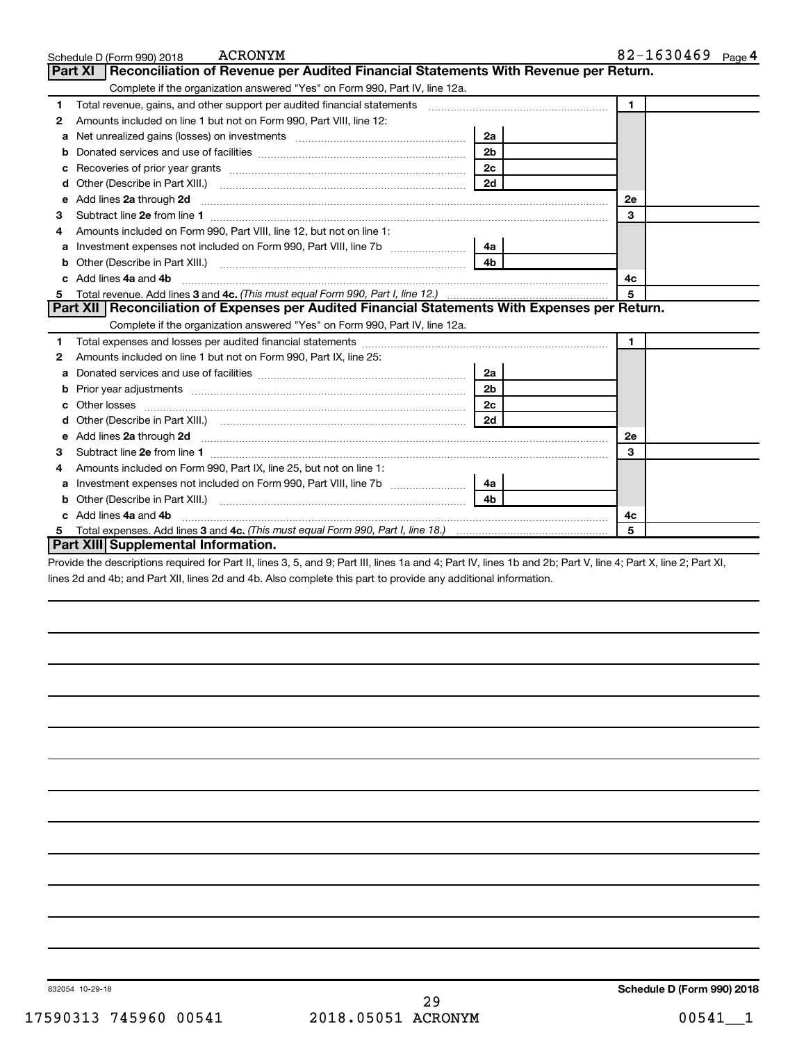Schedule D (Form 990) 2018 ACRONYM 82-1630469 Page 4

## Part XI Reconciliation of Revenue per Audited Financial Statements With Revenue per Return.

Complete if the organization answered "Yes" on Form 990, Part IV, line 12a.

| | | | | | |
|---|---|---|---|---|---|
| 1 | Total revenue, gains, and other support per audited financial statements | | | 1 | |
| 2 | Amounts included on line 1 but not on Form 990, Part VIII, line 12: | | | | |
| a | Net unrealized gains (losses) on investments | 2a | | | |
| b | Donated services and use of facilities | 2b | | | |
| c | Recoveries of prior year grants | 2c | | | |
| d | Other (Describe in Part XIII.) | 2d | | | |
| e | Add lines **2a** through **2d** | | | 2e | |
| 3 | Subtract line **2e** from line **1** | | | 3 | |
| 4 | Amounts included on Form 990, Part VIII, line 12, but not on line 1: | | | | |
| a | Investment expenses not included on Form 990, Part VIII, line 7b | 4a | | | |
| b | Other (Describe in Part XIII.) | 4b | | | |
| c | Add lines **4a** and **4b** | | | 4c | |
| 5 | Total revenue. Add lines **3** and **4c.** *(This must equal Form 990, Part I, line 12.)* | | | 5 | |

## Part XII Reconciliation of Expenses per Audited Financial Statements With Expenses per Return.

Complete if the organization answered "Yes" on Form 990, Part IV, line 12a.

| | | | | | |
|---|---|---|---|---|---|
| 1 | Total expenses and losses per audited financial statements | | | 1 | |
| 2 | Amounts included on line 1 but not on Form 990, Part IX, line 25: | | | | |
| a | Donated services and use of facilities | 2a | | | |
| b | Prior year adjustments | 2b | | | |
| c | Other losses | 2c | | | |
| d | Other (Describe in Part XIII.) | 2d | | | |
| e | Add lines **2a** through **2d** | | | 2e | |
| 3 | Subtract line **2e** from line **1** | | | 3 | |
| 4 | Amounts included on Form 990, Part IX, line 25, but not on line 1: | | | | |
| a | Investment expenses not included on Form 990, Part VIII, line 7b | 4a | | | |
| b | Other (Describe in Part XIII.) | 4b | | | |
| c | Add lines **4a** and **4b** | | | 4c | |
| 5 | Total expenses. Add lines **3** and **4c.** *(This must equal Form 990, Part I, line 18.)* | | | 5 | |

## Part XIII Supplemental Information.

Provide the descriptions required for Part II, lines 3, 5, and 9; Part III, lines 1a and 4; Part IV, lines 1b and 2b; Part V, line 4; Part X, line 2; Part XI, lines 2d and 4b; and Part XII, lines 2d and 4b. Also complete this part to provide any additional information.

832054 10-29-18

**Schedule D (Form 990) 2018**

17590313 745960 00541 2018.05051 ACRONYM 00541__1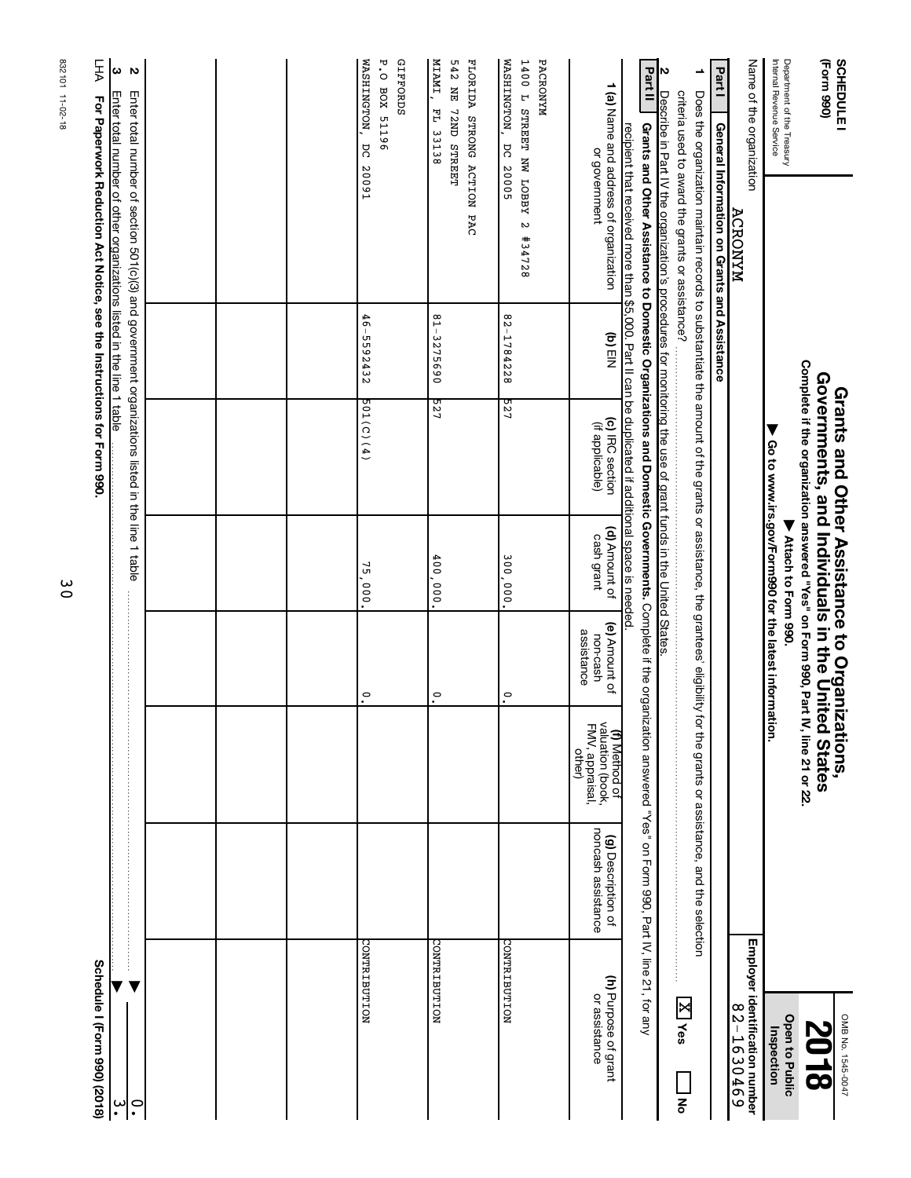**SCHEDULE I**
**(Form 990)**

Department of the Treasury
Internal Revenue Service

# Grants and Other Assistance to Organizations, Governments, and Individuals in the United States

**Complete if the organization answered "Yes" on Form 990, Part IV, line 21 or 22.**
**▶ Attach to Form 990.**
**▶ Go to www.irs.gov/Form990 for the latest information.**

OMB No. 1545-0047

**2018**

**Open to Public Inspection**

Name of the organization: ACRONYM

**Employer identification number** 82-1630469

**Part I** **General Information on Grants and Assistance**

**1** Does the organization maintain records to substantiate the amount of the grants or assistance, the grantees' eligibility for the grants or assistance, and the selection criteria used to award the grants or assistance? ☒ **Yes** ☐ **No**

**2** Describe in Part IV the organization's procedures for monitoring the use of grant funds in the United States.

**Part II** **Grants and Other Assistance to Domestic Organizations and Domestic Governments.** Complete if the organization answered "Yes" on Form 990, Part IV, line 21, for any recipient that received more than $5,000. Part II can be duplicated if additional space is needed.

| **1 (a)** Name and address of organization or government | **(b)** EIN | **(c)** IRC section (if applicable) | **(d)** Amount of cash grant | **(e)** Amount of non-cash assistance | **(f)** Method of valuation (book, FMV, appraisal, other) | **(g)** Description of noncash assistance | **(h)** Purpose of grant or assistance |
|---|---|---|---|---|---|---|---|
| PACRONYM<br>1400 L STREET NW LOBBY 2 #34728<br>WASHINGTON, DC 20005 | 82-1784228 | 527 | 300,000. | 0. | | | CONTRIBUTION |
| FLORIDA STRONG ACTION PAC<br>542 NE 72ND STREET<br>MIAMI, FL 33138 | 81-3275690 | 527 | 400,000. | 0. | | | CONTRIBUTION |
| GIFFORDS<br>P.O BOX 51196<br>WASHINGTON, DC 20091 | 46-5592432 | 501(C)(4) | 75,000. | 0. | | | CONTRIBUTION |
| | | | | | | | |
| | | | | | | | |
| | | | | | | | |

**2** Enter total number of section 501(c)(3) and government organizations listed in the line 1 table ▶ 0.

**3** Enter total number of other organizations listed in the line 1 table ▶ 3.

**LHA** **For Paperwork Reduction Act Notice, see the Instructions for Form 990.** **Schedule I (Form 990) (2018)**

832101 11-02-18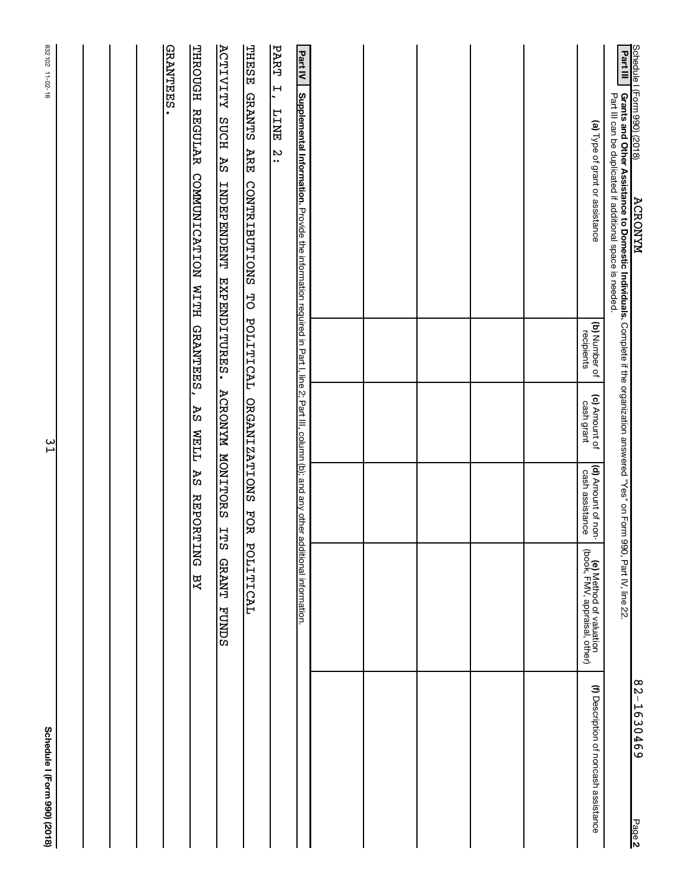Schedule I (Form 990) (2018) ACRONYM 82-1630469 Page 2

**Part III** **Grants and Other Assistance to Domestic Individuals.** Complete if the organization answered "Yes" on Form 990, Part IV, line 22.
Part III can be duplicated if additional space is needed.

| (a) Type of grant or assistance | (b) Number of recipients | (c) Amount of cash grant | (d) Amount of non-cash assistance | (e) Method of valuation (book, FMV, appraisal, other) | (f) Description of noncash assistance |
|---|---|---|---|---|---|
| | | | | | |
| | | | | | |
| | | | | | |
| | | | | | |
| | | | | | |
| | | | | | |
| | | | | | |

**Part IV** **Supplemental Information.** Provide the information required in Part I, line 2; Part III, column (b); and any other additional information.

PART I, LINE 2:

THESE GRANTS ARE CONTRIBUTIONS TO POLITICAL ORGANIZATIONS FOR POLITICAL ACTIVITY SUCH AS INDEPENDENT EXPENDITURES. ACRONYM MONITORS ITS GRANT FUNDS THROUGH REGULAR COMMUNICATION WITH GRANTEES, AS WELL AS REPORTING BY GRANTEES.

832102 11-02-18 **Schedule I (Form 990) (2018)**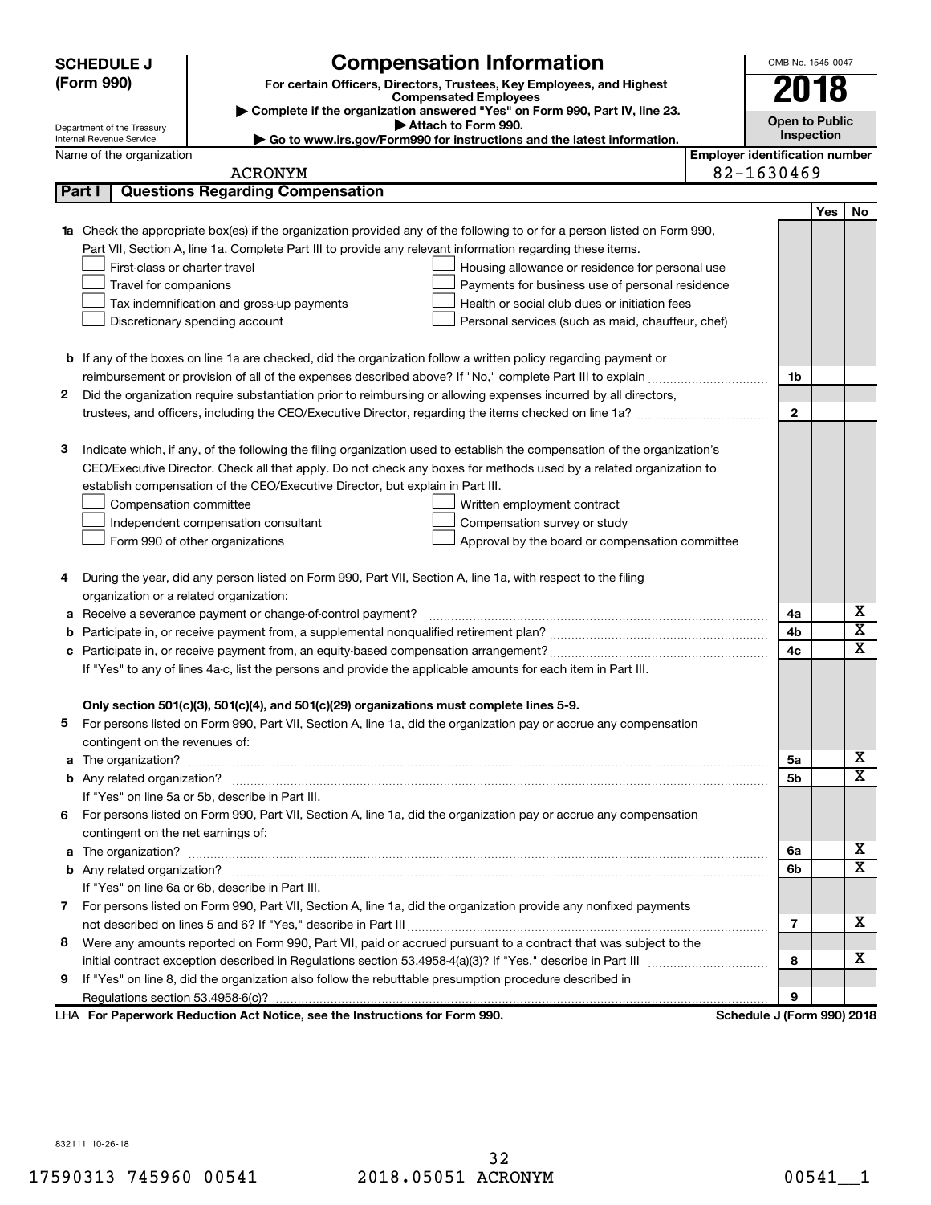**SCHEDULE J (Form 990)**

Department of the Treasury
Internal Revenue Service

# Compensation Information

**For certain Officers, Directors, Trustees, Key Employees, and Highest Compensated Employees**

▶ Complete if the organization answered "Yes" on Form 990, Part IV, line 23.

▶ Attach to Form 990.

▶ Go to www.irs.gov/Form990 for instructions and the latest information.

OMB No. 1545-0047

**2018**

**Open to Public Inspection**

Name of the organization: ACRONYM

Employer identification number: 82-1630469

## Part I | Questions Regarding Compensation

| | | Line | Yes | No |
|---|---|---|---|---|
| **1a** | Check the appropriate box(es) if the organization provided any of the following to or for a person listed on Form 990, Part VII, Section A, line 1a. Complete Part III to provide any relevant information regarding these items.<br>☐ First-class or charter travel ☐ Housing allowance or residence for personal use<br>☐ Travel for companions ☐ Payments for business use of personal residence<br>☐ Tax indemnification and gross-up payments ☐ Health or social club dues or initiation fees<br>☐ Discretionary spending account ☐ Personal services (such as maid, chauffeur, chef) | | | |
| **b** | If any of the boxes on line 1a are checked, did the organization follow a written policy regarding payment or reimbursement or provision of all of the expenses described above? If "No," complete Part III to explain | 1b | | |
| **2** | Did the organization require substantiation prior to reimbursing or allowing expenses incurred by all directors, trustees, and officers, including the CEO/Executive Director, regarding the items checked on line 1a? | 2 | | |
| **3** | Indicate which, if any, of the following the filing organization used to establish the compensation of the organization's CEO/Executive Director. Check all that apply. Do not check any boxes for methods used by a related organization to establish compensation of the CEO/Executive Director, but explain in Part III.<br>☐ Compensation committee ☐ Written employment contract<br>☐ Independent compensation consultant ☐ Compensation survey or study<br>☐ Form 990 of other organizations ☐ Approval by the board or compensation committee | | | |
| **4** | During the year, did any person listed on Form 990, Part VII, Section A, line 1a, with respect to the filing organization or a related organization: | | | |
| **a** | Receive a severance payment or change-of-control payment? | 4a | | X |
| **b** | Participate in, or receive payment from, a supplemental nonqualified retirement plan? | 4b | | X |
| **c** | Participate in, or receive payment from, an equity-based compensation arrangement? | 4c | | X |
| | If "Yes" to any of lines 4a-c, list the persons and provide the applicable amounts for each item in Part III. | | | |
| | **Only section 501(c)(3), 501(c)(4), and 501(c)(29) organizations must complete lines 5-9.** | | | |
| **5** | For persons listed on Form 990, Part VII, Section A, line 1a, did the organization pay or accrue any compensation contingent on the revenues of: | | | |
| **a** | The organization? | 5a | | X |
| **b** | Any related organization? | 5b | | X |
| | If "Yes" on line 5a or 5b, describe in Part III. | | | |
| **6** | For persons listed on Form 990, Part VII, Section A, line 1a, did the organization pay or accrue any compensation contingent on the net earnings of: | | | |
| **a** | The organization? | 6a | | X |
| **b** | Any related organization? | 6b | | X |
| | If "Yes" on line 6a or 6b, describe in Part III. | | | |
| **7** | For persons listed on Form 990, Part VII, Section A, line 1a, did the organization provide any nonfixed payments not described on lines 5 and 6? If "Yes," describe in Part III | 7 | | X |
| **8** | Were any amounts reported on Form 990, Part VII, paid or accrued pursuant to a contract that was subject to the initial contract exception described in Regulations section 53.4958-4(a)(3)? If "Yes," describe in Part III | 8 | | X |
| **9** | If "Yes" on line 8, did the organization also follow the rebuttable presumption procedure described in Regulations section 53.4958-6(c)? | 9 | | |

LHA **For Paperwork Reduction Act Notice, see the Instructions for Form 990.** **Schedule J (Form 990) 2018**

832111 10-26-18

17590313 745960 00541 2018.05051 ACRONYM 00541__1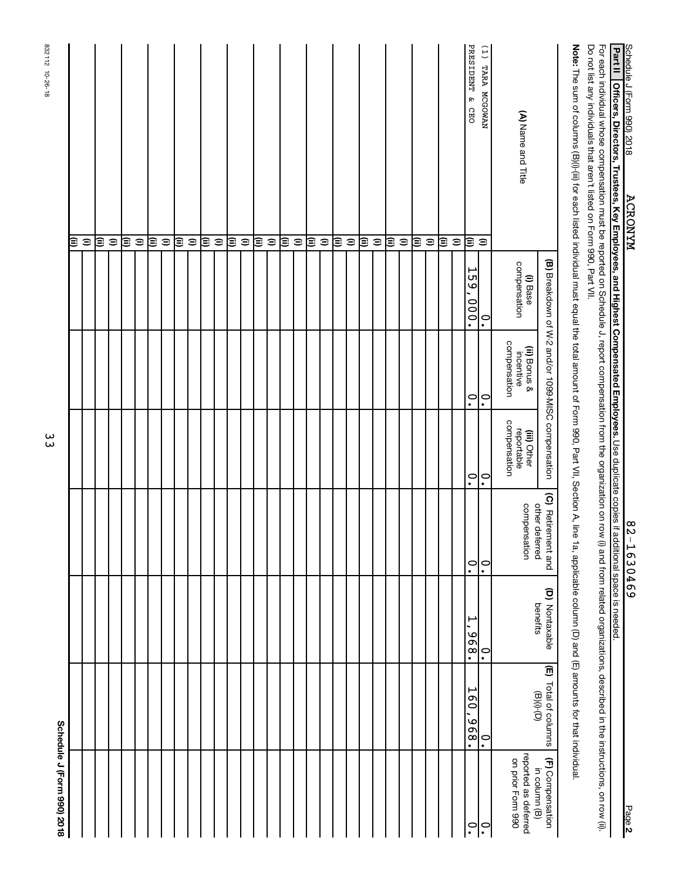Schedule J (Form 990) 2018 ACRONYM 82-1630469 Page **2**

**Part II** **Officers, Directors, Trustees, Key Employees, and Highest Compensated Employees.** Use duplicate copies if additional space is needed.

For each individual whose compensation must be reported on Schedule J, report compensation from the organization on row (i) and from related organizations, described in the instructions, on row (ii).

Do not list any individuals that aren't listed on Form 990, Part VII.

**Note:** The sum of columns (B)(i)-(iii) for each listed individual must equal the total amount of Form 990, Part VII, Section A, line 1a, applicable column (D) and (E) amounts for that individual.

| (A) Name and Title | | (B) Breakdown of W-2 and/or 1099-MISC compensation | | | (C) Retirement and other deferred compensation | (D) Nontaxable benefits | (E) Total of columns (B)(i)-(D) | (F) Compensation in column (B) reported as deferred on prior Form 990 |
|---|---|---|---|---|---|---|---|---|
| | | (i) Base compensation | (ii) Bonus & incentive compensation | (iii) Other reportable compensation | | | | |
| (1) TARA MCGOWAN | (i) | 0. | 0. | 0. | 0. | 0. | 0. | 0. |
| PRESIDENT & CEO | (ii) | 159,000. | 0. | 0. | 0. | 1,968. | 160,968. | 0. |
| | (i) | | | | | | | |
| | (ii) | | | | | | | |
| | (i) | | | | | | | |
| | (ii) | | | | | | | |
| | (i) | | | | | | | |
| | (ii) | | | | | | | |
| | (i) | | | | | | | |
| | (ii) | | | | | | | |
| | (i) | | | | | | | |
| | (ii) | | | | | | | |
| | (i) | | | | | | | |
| | (ii) | | | | | | | |
| | (i) | | | | | | | |
| | (ii) | | | | | | | |
| | (i) | | | | | | | |
| | (ii) | | | | | | | |
| | (i) | | | | | | | |
| | (ii) | | | | | | | |
| | (i) | | | | | | | |
| | (ii) | | | | | | | |
| | (i) | | | | | | | |
| | (ii) | | | | | | | |
| | (i) | | | | | | | |
| | (ii) | | | | | | | |
| | (i) | | | | | | | |
| | (ii) | | | | | | | |
| | (i) | | | | | | | |
| | (ii) | | | | | | | |
| | (i) | | | | | | | |
| | (ii) | | | | | | | |

832112 10-26-18

**Schedule J (Form 990) 2018**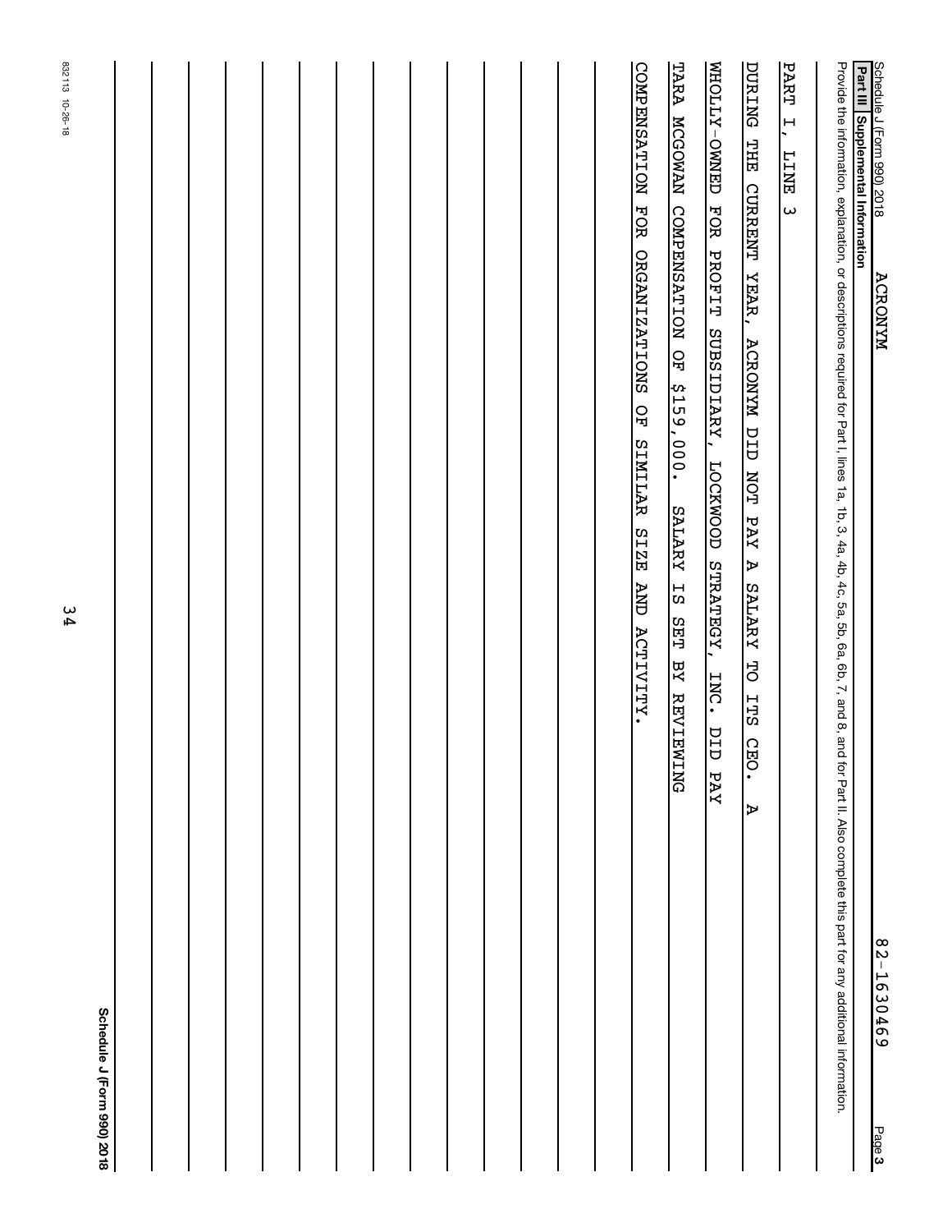Schedule J (Form 990) 2018 ACRONYM 82-1630469 Page 3

**Part III Supplemental Information**

Provide the information, explanation, or descriptions required for Part I, lines 1a, 1b, 3, 4a, 4b, 4c, 5a, 5b, 6a, 6b, 7, and 8, and for Part II. Also complete this part for any additional information.

PART I, LINE 3

DURING THE CURRENT YEAR, ACRONYM DID NOT PAY A SALARY TO ITS CEO. A WHOLLY-OWNED FOR PROFIT SUBSIDIARY, LOCKWOOD STRATEGY, INC. DID PAY TARA MCGOWAN COMPENSATION OF $159,000. SALARY IS SET BY REVIEWING COMPENSATION FOR ORGANIZATIONS OF SIMILAR SIZE AND ACTIVITY.

832113 10-26-18

Schedule J (Form 990) 2018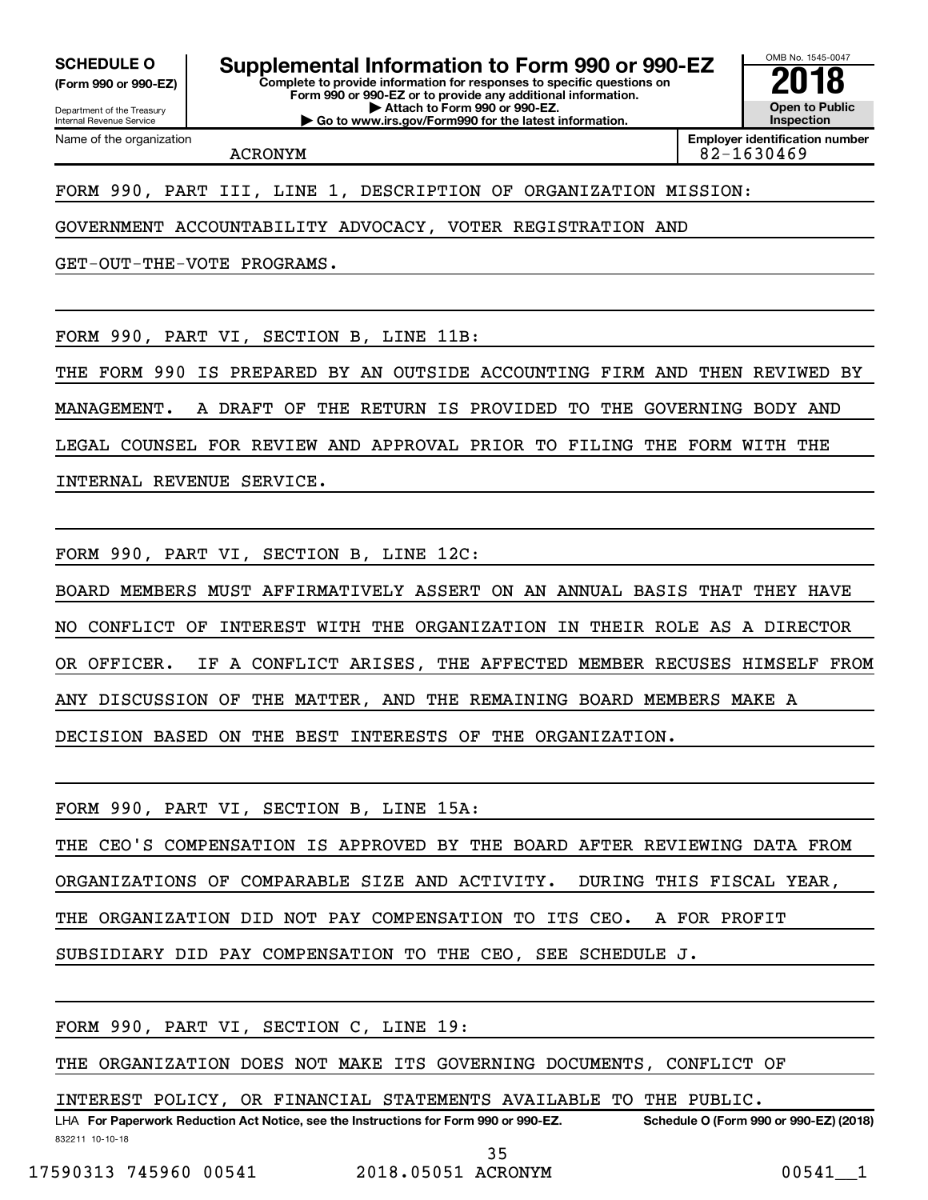**SCHEDULE O**
**(Form 990 or 990-EZ)**

Department of the Treasury
Internal Revenue Service

# Supplemental Information to Form 990 or 990-EZ

**Complete to provide information for responses to specific questions on Form 990 or 990-EZ or to provide any additional information.**
**▶ Attach to Form 990 or 990-EZ.**
**▶ Go to www.irs.gov/Form990 for the latest information.**

OMB No. 1545-0047
**2018**
**Open to Public Inspection**

| Name of the organization | Employer identification number |
|---|---|
| ACRONYM | 82-1630469 |

FORM 990, PART III, LINE 1, DESCRIPTION OF ORGANIZATION MISSION:

GOVERNMENT ACCOUNTABILITY ADVOCACY, VOTER REGISTRATION AND GET-OUT-THE-VOTE PROGRAMS.

FORM 990, PART VI, SECTION B, LINE 11B:

THE FORM 990 IS PREPARED BY AN OUTSIDE ACCOUNTING FIRM AND THEN REVIWED BY MANAGEMENT. A DRAFT OF THE RETURN IS PROVIDED TO THE GOVERNING BODY AND LEGAL COUNSEL FOR REVIEW AND APPROVAL PRIOR TO FILING THE FORM WITH THE INTERNAL REVENUE SERVICE.

FORM 990, PART VI, SECTION B, LINE 12C:

BOARD MEMBERS MUST AFFIRMATIVELY ASSERT ON AN ANNUAL BASIS THAT THEY HAVE NO CONFLICT OF INTEREST WITH THE ORGANIZATION IN THEIR ROLE AS A DIRECTOR OR OFFICER. IF A CONFLICT ARISES, THE AFFECTED MEMBER RECUSES HIMSELF FROM ANY DISCUSSION OF THE MATTER, AND THE REMAINING BOARD MEMBERS MAKE A DECISION BASED ON THE BEST INTERESTS OF THE ORGANIZATION.

FORM 990, PART VI, SECTION B, LINE 15A:

THE CEO'S COMPENSATION IS APPROVED BY THE BOARD AFTER REVIEWING DATA FROM ORGANIZATIONS OF COMPARABLE SIZE AND ACTIVITY. DURING THIS FISCAL YEAR, THE ORGANIZATION DID NOT PAY COMPENSATION TO ITS CEO. A FOR PROFIT SUBSIDIARY DID PAY COMPENSATION TO THE CEO, SEE SCHEDULE J.

FORM 990, PART VI, SECTION C, LINE 19:

THE ORGANIZATION DOES NOT MAKE ITS GOVERNING DOCUMENTS, CONFLICT OF INTEREST POLICY, OR FINANCIAL STATEMENTS AVAILABLE TO THE PUBLIC.

LHA **For Paperwork Reduction Act Notice, see the Instructions for Form 990 or 990-EZ.** **Schedule O (Form 990 or 990-EZ) (2018)**

832211 10-10-18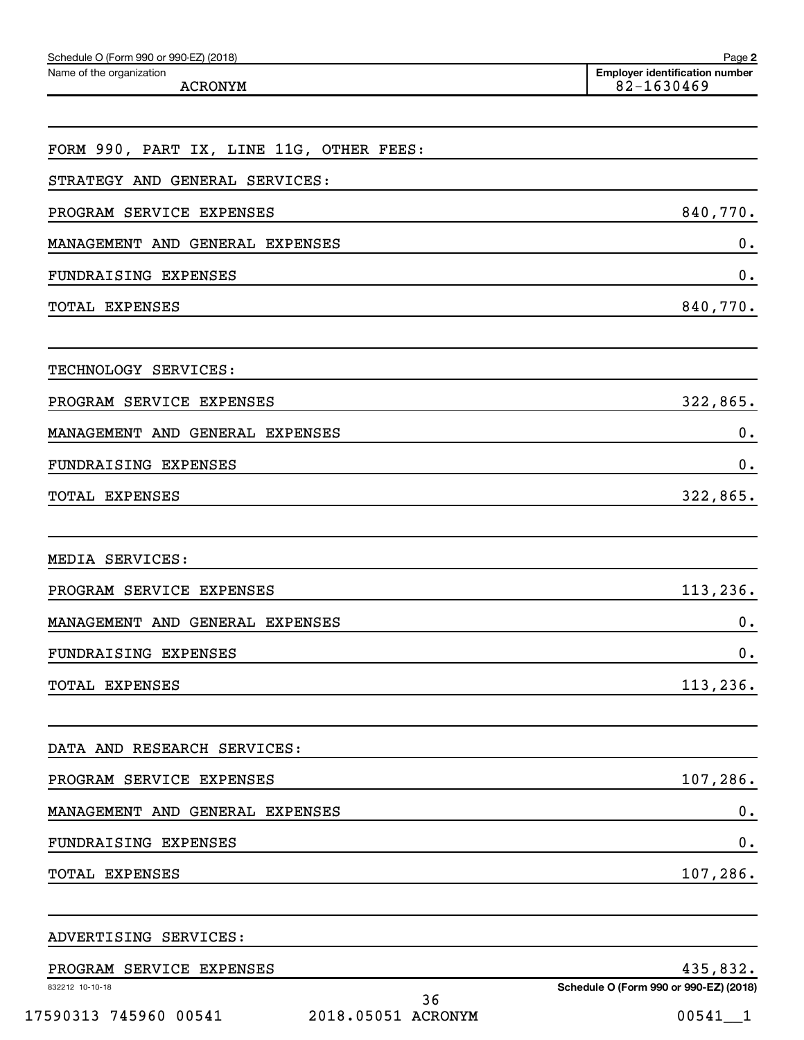Schedule O (Form 990 or 990-EZ) (2018) Page **2**

Name of the organization: ACRONYM

**Employer identification number:** 82-1630469

FORM 990, PART IX, LINE 11G, OTHER FEES:

| STRATEGY AND GENERAL SERVICES: | |
|---|---|
| PROGRAM SERVICE EXPENSES | 840,770. |
| MANAGEMENT AND GENERAL EXPENSES | 0. |
| FUNDRAISING EXPENSES | 0. |
| TOTAL EXPENSES | 840,770. |

| TECHNOLOGY SERVICES: | |
|---|---|
| PROGRAM SERVICE EXPENSES | 322,865. |
| MANAGEMENT AND GENERAL EXPENSES | 0. |
| FUNDRAISING EXPENSES | 0. |
| TOTAL EXPENSES | 322,865. |

| MEDIA SERVICES: | |
|---|---|
| PROGRAM SERVICE EXPENSES | 113,236. |
| MANAGEMENT AND GENERAL EXPENSES | 0. |
| FUNDRAISING EXPENSES | 0. |
| TOTAL EXPENSES | 113,236. |

| DATA AND RESEARCH SERVICES: | |
|---|---|
| PROGRAM SERVICE EXPENSES | 107,286. |
| MANAGEMENT AND GENERAL EXPENSES | 0. |
| FUNDRAISING EXPENSES | 0. |
| TOTAL EXPENSES | 107,286. |

| ADVERTISING SERVICES: | |
|---|---|
| PROGRAM SERVICE EXPENSES | 435,832. |

832212 10-10-18

Schedule O (Form 990 or 990-EZ) (2018)

17590313 745960 00541 2018.05051 ACRONYM 00541__1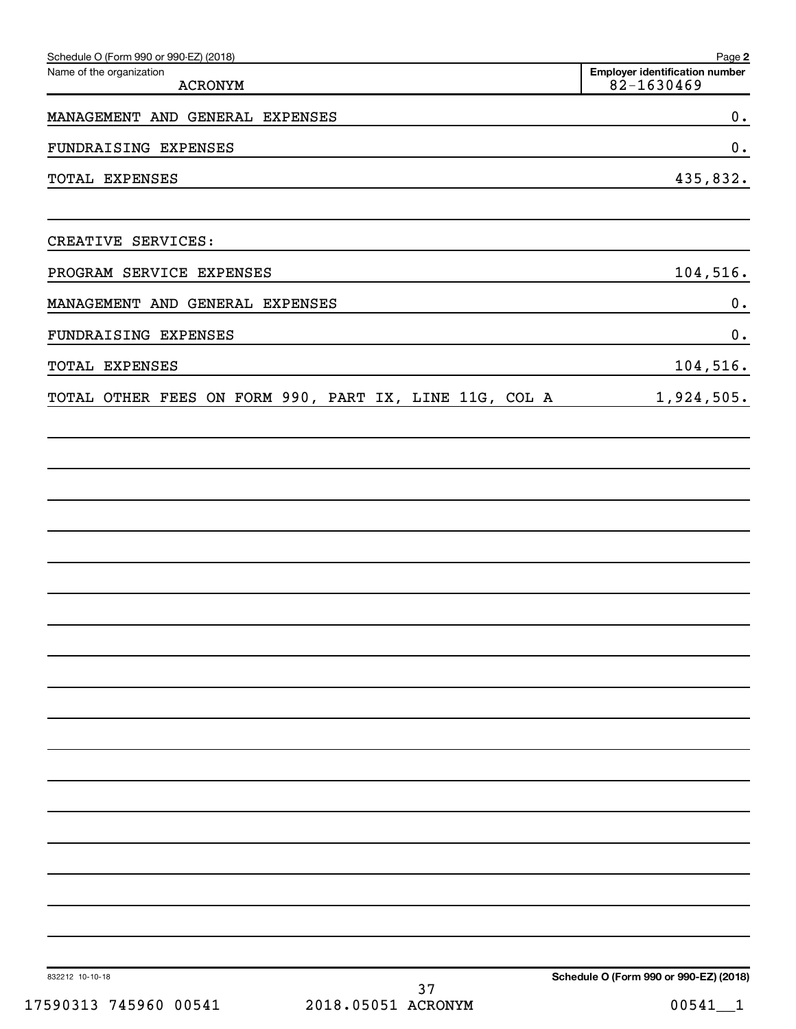Schedule O (Form 990 or 990-EZ) (2018) Page **2**

| Name of the organization | Employer identification number |
|---|---|
| ACRONYM | 82-1630469 |

| | |
|---|---|
| MANAGEMENT AND GENERAL EXPENSES | 0. |
| FUNDRAISING EXPENSES | 0. |
| TOTAL EXPENSES | 435,832. |
| | |
| CREATIVE SERVICES: | |
| PROGRAM SERVICE EXPENSES | 104,516. |
| MANAGEMENT AND GENERAL EXPENSES | 0. |
| FUNDRAISING EXPENSES | 0. |
| TOTAL EXPENSES | 104,516. |
| TOTAL OTHER FEES ON FORM 990, PART IX, LINE 11G, COL A | 1,924,505. |

832212 10-10-18

**Schedule O (Form 990 or 990-EZ) (2018)**

17590313 745960 00541 2018.05051 ACRONYM 00541__1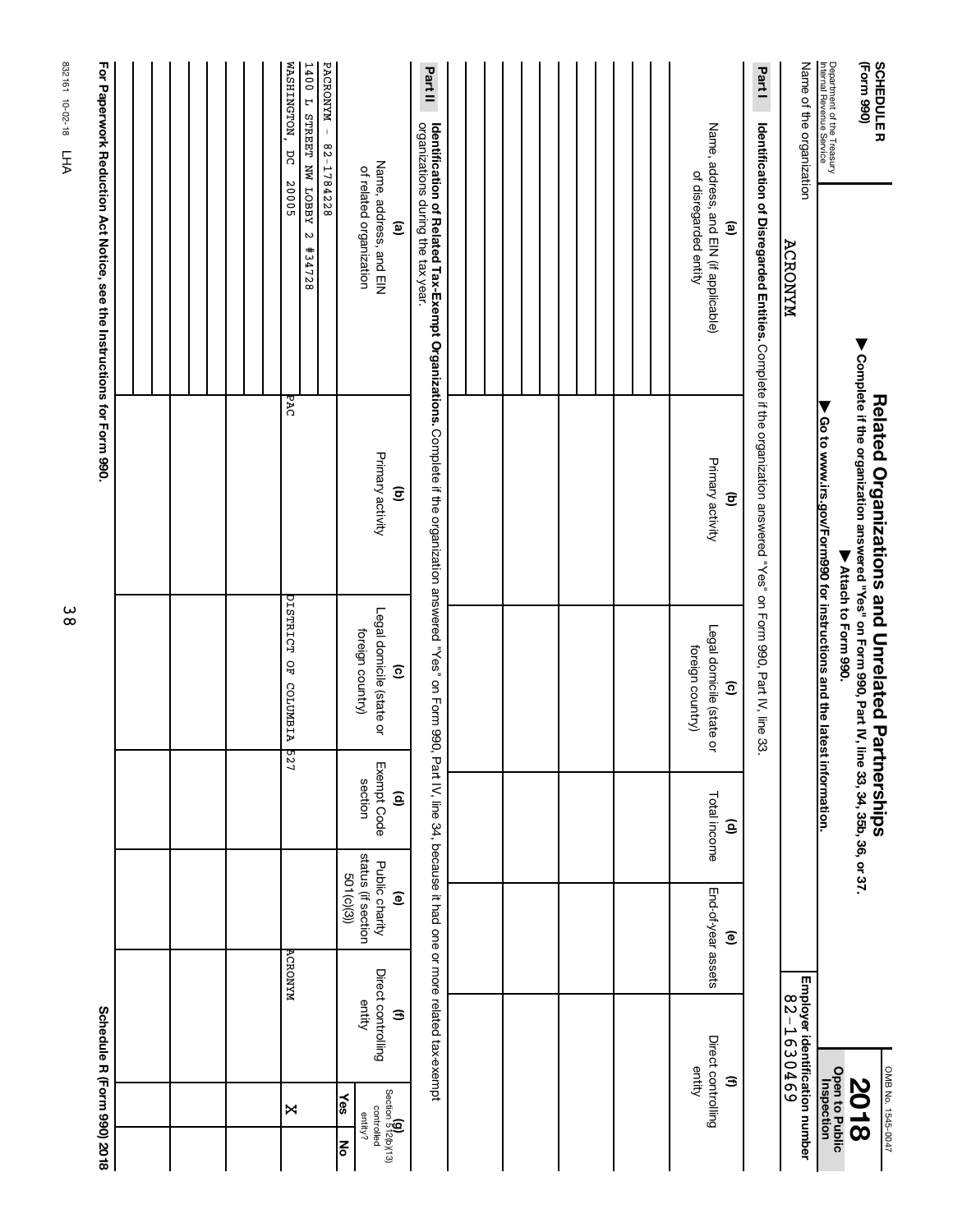**SCHEDULE R (Form 990)**

Department of the Treasury
Internal Revenue Service

# Related Organizations and Unrelated Partnerships

▶ Complete if the organization answered "Yes" on Form 990, Part IV, line 33, 34, 35b, 36, or 37.
▶ Attach to Form 990.
▶ Go to www.irs.gov/Form990 for instructions and the latest information.

OMB No. 1545-0047

**2018**

**Open to Public Inspection**

Name of the organization: ACRONYM

Employer identification number: 82-1630469

## Part I Identification of Disregarded Entities. Complete if the organization answered "Yes" on Form 990, Part IV, line 33.

| (a) Name, address, and EIN (if applicable) of disregarded entity | (b) Primary activity | (c) Legal domicile (state or foreign country) | (d) Total income | (e) End-of-year assets | (f) Direct controlling entity |
|---|---|---|---|---|---|
| | | | | | |
| | | | | | |
| | | | | | |
| | | | | | |
| | | | | | |
| | | | | | |

## Part II Identification of Related Tax-Exempt Organizations. Complete if the organization answered "Yes" on Form 990, Part IV, line 34, because it had one or more related tax-exempt organizations during the tax year.

| (a) Name, address, and EIN of related organization | (b) Primary activity | (c) Legal domicile (state or foreign country) | (d) Exempt Code section | (e) Public charity status (if section 501(c)(3)) | (f) Direct controlling entity | (g) Section 512(b)(13) controlled entity? Yes | No |
|---|---|---|---|---|---|---|---|
| PACRONYM - 82-1784228<br>1400 L STREET NW LOBBY 2 #34728<br>WASHINGTON, DC 20005 | PAC | DISTRICT OF COLUMBIA | 527 | | ACRONYM | | X |
| | | | | | | | |
| | | | | | | | |
| | | | | | | | |
| | | | | | | | |
| | | | | | | | |

**For Paperwork Reduction Act Notice, see the Instructions for Form 990.**

Schedule R (Form 990) 2018

832161 10-02-18 LHA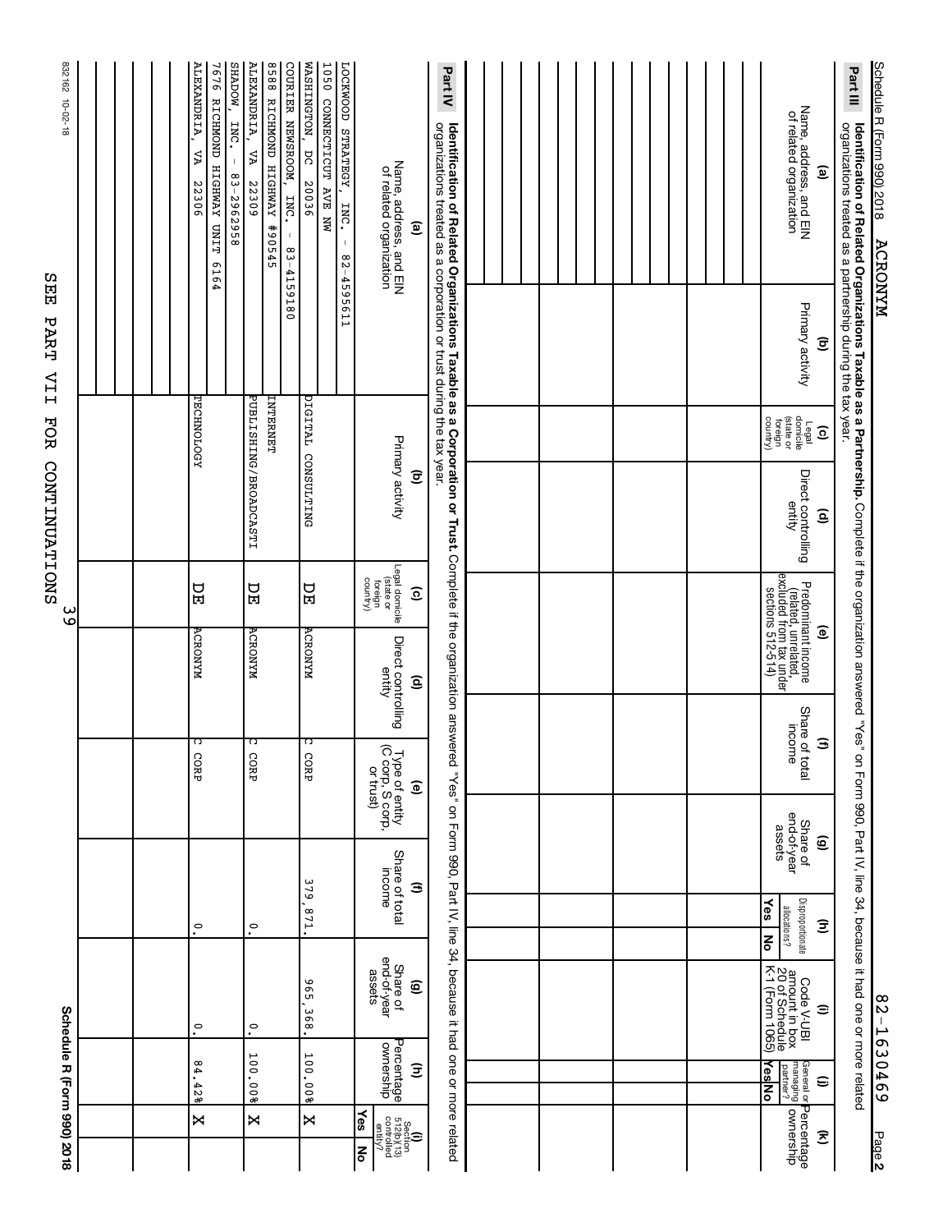Schedule R (Form 990) 2018 ACRONYM 82-1630469 Page 2

## Part III Identification of Related Organizations Taxable as a Partnership.

Complete if the organization answered "Yes" on Form 990, Part IV, line 34, because it had one or more related organizations treated as a partnership during the tax year.

| (a) Name, address, and EIN of related organization | (b) Primary activity | (c) Legal domicile (state or foreign country) | (d) Direct controlling entity | (e) Predominant income (related, unrelated, excluded from tax under sections 512-514) | (f) Share of total income | (g) Share of end-of-year assets | (h) Disproportionate allocations? Yes | No | (i) Code V-UBI amount in box 20 of Schedule K-1 (Form 1065) | (j) General or managing partner? Yes | No | (k) Percentage ownership |
|---|---|---|---|---|---|---|---|---|---|---|---|---|
| | | | | | | | | | | | | |
| | | | | | | | | | | | | |
| | | | | | | | | | | | | |
| | | | | | | | | | | | | |
| | | | | | | | | | | | | |
| | | | | | | | | | | | | |
| | | | | | | | | | | | | |

## Part IV Identification of Related Organizations Taxable as a Corporation or Trust.

Complete if the organization answered "Yes" on Form 990, Part IV, line 34, because it had one or more related organizations treated as a corporation or trust during the tax year.

| (a) Name, address, and EIN of related organization | (b) Primary activity | (c) Legal domicile (state or foreign country) | (d) Direct controlling entity | (e) Type of entity (C corp, S corp, or trust) | (f) Share of total income | (g) Share of end-of-year assets | (h) Percentage ownership | (i) Section 512(b)(13) controlled entity? Yes | No |
|---|---|---|---|---|---|---|---|---|---|
| LOCKWOOD STRATEGY, INC. - 82-4595611<br>1050 CONNECTICUT AVE NW<br>WASHINGTON, DC 20036 | DIGITAL CONSULTING | DE | ACRONYM | C CORP | 379,871. | 965,368. | 100.00% | X | |
| COURIER NEWSROOM, INC. - 83-4159180<br>8588 RICHMOND HIGHWAY #90545<br>ALEXANDRIA, VA 22309 | INTERNET PUBLISHING/BROADCASTI | DE | ACRONYM | C CORP | 0. | 0. | 100.00% | X | |
| SHADOW, INC. - 83-2962958<br>7676 RICHMOND HIGHWAY UNIT 6164<br>ALEXANDRIA, VA 22306 | TECHNOLOGY | DE | ACRONYM | C CORP | 0. | 0. | 84.42% | X | |
| | | | | | | | | | |
| | | | | | | | | | |
| | | | | | | | | | |
| | | | | | | | | | |

SEE PART VII FOR CONTINUATIONS

832162 10-02-18

Schedule R (Form 990) 2018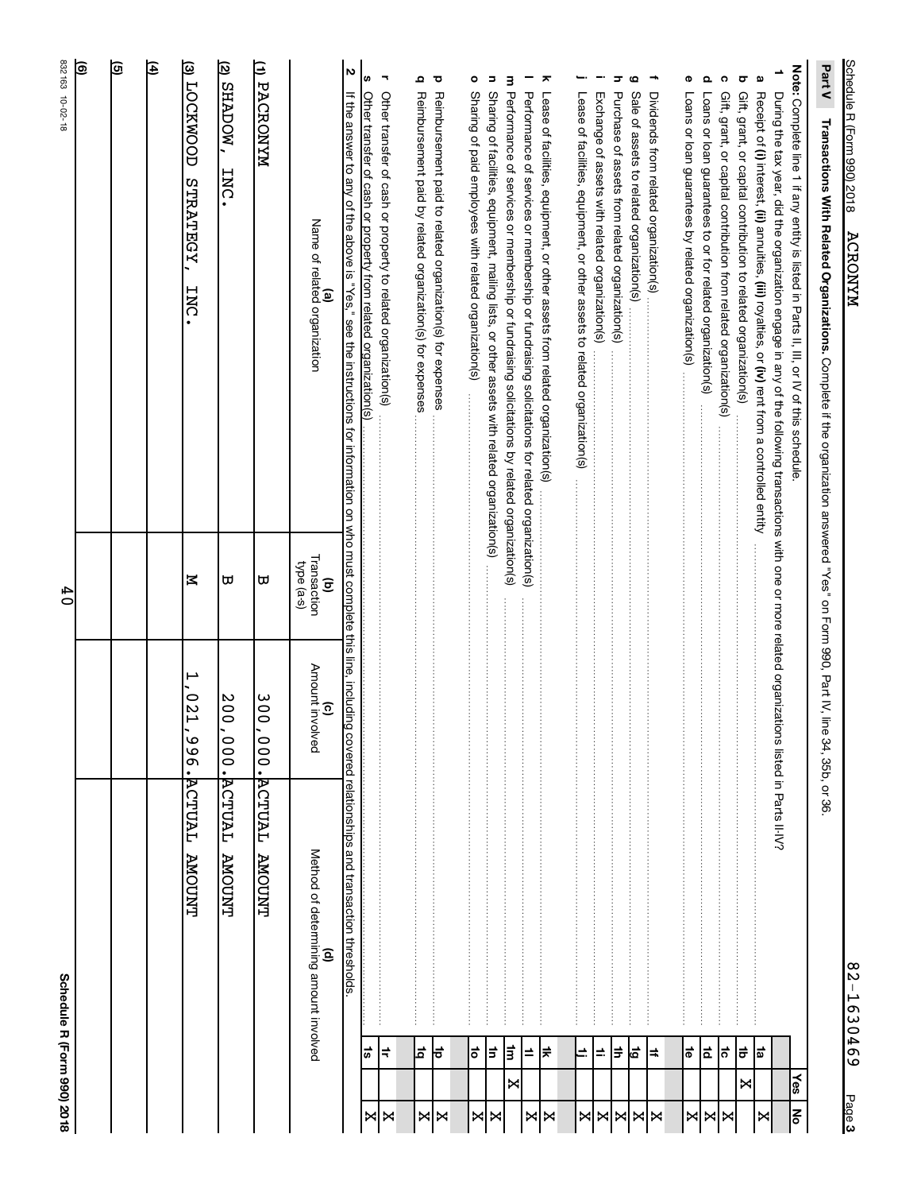Schedule R (Form 990) 2018 ACRONYM 82-1630469 Page 3

## Part V Transactions With Related Organizations. Complete if the organization answered "Yes" on Form 990, Part IV, line 34, 35b, or 36.

**Note:** Complete line 1 if any entity is listed in Parts II, III, or IV of this schedule.

| | | | Yes | No |
|---|---|---|---|---|
| **1** | During the tax year, did the organization engage in any of the following transactions with one or more related organizations listed in Parts II-IV? | | | |
| **a** | Receipt of **(i)** interest, **(ii)** annuities, **(iii)** royalties, or **(iv)** rent from a controlled entity | 1a | | X |
| **b** | Gift, grant, or capital contribution to related organization(s) | 1b | X | |
| **c** | Gift, grant, or capital contribution from related organization(s) | 1c | | X |
| **d** | Loans or loan guarantees to or for related organization(s) | 1d | | X |
| **e** | Loans or loan guarantees by related organization(s) | 1e | | X |
| **f** | Dividends from related organization(s) | 1f | | X |
| **g** | Sale of assets to related organization(s) | 1g | | X |
| **h** | Purchase of assets from related organization(s) | 1h | | X |
| **i** | Exchange of assets with related organization(s) | 1i | | X |
| **j** | Lease of facilities, equipment, or other assets to related organization(s) | 1j | | X |
| **k** | Lease of facilities, equipment, or other assets from related organization(s) | 1k | | X |
| **l** | Performance of services or membership or fundraising solicitations for related organization(s) | 1l | | X |
| **m** | Performance of services or membership or fundraising solicitations by related organization(s) | 1m | X | |
| **n** | Sharing of facilities, equipment, mailing lists, or other assets with related organization(s) | 1n | | X |
| **o** | Sharing of paid employees with related organization(s) | 1o | | X |
| **p** | Reimbursement paid to related organization(s) for expenses | 1p | | X |
| **q** | Reimbursement paid by related organization(s) for expenses | 1q | | X |
| **r** | Other transfer of cash or property to related organization(s) | 1r | | X |
| **s** | Other transfer of cash or property from related organization(s) | 1s | | X |

**2** If the answer to any of the above is "Yes," see the instructions for information on who must complete this line, including covered relationships and transaction thresholds.

| (a) Name of related organization | (b) Transaction type (a-s) | (c) Amount involved | (d) Method of determining amount involved |
|---|---|---|---|
| (1) PACRONYM | B | 300,000. | ACTUAL AMOUNT |
| (2) SHADOW, INC. | B | 200,000. | ACTUAL AMOUNT |
| (3) LOCKWOOD STRATEGY, INC. | M | 1,021,996. | ACTUAL AMOUNT |
| (4) | | | |
| (5) | | | |
| (6) | | | |

832163 10-02-18 Schedule R (Form 990) 2018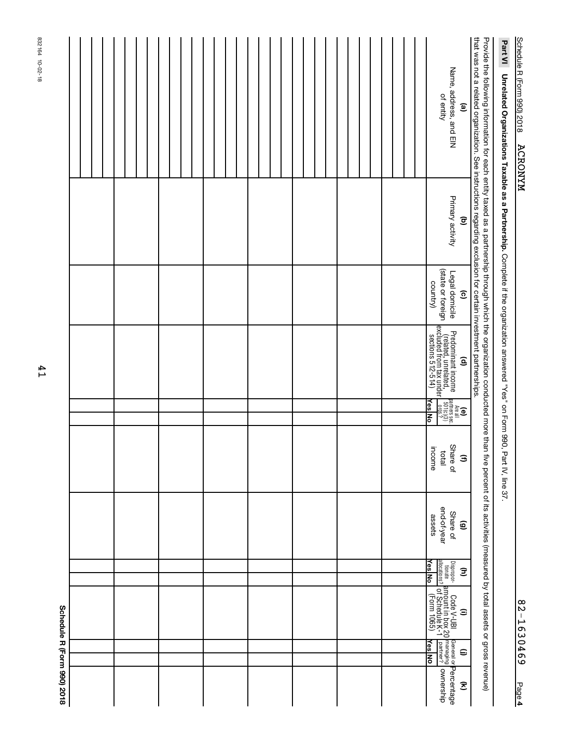Schedule R (Form 990) 2018 ACRONYM 82-1630469 Page 4

## Part VI Unrelated Organizations Taxable as a Partnership.

Complete if the organization answered "Yes" on Form 990, Part IV, line 37.

Provide the following information for each entity taxed as a partnership through which the organization conducted more than five percent of its activities (measured by total assets or gross revenue) that was not a related organization. See instructions regarding exclusion for certain investment partnerships.

| (a) Name, address, and EIN of entity | (b) Primary activity | (c) Legal domicile (state or foreign country) | (d) Predominant income (related, unrelated, excluded from tax under sections 512-514) | (e) Are all partners sec. 501(c)(3) orgs.? | | (f) Share of total income | (g) Share of end-of-year assets | (h) Disproportionate allocations? | | (i) Code V-UBI amount in box 20 of Schedule K-1 (Form 1065) | (j) General or managing partner? | | (k) Percentage ownership |
|---|---|---|---|---|---|---|---|---|---|---|---|---|---|
| | | | | Yes | No | | | Yes | No | | Yes | No | |
| | | | | | | | | | | | | | |
| | | | | | | | | | | | | | |
| | | | | | | | | | | | | | |
| | | | | | | | | | | | | | |
| | | | | | | | | | | | | | |
| | | | | | | | | | | | | | |
| | | | | | | | | | | | | | |
| | | | | | | | | | | | | | |

Schedule R (Form 990) 2018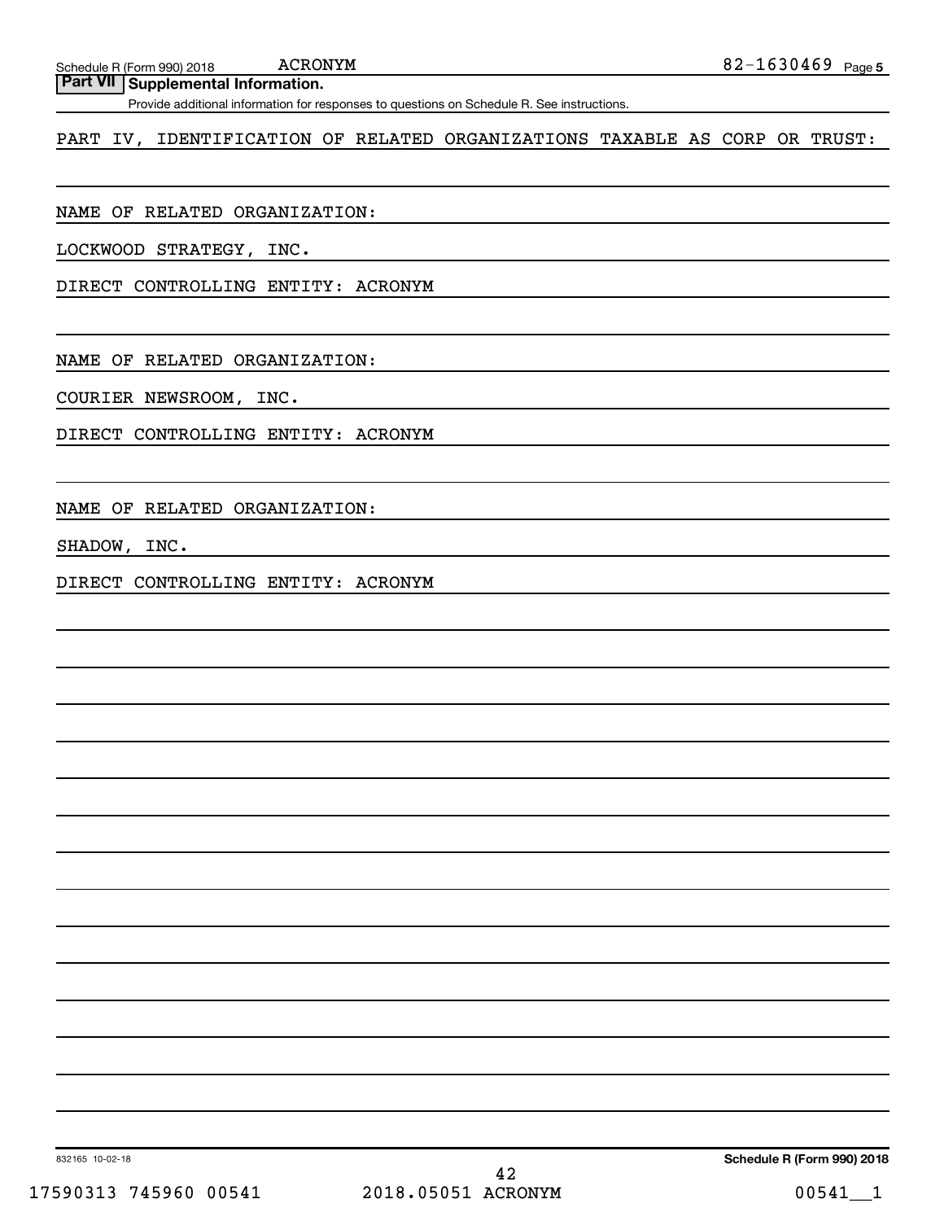## Part VII Supplemental Information.

Provide additional information for responses to questions on Schedule R. See instructions.

PART IV, IDENTIFICATION OF RELATED ORGANIZATIONS TAXABLE AS CORP OR TRUST:

NAME OF RELATED ORGANIZATION:

LOCKWOOD STRATEGY, INC.

DIRECT CONTROLLING ENTITY: ACRONYM

NAME OF RELATED ORGANIZATION:

COURIER NEWSROOM, INC.

DIRECT CONTROLLING ENTITY: ACRONYM

NAME OF RELATED ORGANIZATION:

SHADOW, INC.

DIRECT CONTROLLING ENTITY: ACRONYM